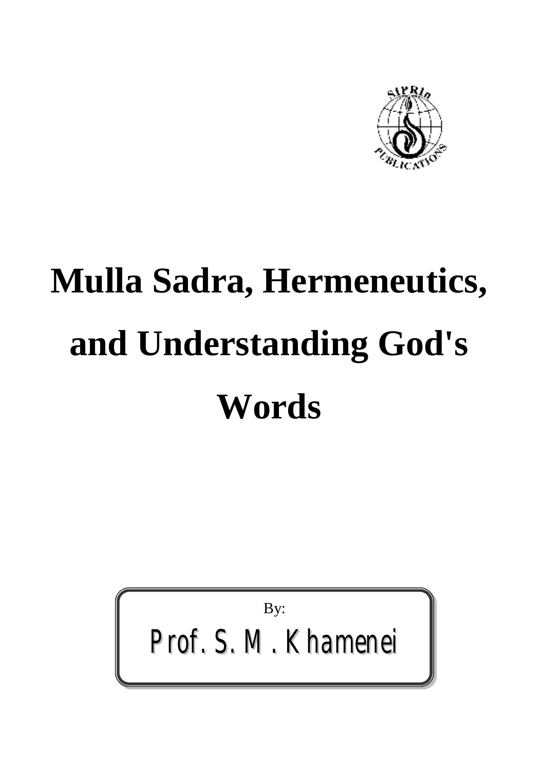# Mulla Sadra, Hermeneutics, and Understanding God's Words

By:

Prof. S. M. Khamenei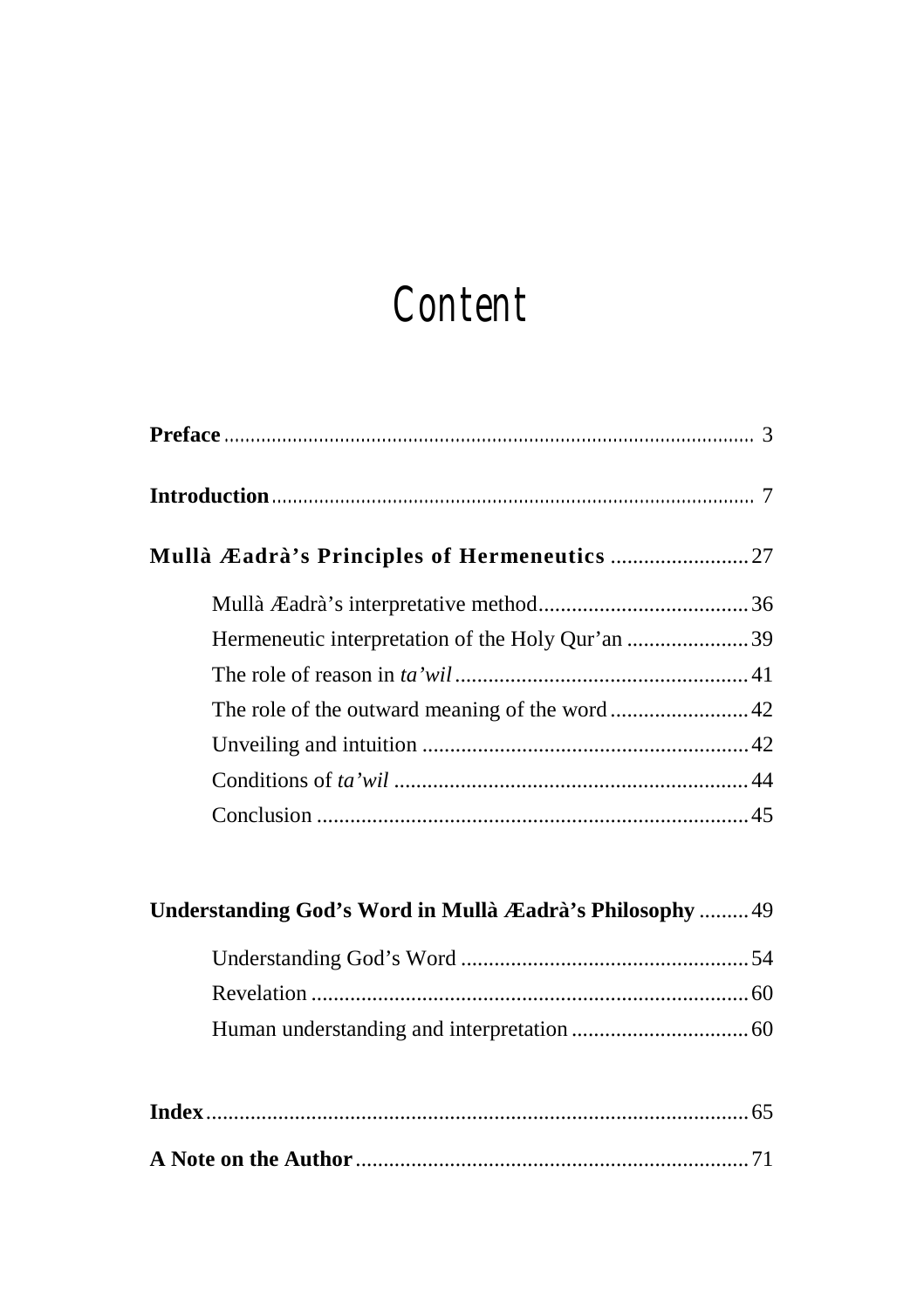# Content

**Preface** ........................................................................................ 3

**Introduction** ........................................................................................ 7

**Mullà Æadrà's Principles of Hermeneutics** ......................... 27

Mullà Æadrà's interpretative method ...................................... 36

Hermeneutic interpretation of the Holy Qur'an ...................... 39

The role of reason in *ta'wil* ..................................................... 41

The role of the outward meaning of the word ......................... 42

Unveiling and intuition ........................................................... 42

Conditions of *ta'wil* ................................................................ 44

Conclusion ............................................................................. 45

**Understanding God's Word in Mullà Æadrà's Philosophy** ......... 49

Understanding God's Word .................................................... 54

Revelation ............................................................................... 60

Human understanding and interpretation ................................ 60

**Index** .................................................................................................. 65

**A Note on the Author** ....................................................................... 71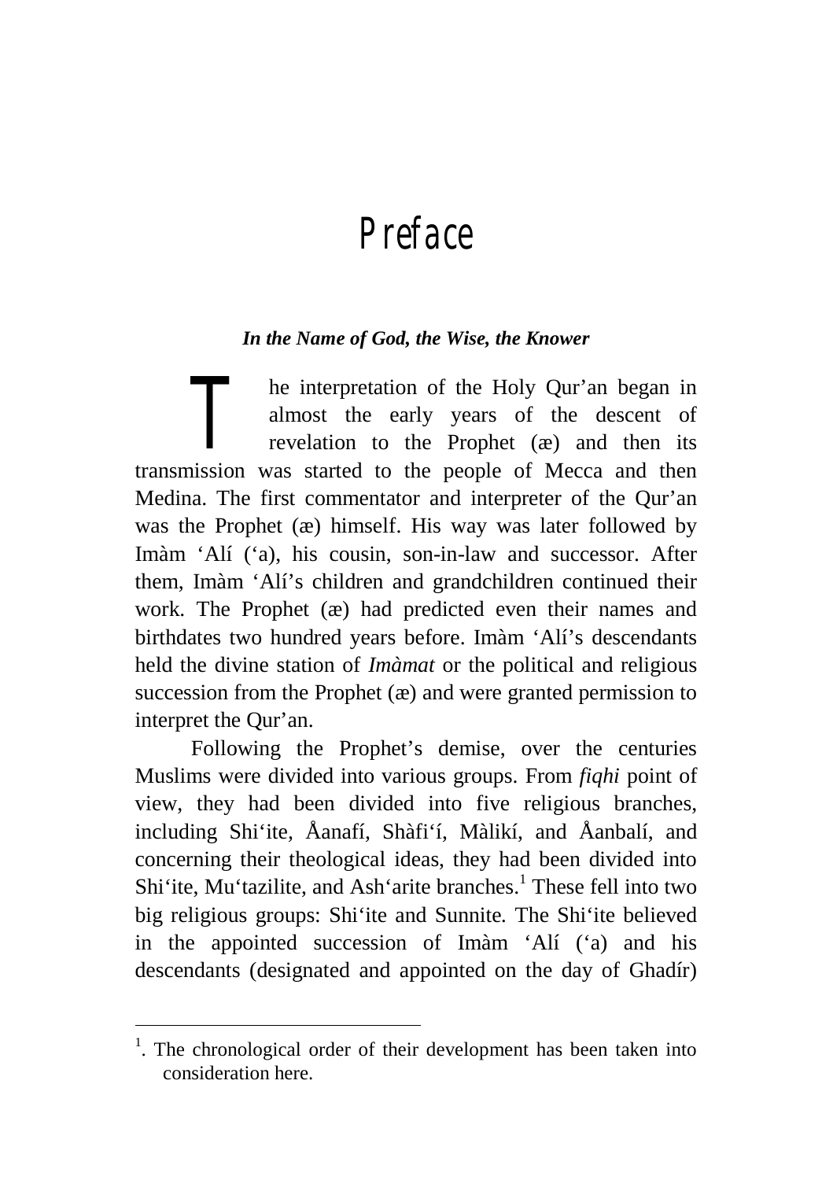# Preface

***In the Name of God, the Wise, the Knower***

The interpretation of the Holy Qur'an began in almost the early years of the descent of revelation to the Prophet (æ) and then its transmission was started to the people of Mecca and then Medina. The first commentator and interpreter of the Qur'an was the Prophet (æ) himself. His way was later followed by Imàm 'Alí ('a), his cousin, son-in-law and successor. After them, Imàm 'Alí's children and grandchildren continued their work. The Prophet (æ) had predicted even their names and birthdates two hundred years before. Imàm 'Alí's descendants held the divine station of *Imàmat* or the political and religious succession from the Prophet (æ) and were granted permission to interpret the Qur'an.

Following the Prophet's demise, over the centuries Muslims were divided into various groups. From *fiqhi* point of view, they had been divided into five religious branches, including Shi'ite, Åanafí, Shàfi'í, Màlikí, and Åanbalí, and concerning their theological ideas, they had been divided into Shi'ite, Mu'tazilite, and Ash'arite branches.[1] These fell into two big religious groups: Shi'ite and Sunnite. The Shi'ite believed in the appointed succession of Imàm 'Alí ('a) and his descendants (designated and appointed on the day of Ghadír)

---

[1]. The chronological order of their development has been taken into consideration here.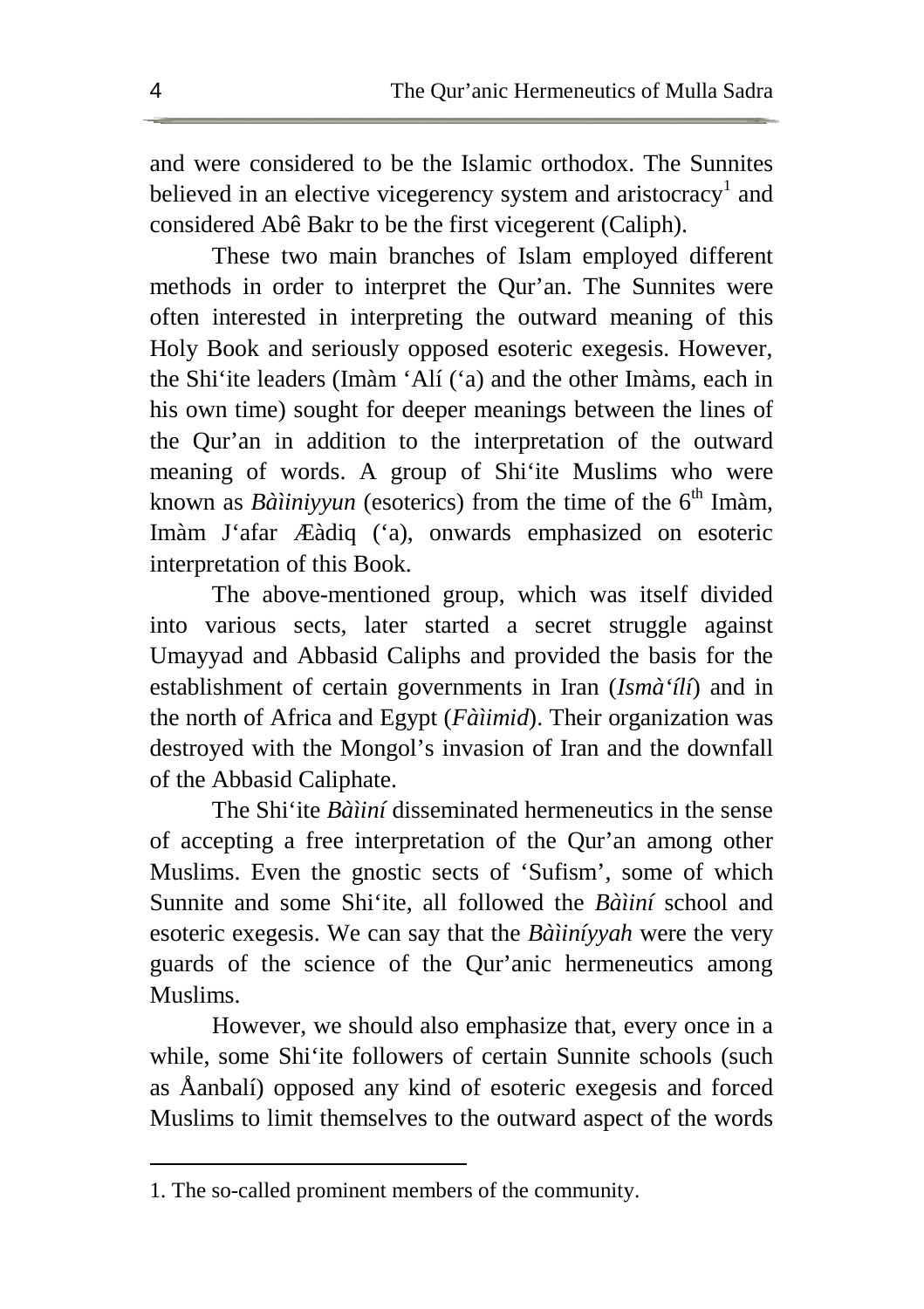and were considered to be the Islamic orthodox. The Sunnites believed in an elective vicegerency system and aristocracy[1] and considered Abê Bakr to be the first vicegerent (Caliph).

These two main branches of Islam employed different methods in order to interpret the Qur'an. The Sunnites were often interested in interpreting the outward meaning of this Holy Book and seriously opposed esoteric exegesis. However, the Shi'ite leaders (Imàm 'Alí ('a) and the other Imàms, each in his own time) sought for deeper meanings between the lines of the Qur'an in addition to the interpretation of the outward meaning of words. A group of Shi'ite Muslims who were known as *Bàìiniyyun* (esoterics) from the time of the 6th Imàm, Imàm J'afar Æàdiq ('a), onwards emphasized on esoteric interpretation of this Book.

The above-mentioned group, which was itself divided into various sects, later started a secret struggle against Umayyad and Abbasid Caliphs and provided the basis for the establishment of certain governments in Iran (*Ismà'ílí*) and in the north of Africa and Egypt (*Fàìimid*). Their organization was destroyed with the Mongol's invasion of Iran and the downfall of the Abbasid Caliphate.

The Shi'ite *Bàìiní* disseminated hermeneutics in the sense of accepting a free interpretation of the Qur'an among other Muslims. Even the gnostic sects of 'Sufism', some of which Sunnite and some Shi'ite, all followed the *Bàìiní* school and esoteric exegesis. We can say that the *Bàìiníyyah* were the very guards of the science of the Qur'anic hermeneutics among Muslims.

However, we should also emphasize that, every once in a while, some Shi'ite followers of certain Sunnite schools (such as Åanbalí) opposed any kind of esoteric exegesis and forced Muslims to limit themselves to the outward aspect of the words

---

1. The so-called prominent members of the community.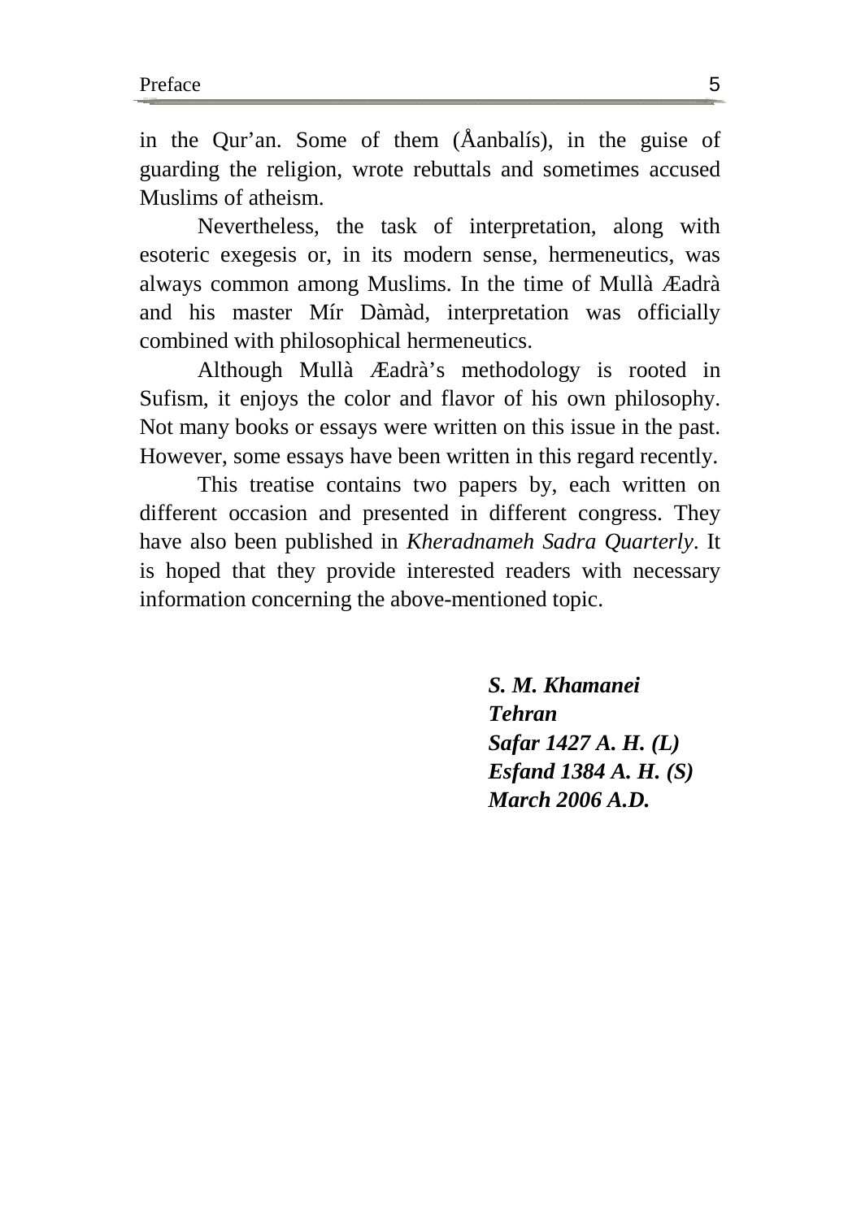in the Qur'an. Some of them (Åanbalís), in the guise of guarding the religion, wrote rebuttals and sometimes accused Muslims of atheism.

Nevertheless, the task of interpretation, along with esoteric exegesis or, in its modern sense, hermeneutics, was always common among Muslims. In the time of Mullà Æadrà and his master Mír Dàmàd, interpretation was officially combined with philosophical hermeneutics.

Although Mullà Æadrà's methodology is rooted in Sufism, it enjoys the color and flavor of his own philosophy. Not many books or essays were written on this issue in the past. However, some essays have been written in this regard recently.

This treatise contains two papers by, each written on different occasion and presented in different congress. They have also been published in *Kheradnameh Sadra Quarterly*. It is hoped that they provide interested readers with necessary information concerning the above-mentioned topic.

***S. M. Khamanei***
***Tehran***
***Safar 1427 A. H. (L)***
***Esfand 1384 A. H. (S)***
***March 2006 A.D.***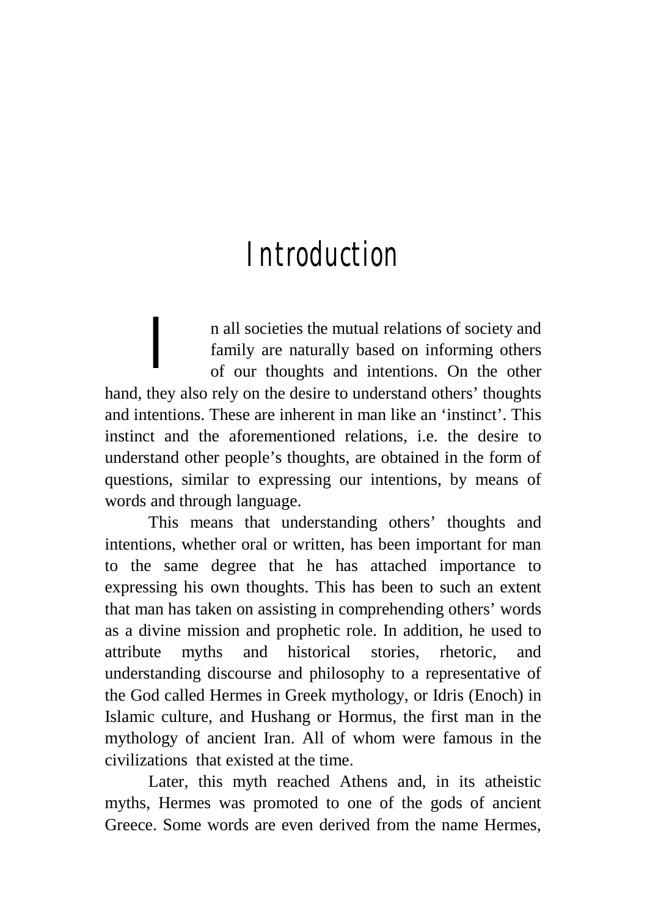# Introduction

In all societies the mutual relations of society and family are naturally based on informing others of our thoughts and intentions. On the other hand, they also rely on the desire to understand others' thoughts and intentions. These are inherent in man like an 'instinct'. This instinct and the aforementioned relations, i.e. the desire to understand other people's thoughts, are obtained in the form of questions, similar to expressing our intentions, by means of words and through language.

This means that understanding others' thoughts and intentions, whether oral or written, has been important for man to the same degree that he has attached importance to expressing his own thoughts. This has been to such an extent that man has taken on assisting in comprehending others' words as a divine mission and prophetic role. In addition, he used to attribute myths and historical stories, rhetoric, and understanding discourse and philosophy to a representative of the God called Hermes in Greek mythology, or Idris (Enoch) in Islamic culture, and Hushang or Hormus, the first man in the mythology of ancient Iran. All of whom were famous in the civilizations that existed at the time.

Later, this myth reached Athens and, in its atheistic myths, Hermes was promoted to one of the gods of ancient Greece. Some words are even derived from the name Hermes,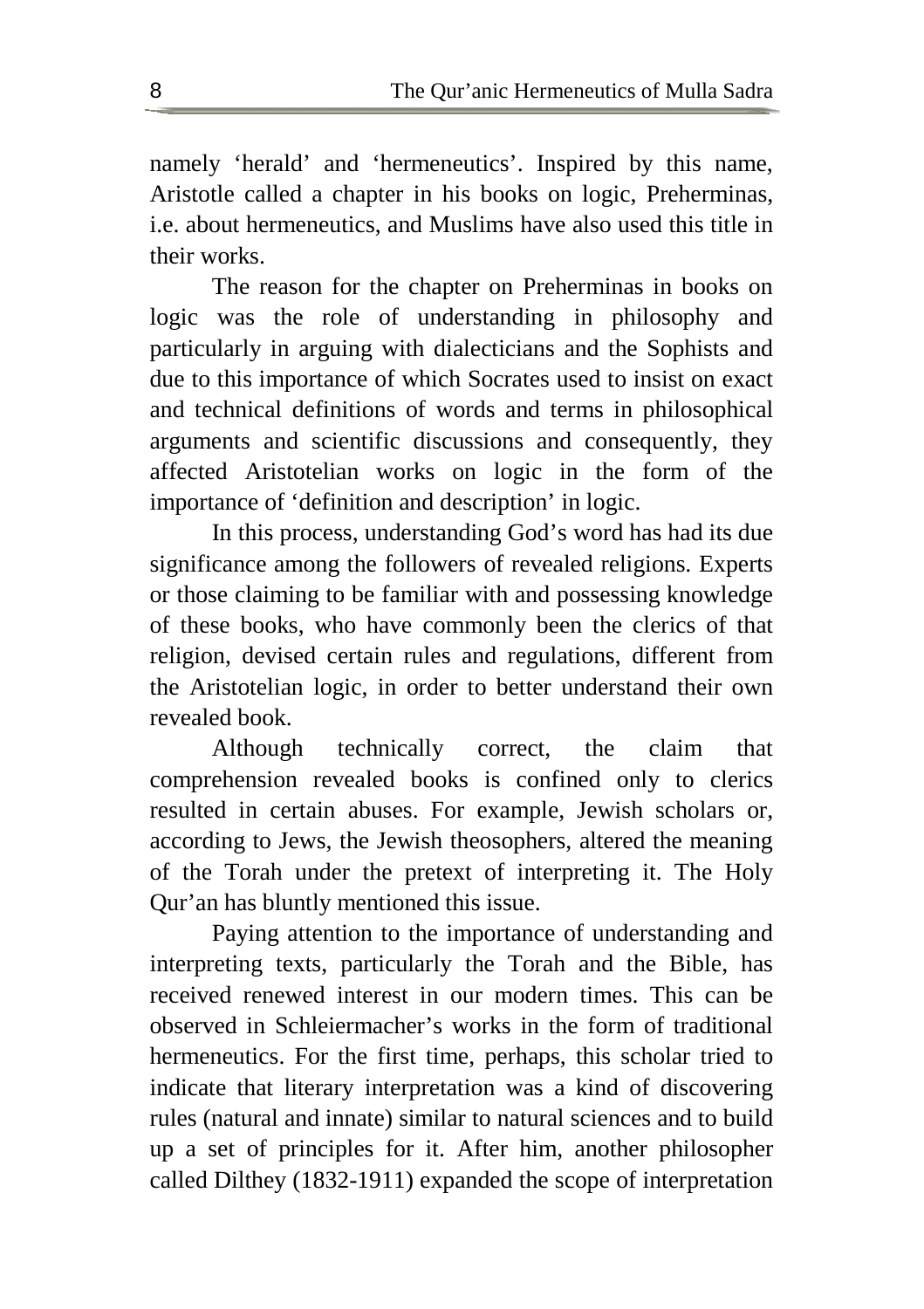namely 'herald' and 'hermeneutics'. Inspired by this name, Aristotle called a chapter in his books on logic, Preherminas, i.e. about hermeneutics, and Muslims have also used this title in their works.

The reason for the chapter on Preherminas in books on logic was the role of understanding in philosophy and particularly in arguing with dialecticians and the Sophists and due to this importance of which Socrates used to insist on exact and technical definitions of words and terms in philosophical arguments and scientific discussions and consequently, they affected Aristotelian works on logic in the form of the importance of 'definition and description' in logic.

In this process, understanding God's word has had its due significance among the followers of revealed religions. Experts or those claiming to be familiar with and possessing knowledge of these books, who have commonly been the clerics of that religion, devised certain rules and regulations, different from the Aristotelian logic, in order to better understand their own revealed book.

Although technically correct, the claim that comprehension revealed books is confined only to clerics resulted in certain abuses. For example, Jewish scholars or, according to Jews, the Jewish theosophers, altered the meaning of the Torah under the pretext of interpreting it. The Holy Qur'an has bluntly mentioned this issue.

Paying attention to the importance of understanding and interpreting texts, particularly the Torah and the Bible, has received renewed interest in our modern times. This can be observed in Schleiermacher's works in the form of traditional hermeneutics. For the first time, perhaps, this scholar tried to indicate that literary interpretation was a kind of discovering rules (natural and innate) similar to natural sciences and to build up a set of principles for it. After him, another philosopher called Dilthey (1832-1911) expanded the scope of interpretation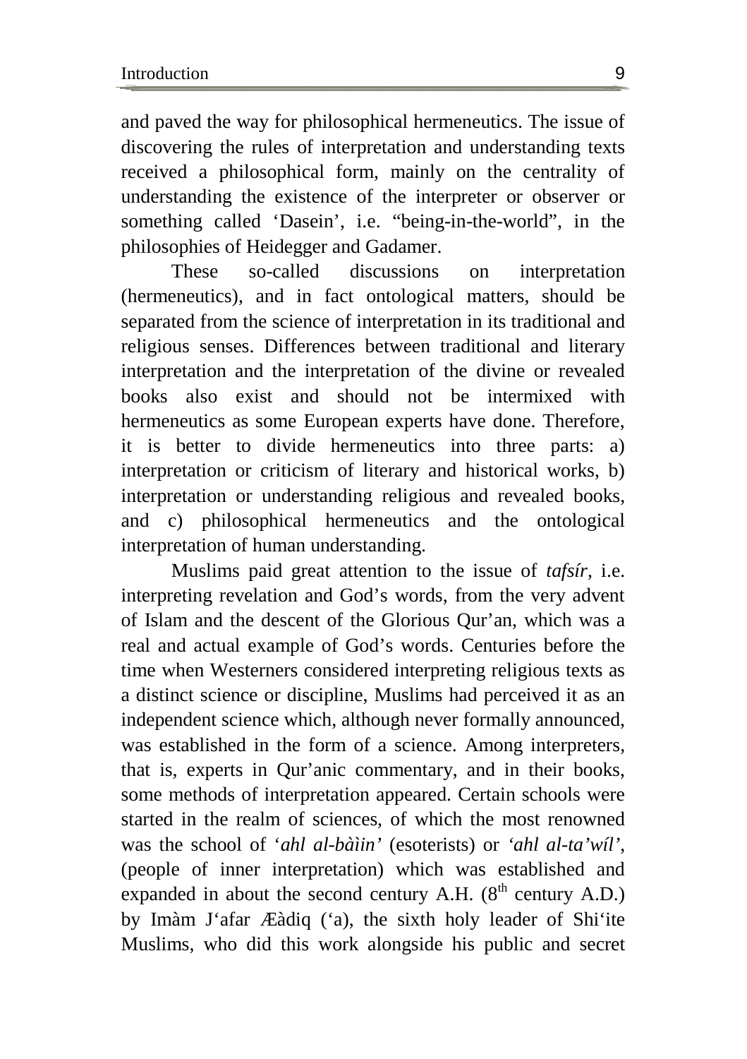and paved the way for philosophical hermeneutics. The issue of discovering the rules of interpretation and understanding texts received a philosophical form, mainly on the centrality of understanding the existence of the interpreter or observer or something called 'Dasein', i.e. "being-in-the-world", in the philosophies of Heidegger and Gadamer.

These so-called discussions on interpretation (hermeneutics), and in fact ontological matters, should be separated from the science of interpretation in its traditional and religious senses. Differences between traditional and literary interpretation and the interpretation of the divine or revealed books also exist and should not be intermixed with hermeneutics as some European experts have done. Therefore, it is better to divide hermeneutics into three parts: a) interpretation or criticism of literary and historical works, b) interpretation or understanding religious and revealed books, and c) philosophical hermeneutics and the ontological interpretation of human understanding.

Muslims paid great attention to the issue of *tafsír,* i.e. interpreting revelation and God's words, from the very advent of Islam and the descent of the Glorious Qur'an, which was a real and actual example of God's words. Centuries before the time when Westerners considered interpreting religious texts as a distinct science or discipline, Muslims had perceived it as an independent science which, although never formally announced, was established in the form of a science. Among interpreters, that is, experts in Qur'anic commentary, and in their books, some methods of interpretation appeared. Certain schools were started in the realm of sciences, of which the most renowned was the school of '*ahl al-bàìin'* (esoterists) or *'ahl al-ta'wíl'*, (people of inner interpretation) which was established and expanded in about the second century A.H. (8th century A.D.) by Imàm J'afar Æàdiq ('a), the sixth holy leader of Shi'ite Muslims, who did this work alongside his public and secret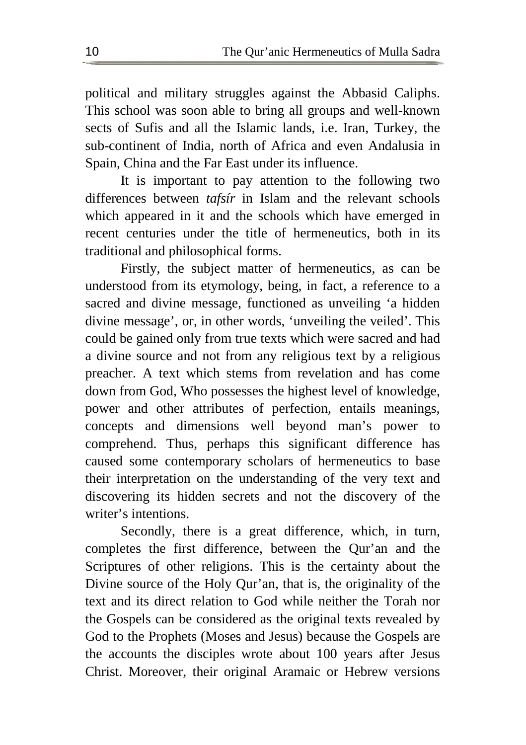political and military struggles against the Abbasid Caliphs. This school was soon able to bring all groups and well-known sects of Sufis and all the Islamic lands, i.e. Iran, Turkey, the sub-continent of India, north of Africa and even Andalusia in Spain, China and the Far East under its influence.

It is important to pay attention to the following two differences between *tafsír* in Islam and the relevant schools which appeared in it and the schools which have emerged in recent centuries under the title of hermeneutics, both in its traditional and philosophical forms.

Firstly, the subject matter of hermeneutics, as can be understood from its etymology, being, in fact, a reference to a sacred and divine message, functioned as unveiling 'a hidden divine message', or, in other words, 'unveiling the veiled'. This could be gained only from true texts which were sacred and had a divine source and not from any religious text by a religious preacher. A text which stems from revelation and has come down from God, Who possesses the highest level of knowledge, power and other attributes of perfection, entails meanings, concepts and dimensions well beyond man's power to comprehend. Thus, perhaps this significant difference has caused some contemporary scholars of hermeneutics to base their interpretation on the understanding of the very text and discovering its hidden secrets and not the discovery of the writer's intentions.

Secondly, there is a great difference, which, in turn, completes the first difference, between the Qur'an and the Scriptures of other religions. This is the certainty about the Divine source of the Holy Qur'an, that is, the originality of the text and its direct relation to God while neither the Torah nor the Gospels can be considered as the original texts revealed by God to the Prophets (Moses and Jesus) because the Gospels are the accounts the disciples wrote about 100 years after Jesus Christ. Moreover, their original Aramaic or Hebrew versions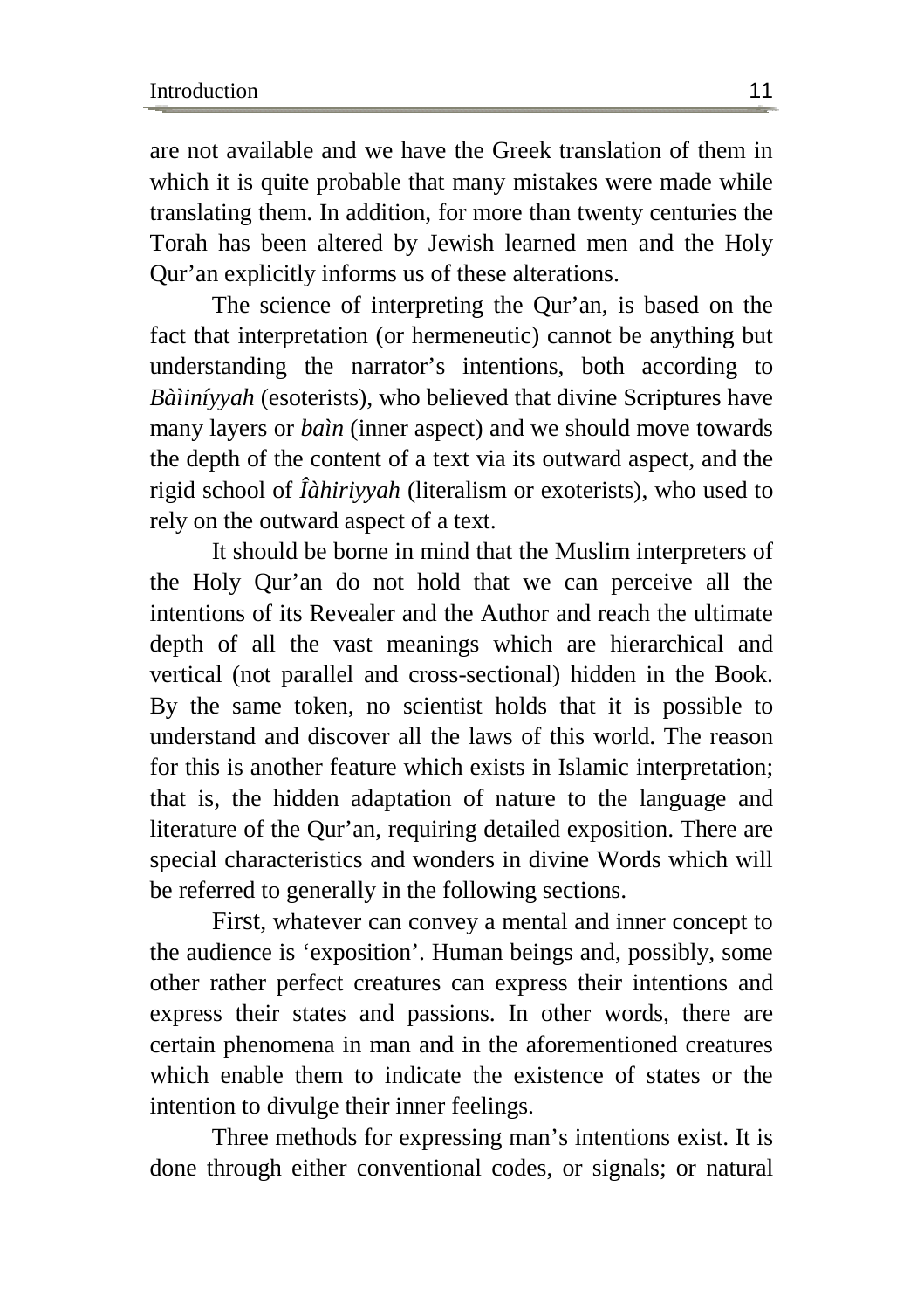are not available and we have the Greek translation of them in which it is quite probable that many mistakes were made while translating them. In addition, for more than twenty centuries the Torah has been altered by Jewish learned men and the Holy Qur'an explicitly informs us of these alterations.

The science of interpreting the Qur'an, is based on the fact that interpretation (or hermeneutic) cannot be anything but understanding the narrator's intentions, both according to *Bàìiníyyah* (esoterists), who believed that divine Scriptures have many layers or *baìn* (inner aspect) and we should move towards the depth of the content of a text via its outward aspect, and the rigid school of *Îàhiriyyah* (literalism or exoterists), who used to rely on the outward aspect of a text.

It should be borne in mind that the Muslim interpreters of the Holy Qur'an do not hold that we can perceive all the intentions of its Revealer and the Author and reach the ultimate depth of all the vast meanings which are hierarchical and vertical (not parallel and cross-sectional) hidden in the Book. By the same token, no scientist holds that it is possible to understand and discover all the laws of this world. The reason for this is another feature which exists in Islamic interpretation; that is, the hidden adaptation of nature to the language and literature of the Qur'an, requiring detailed exposition. There are special characteristics and wonders in divine Words which will be referred to generally in the following sections.

First, whatever can convey a mental and inner concept to the audience is 'exposition'. Human beings and, possibly, some other rather perfect creatures can express their intentions and express their states and passions. In other words, there are certain phenomena in man and in the aforementioned creatures which enable them to indicate the existence of states or the intention to divulge their inner feelings.

Three methods for expressing man's intentions exist. It is done through either conventional codes, or signals; or natural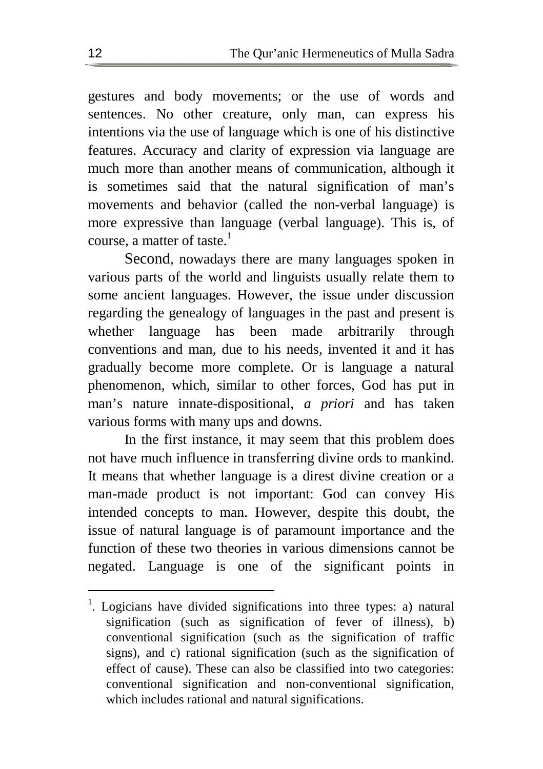gestures and body movements; or the use of words and sentences. No other creature, only man, can express his intentions via the use of language which is one of his distinctive features. Accuracy and clarity of expression via language are much more than another means of communication, although it is sometimes said that the natural signification of man's movements and behavior (called the non-verbal language) is more expressive than language (verbal language). This is, of course, a matter of taste.[1]

Second, nowadays there are many languages spoken in various parts of the world and linguists usually relate them to some ancient languages. However, the issue under discussion regarding the genealogy of languages in the past and present is whether language has been made arbitrarily through conventions and man, due to his needs, invented it and it has gradually become more complete. Or is language a natural phenomenon, which, similar to other forces, God has put in man's nature innate-dispositional, *a priori* and has taken various forms with many ups and downs.

In the first instance, it may seem that this problem does not have much influence in transferring divine ords to mankind. It means that whether language is a direst divine creation or a man-made product is not important: God can convey His intended concepts to man. However, despite this doubt, the issue of natural language is of paramount importance and the function of these two theories in various dimensions cannot be negated. Language is one of the significant points in

---

[1]. Logicians have divided significations into three types: a) natural signification (such as signification of fever of illness), b) conventional signification (such as the signification of traffic signs), and c) rational signification (such as the signification of effect of cause). These can also be classified into two categories: conventional signification and non-conventional signification, which includes rational and natural significations.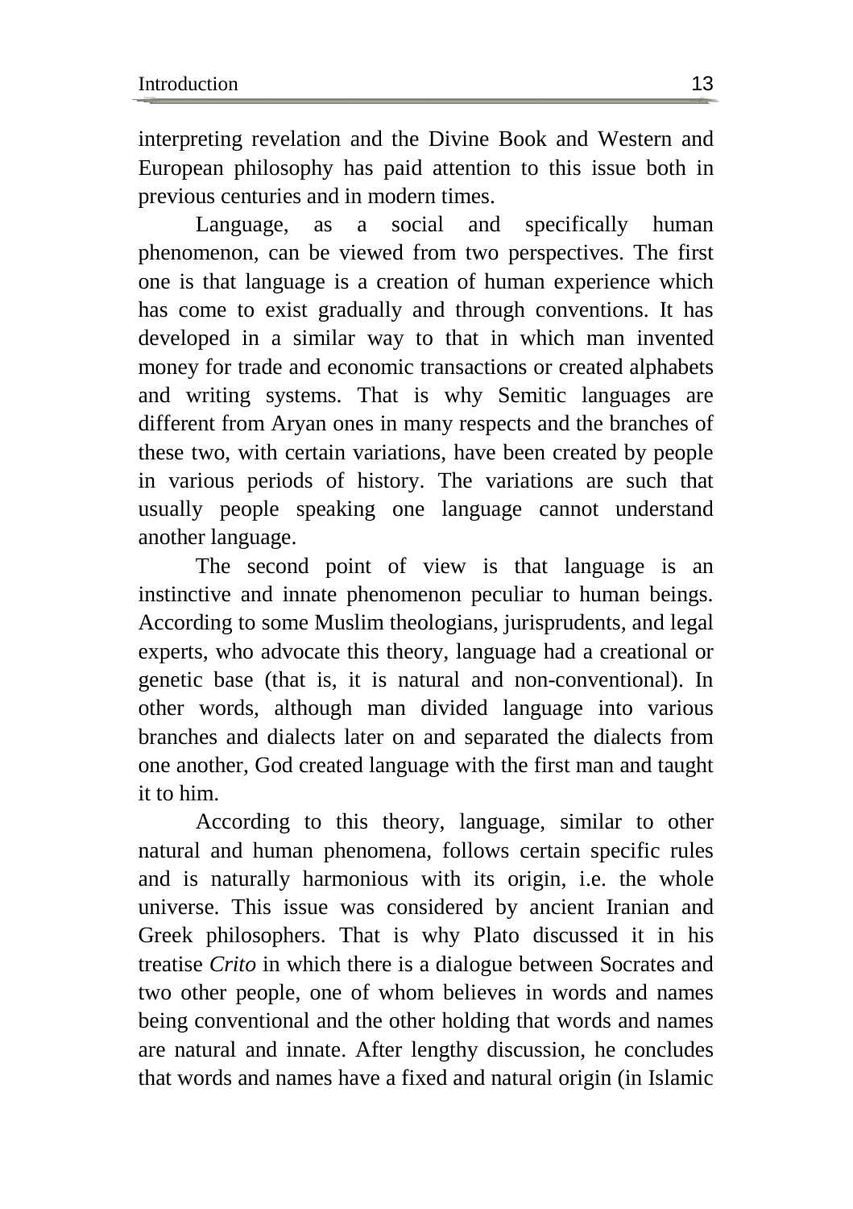interpreting revelation and the Divine Book and Western and European philosophy has paid attention to this issue both in previous centuries and in modern times.

Language, as a social and specifically human phenomenon, can be viewed from two perspectives. The first one is that language is a creation of human experience which has come to exist gradually and through conventions. It has developed in a similar way to that in which man invented money for trade and economic transactions or created alphabets and writing systems. That is why Semitic languages are different from Aryan ones in many respects and the branches of these two, with certain variations, have been created by people in various periods of history. The variations are such that usually people speaking one language cannot understand another language.

The second point of view is that language is an instinctive and innate phenomenon peculiar to human beings. According to some Muslim theologians, jurisprudents, and legal experts, who advocate this theory, language had a creational or genetic base (that is, it is natural and non-conventional). In other words, although man divided language into various branches and dialects later on and separated the dialects from one another, God created language with the first man and taught it to him.

According to this theory, language, similar to other natural and human phenomena, follows certain specific rules and is naturally harmonious with its origin, i.e. the whole universe. This issue was considered by ancient Iranian and Greek philosophers. That is why Plato discussed it in his treatise *Crito* in which there is a dialogue between Socrates and two other people, one of whom believes in words and names being conventional and the other holding that words and names are natural and innate. After lengthy discussion, he concludes that words and names have a fixed and natural origin (in Islamic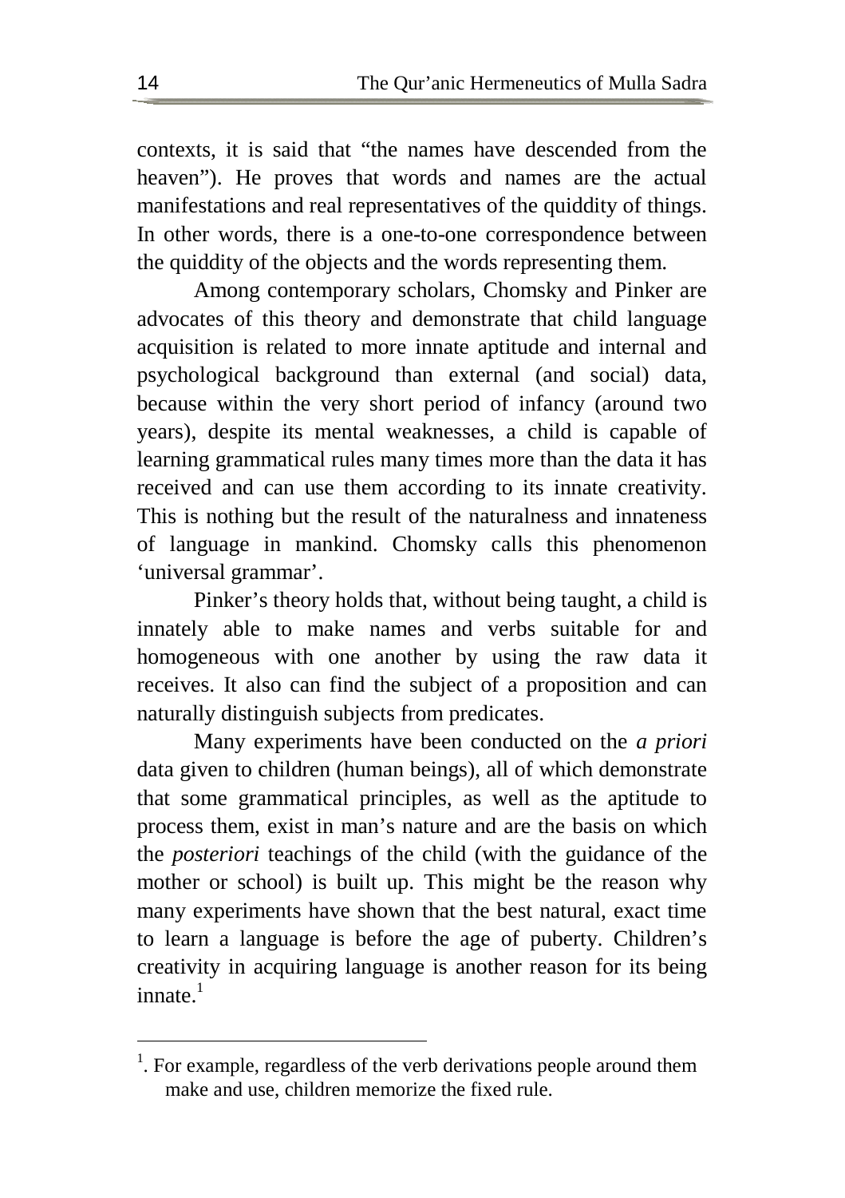contexts, it is said that “the names have descended from the heaven”). He proves that words and names are the actual manifestations and real representatives of the quiddity of things. In other words, there is a one-to-one correspondence between the quiddity of the objects and the words representing them.

Among contemporary scholars, Chomsky and Pinker are advocates of this theory and demonstrate that child language acquisition is related to more innate aptitude and internal and psychological background than external (and social) data, because within the very short period of infancy (around two years), despite its mental weaknesses, a child is capable of learning grammatical rules many times more than the data it has received and can use them according to its innate creativity. This is nothing but the result of the naturalness and innateness of language in mankind. Chomsky calls this phenomenon ‘universal grammar’.

Pinker’s theory holds that, without being taught, a child is innately able to make names and verbs suitable for and homogeneous with one another by using the raw data it receives. It also can find the subject of a proposition and can naturally distinguish subjects from predicates.

Many experiments have been conducted on the *a priori* data given to children (human beings), all of which demonstrate that some grammatical principles, as well as the aptitude to process them, exist in man’s nature and are the basis on which the *posteriori* teachings of the child (with the guidance of the mother or school) is built up. This might be the reason why many experiments have shown that the best natural, exact time to learn a language is before the age of puberty. Children’s creativity in acquiring language is another reason for its being innate.[1]

---

[1]. For example, regardless of the verb derivations people around them make and use, children memorize the fixed rule.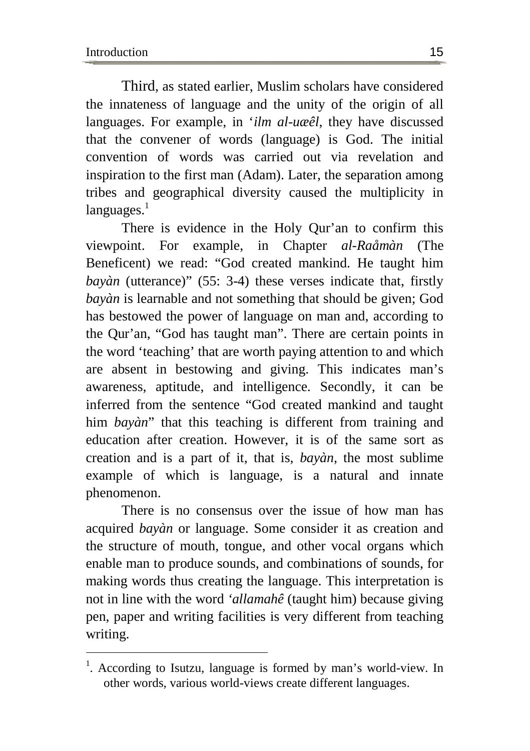Third, as stated earlier, Muslim scholars have considered the innateness of language and the unity of the origin of all languages. For example, in '*ilm al-uæêl*, they have discussed that the convener of words (language) is God. The initial convention of words was carried out via revelation and inspiration to the first man (Adam). Later, the separation among tribes and geographical diversity caused the multiplicity in languages.[1]

There is evidence in the Holy Qur'an to confirm this viewpoint. For example, in Chapter *al-Raåmàn* (The Beneficent) we read: "God created mankind. He taught him *bayàn* (utterance)" (55: 3-4) these verses indicate that, firstly *bayàn* is learnable and not something that should be given; God has bestowed the power of language on man and, according to the Qur'an, "God has taught man". There are certain points in the word 'teaching' that are worth paying attention to and which are absent in bestowing and giving. This indicates man's awareness, aptitude, and intelligence. Secondly, it can be inferred from the sentence "God created mankind and taught him *bayàn*" that this teaching is different from training and education after creation. However, it is of the same sort as creation and is a part of it, that is, *bayàn*, the most sublime example of which is language, is a natural and innate phenomenon.

There is no consensus over the issue of how man has acquired *bayàn* or language. Some consider it as creation and the structure of mouth, tongue, and other vocal organs which enable man to produce sounds, and combinations of sounds, for making words thus creating the language. This interpretation is not in line with the word *'allamahê* (taught him) because giving pen, paper and writing facilities is very different from teaching writing.

---

[1]. According to Isutzu, language is formed by man's world-view. In other words, various world-views create different languages.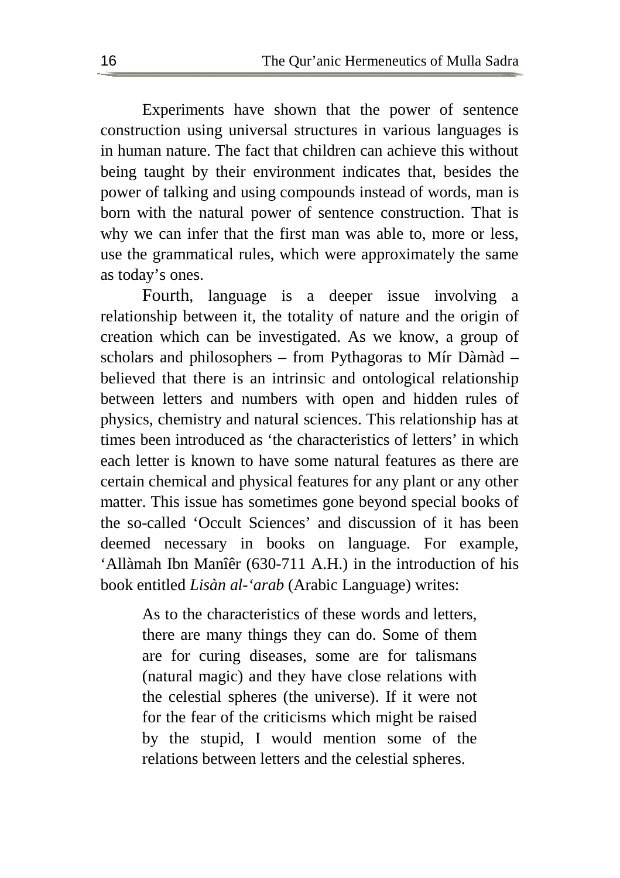Experiments have shown that the power of sentence construction using universal structures in various languages is in human nature. The fact that children can achieve this without being taught by their environment indicates that, besides the power of talking and using compounds instead of words, man is born with the natural power of sentence construction. That is why we can infer that the first man was able to, more or less, use the grammatical rules, which were approximately the same as today's ones.

Fourth, language is a deeper issue involving a relationship between it, the totality of nature and the origin of creation which can be investigated. As we know, a group of scholars and philosophers – from Pythagoras to Mír Dàmàd – believed that there is an intrinsic and ontological relationship between letters and numbers with open and hidden rules of physics, chemistry and natural sciences. This relationship has at times been introduced as 'the characteristics of letters' in which each letter is known to have some natural features as there are certain chemical and physical features for any plant or any other matter. This issue has sometimes gone beyond special books of the so-called 'Occult Sciences' and discussion of it has been deemed necessary in books on language. For example, 'Allàmah Ibn Manîêr (630-711 A.H.) in the introduction of his book entitled *Lisàn al-'arab* (Arabic Language) writes:

> As to the characteristics of these words and letters, there are many things they can do. Some of them are for curing diseases, some are for talismans (natural magic) and they have close relations with the celestial spheres (the universe). If it were not for the fear of the criticisms which might be raised by the stupid, I would mention some of the relations between letters and the celestial spheres.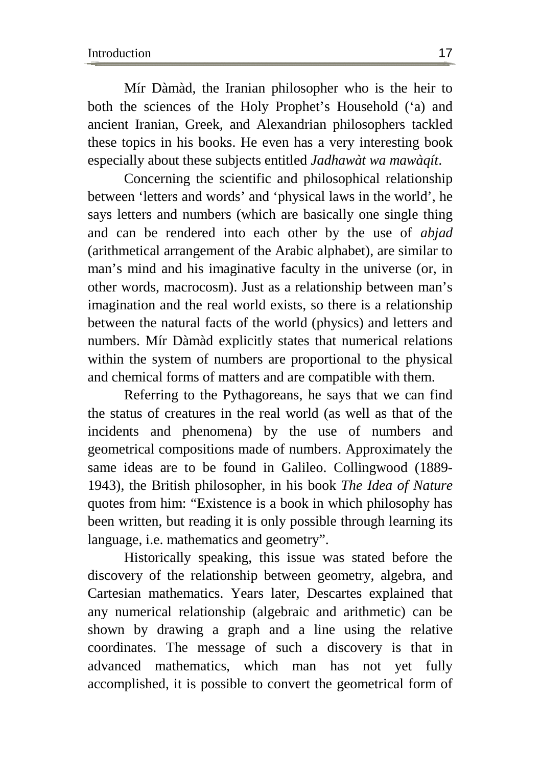Mír Dàmàd, the Iranian philosopher who is the heir to both the sciences of the Holy Prophet's Household ('a) and ancient Iranian, Greek, and Alexandrian philosophers tackled these topics in his books. He even has a very interesting book especially about these subjects entitled *Jadhawàt wa mawàqít*.

Concerning the scientific and philosophical relationship between 'letters and words' and 'physical laws in the world', he says letters and numbers (which are basically one single thing and can be rendered into each other by the use of *abjad* (arithmetical arrangement of the Arabic alphabet), are similar to man's mind and his imaginative faculty in the universe (or, in other words, macrocosm). Just as a relationship between man's imagination and the real world exists, so there is a relationship between the natural facts of the world (physics) and letters and numbers. Mír Dàmàd explicitly states that numerical relations within the system of numbers are proportional to the physical and chemical forms of matters and are compatible with them.

Referring to the Pythagoreans, he says that we can find the status of creatures in the real world (as well as that of the incidents and phenomena) by the use of numbers and geometrical compositions made of numbers. Approximately the same ideas are to be found in Galileo. Collingwood (1889-1943), the British philosopher, in his book *The Idea of Nature* quotes from him: "Existence is a book in which philosophy has been written, but reading it is only possible through learning its language, i.e. mathematics and geometry".

Historically speaking, this issue was stated before the discovery of the relationship between geometry, algebra, and Cartesian mathematics. Years later, Descartes explained that any numerical relationship (algebraic and arithmetic) can be shown by drawing a graph and a line using the relative coordinates. The message of such a discovery is that in advanced mathematics, which man has not yet fully accomplished, it is possible to convert the geometrical form of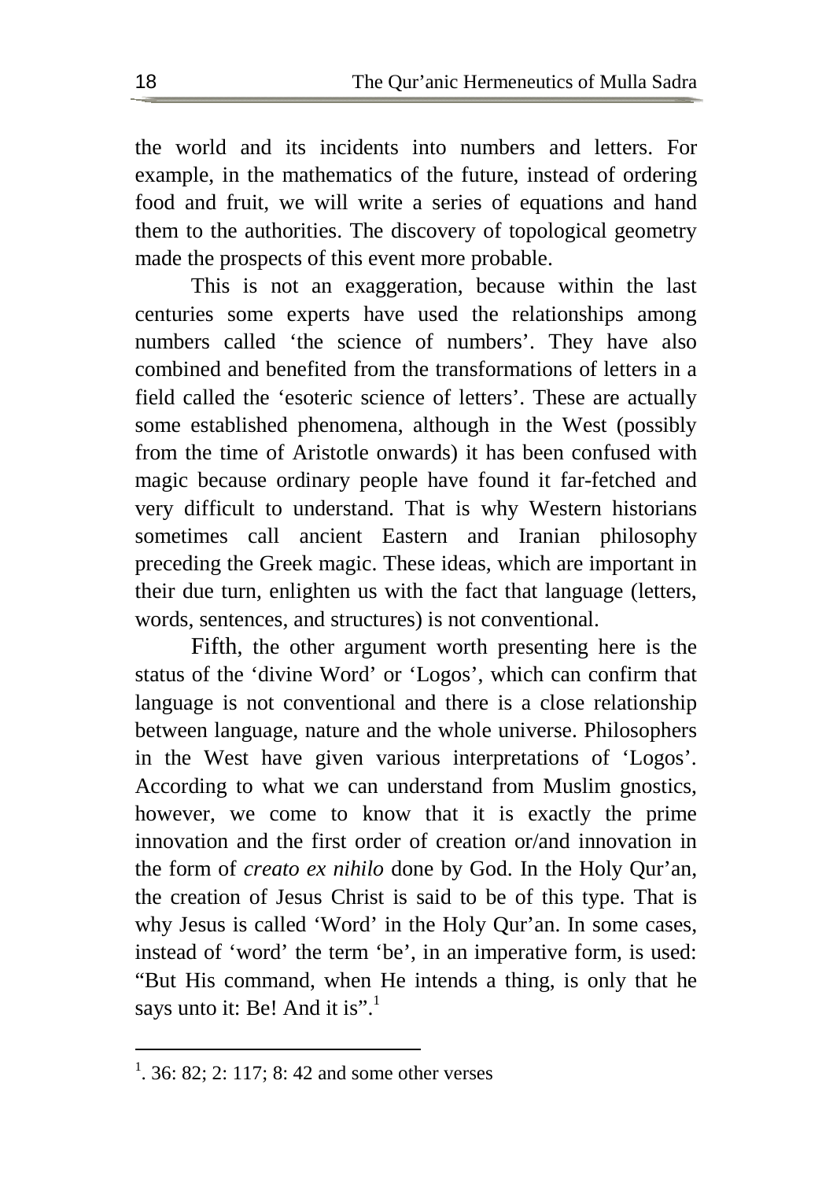the world and its incidents into numbers and letters. For example, in the mathematics of the future, instead of ordering food and fruit, we will write a series of equations and hand them to the authorities. The discovery of topological geometry made the prospects of this event more probable.

This is not an exaggeration, because within the last centuries some experts have used the relationships among numbers called 'the science of numbers'. They have also combined and benefited from the transformations of letters in a field called the 'esoteric science of letters'. These are actually some established phenomena, although in the West (possibly from the time of Aristotle onwards) it has been confused with magic because ordinary people have found it far-fetched and very difficult to understand. That is why Western historians sometimes call ancient Eastern and Iranian philosophy preceding the Greek magic. These ideas, which are important in their due turn, enlighten us with the fact that language (letters, words, sentences, and structures) is not conventional.

Fifth, the other argument worth presenting here is the status of the 'divine Word' or 'Logos', which can confirm that language is not conventional and there is a close relationship between language, nature and the whole universe. Philosophers in the West have given various interpretations of 'Logos'. According to what we can understand from Muslim gnostics, however, we come to know that it is exactly the prime innovation and the first order of creation or/and innovation in the form of *creato ex nihilo* done by God. In the Holy Qur'an, the creation of Jesus Christ is said to be of this type. That is why Jesus is called 'Word' in the Holy Qur'an. In some cases, instead of 'word' the term 'be', in an imperative form, is used: "But His command, when He intends a thing, is only that he says unto it: Be! And it is".[1]

---

[1]. 36: 82; 2: 117; 8: 42 and some other verses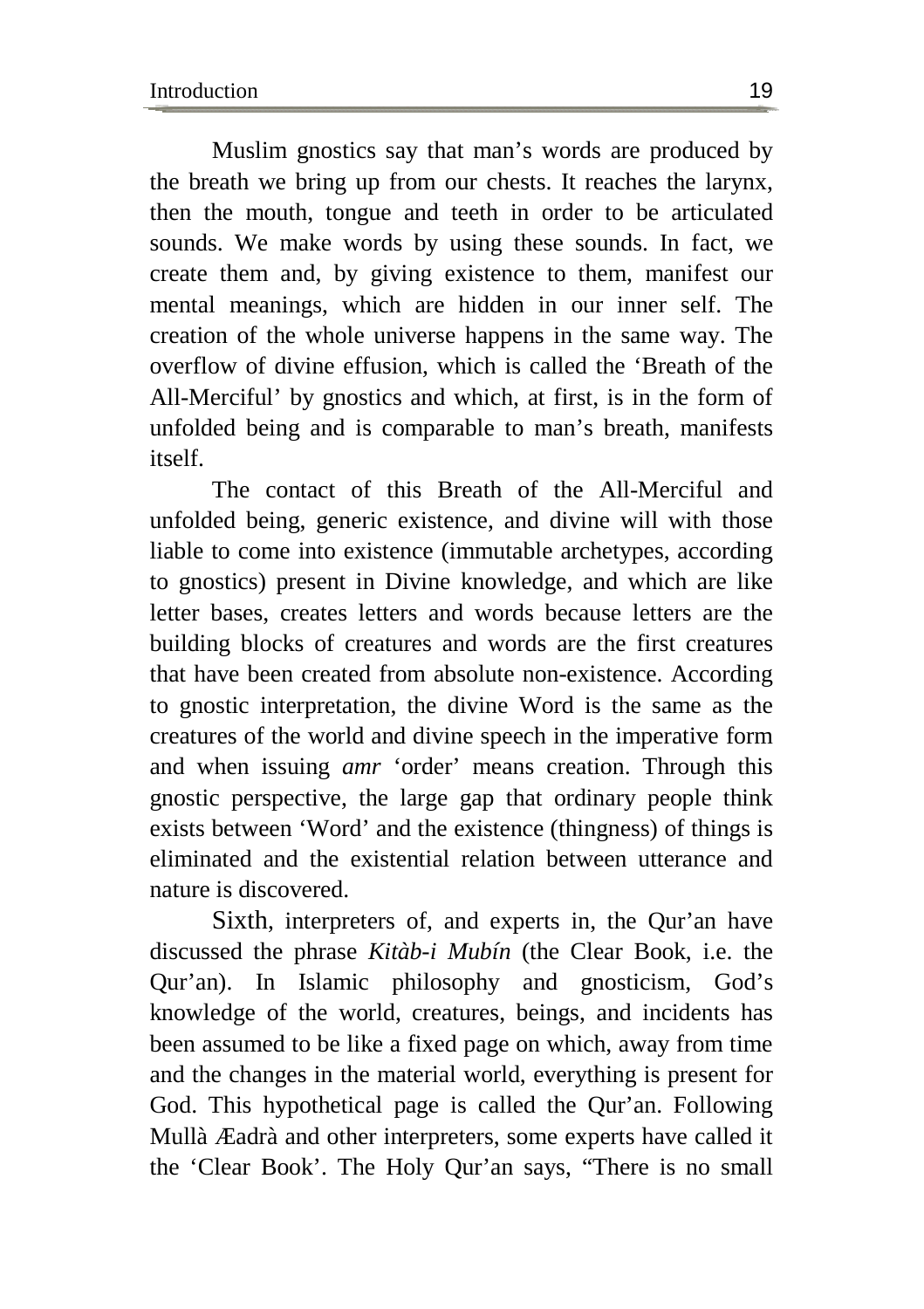Muslim gnostics say that man's words are produced by the breath we bring up from our chests. It reaches the larynx, then the mouth, tongue and teeth in order to be articulated sounds. We make words by using these sounds. In fact, we create them and, by giving existence to them, manifest our mental meanings, which are hidden in our inner self. The creation of the whole universe happens in the same way. The overflow of divine effusion, which is called the 'Breath of the All-Merciful' by gnostics and which, at first, is in the form of unfolded being and is comparable to man's breath, manifests itself.

The contact of this Breath of the All-Merciful and unfolded being, generic existence, and divine will with those liable to come into existence (immutable archetypes, according to gnostics) present in Divine knowledge, and which are like letter bases, creates letters and words because letters are the building blocks of creatures and words are the first creatures that have been created from absolute non-existence. According to gnostic interpretation, the divine Word is the same as the creatures of the world and divine speech in the imperative form and when issuing *amr* 'order' means creation. Through this gnostic perspective, the large gap that ordinary people think exists between 'Word' and the existence (thingness) of things is eliminated and the existential relation between utterance and nature is discovered.

Sixth, interpreters of, and experts in, the Qur'an have discussed the phrase *Kitàb-i Mubín* (the Clear Book, i.e. the Qur'an). In Islamic philosophy and gnosticism, God's knowledge of the world, creatures, beings, and incidents has been assumed to be like a fixed page on which, away from time and the changes in the material world, everything is present for God. This hypothetical page is called the Qur'an. Following Mullà Æadrà and other interpreters, some experts have called it the 'Clear Book'. The Holy Qur'an says, "There is no small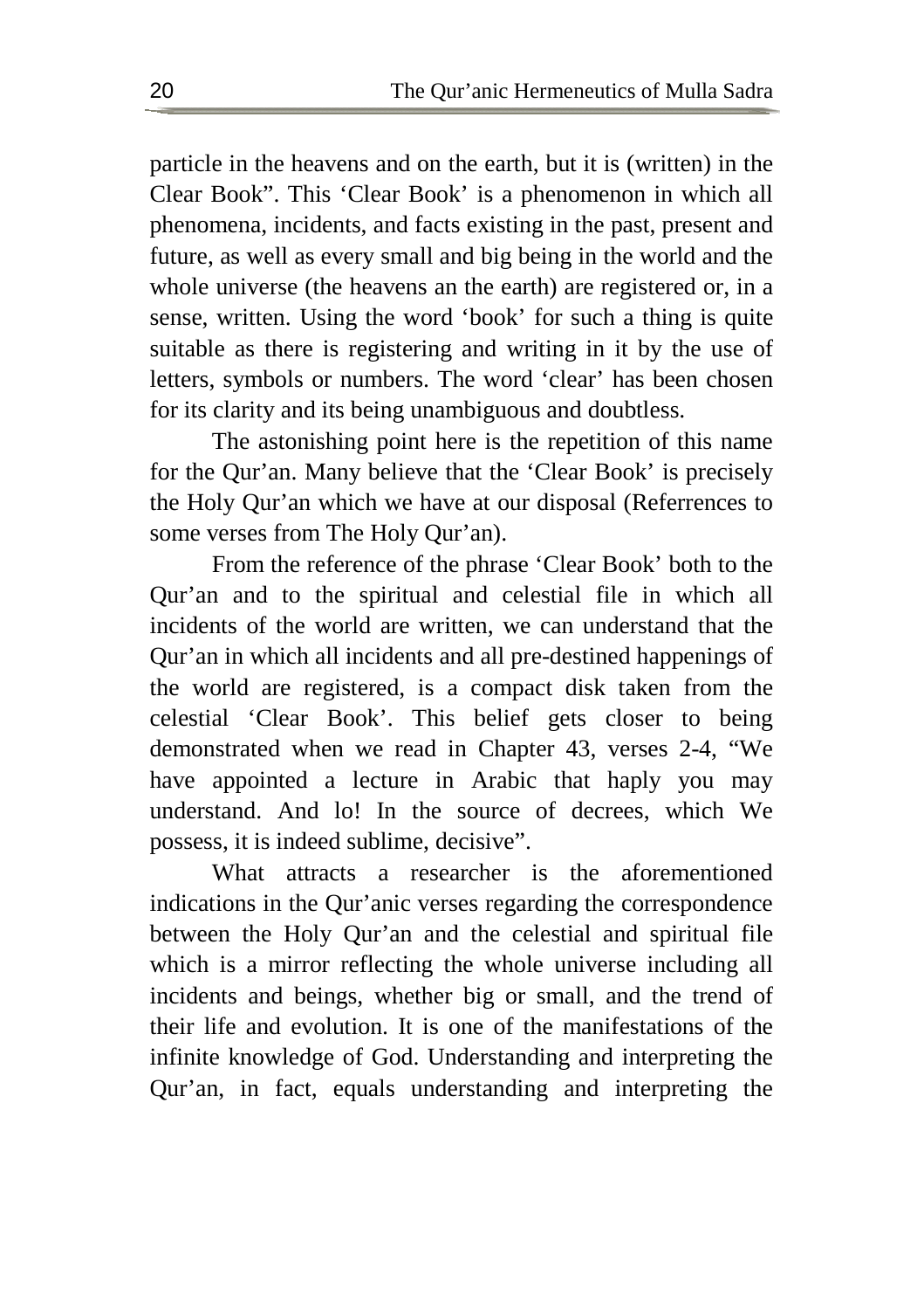particle in the heavens and on the earth, but it is (written) in the Clear Book". This 'Clear Book' is a phenomenon in which all phenomena, incidents, and facts existing in the past, present and future, as well as every small and big being in the world and the whole universe (the heavens an the earth) are registered or, in a sense, written. Using the word 'book' for such a thing is quite suitable as there is registering and writing in it by the use of letters, symbols or numbers. The word 'clear' has been chosen for its clarity and its being unambiguous and doubtless.

The astonishing point here is the repetition of this name for the Qur'an. Many believe that the 'Clear Book' is precisely the Holy Qur'an which we have at our disposal (Referrences to some verses from The Holy Qur'an).

From the reference of the phrase 'Clear Book' both to the Qur'an and to the spiritual and celestial file in which all incidents of the world are written, we can understand that the Qur'an in which all incidents and all pre-destined happenings of the world are registered, is a compact disk taken from the celestial 'Clear Book'. This belief gets closer to being demonstrated when we read in Chapter 43, verses 2-4, "We have appointed a lecture in Arabic that haply you may understand. And lo! In the source of decrees, which We possess, it is indeed sublime, decisive".

What attracts a researcher is the aforementioned indications in the Qur'anic verses regarding the correspondence between the Holy Qur'an and the celestial and spiritual file which is a mirror reflecting the whole universe including all incidents and beings, whether big or small, and the trend of their life and evolution. It is one of the manifestations of the infinite knowledge of God. Understanding and interpreting the Qur'an, in fact, equals understanding and interpreting the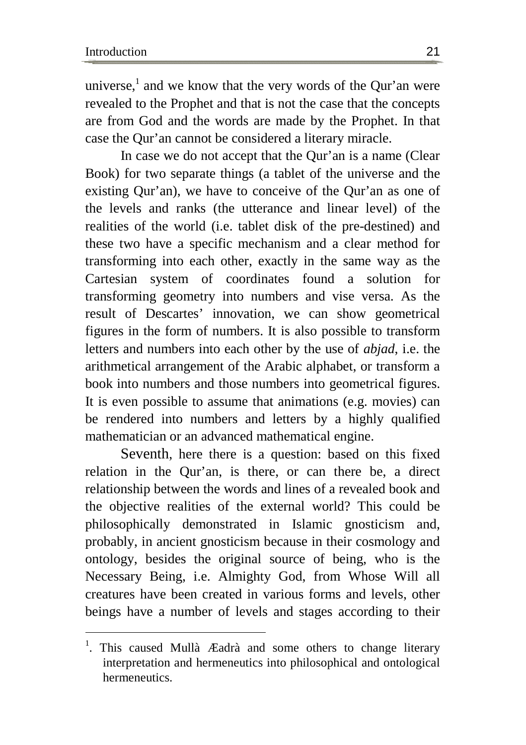universe,[1] and we know that the very words of the Qur'an were revealed to the Prophet and that is not the case that the concepts are from God and the words are made by the Prophet. In that case the Qur'an cannot be considered a literary miracle.

In case we do not accept that the Qur'an is a name (Clear Book) for two separate things (a tablet of the universe and the existing Qur'an), we have to conceive of the Qur'an as one of the levels and ranks (the utterance and linear level) of the realities of the world (i.e. tablet disk of the pre-destined) and these two have a specific mechanism and a clear method for transforming into each other, exactly in the same way as the Cartesian system of coordinates found a solution for transforming geometry into numbers and vise versa. As the result of Descartes' innovation, we can show geometrical figures in the form of numbers. It is also possible to transform letters and numbers into each other by the use of *abjad*, i.e. the arithmetical arrangement of the Arabic alphabet, or transform a book into numbers and those numbers into geometrical figures. It is even possible to assume that animations (e.g. movies) can be rendered into numbers and letters by a highly qualified mathematician or an advanced mathematical engine.

Seventh, here there is a question: based on this fixed relation in the Qur'an, is there, or can there be, a direct relationship between the words and lines of a revealed book and the objective realities of the external world? This could be philosophically demonstrated in Islamic gnosticism and, probably, in ancient gnosticism because in their cosmology and ontology, besides the original source of being, who is the Necessary Being, i.e. Almighty God, from Whose Will all creatures have been created in various forms and levels, other beings have a number of levels and stages according to their

---

[1]. This caused Mullà Æadrà and some others to change literary interpretation and hermeneutics into philosophical and ontological hermeneutics.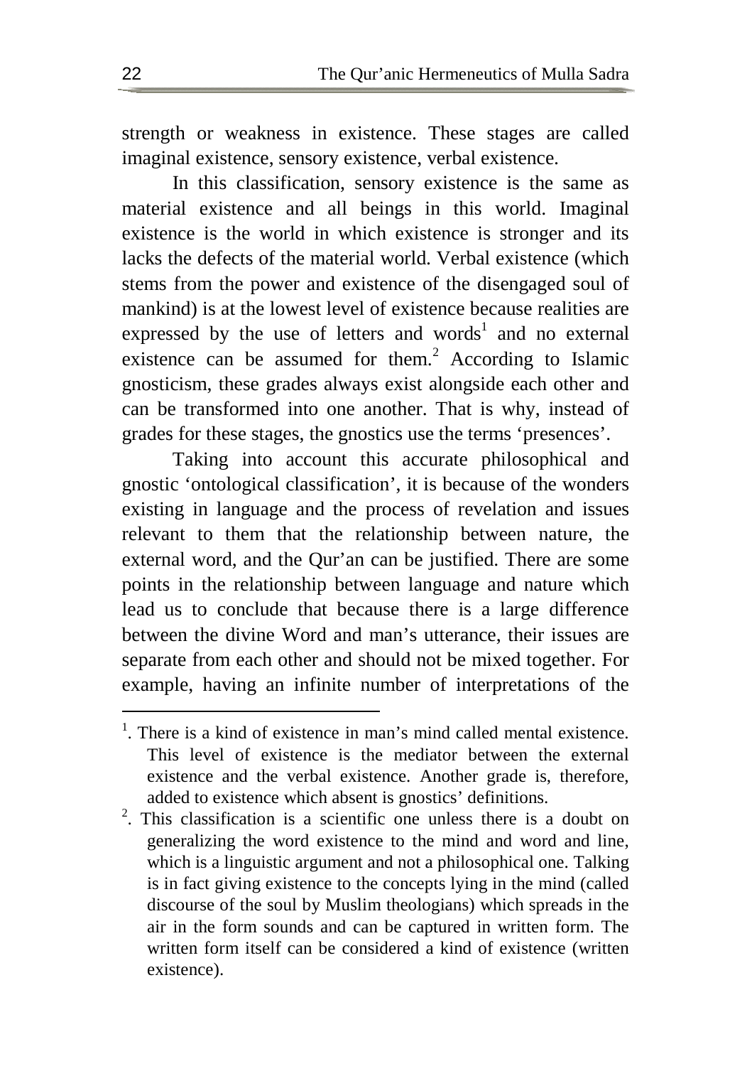strength or weakness in existence. These stages are called imaginal existence, sensory existence, verbal existence.

In this classification, sensory existence is the same as material existence and all beings in this world. Imaginal existence is the world in which existence is stronger and its lacks the defects of the material world. Verbal existence (which stems from the power and existence of the disengaged soul of mankind) is at the lowest level of existence because realities are expressed by the use of letters and words[1] and no external existence can be assumed for them.[2] According to Islamic gnosticism, these grades always exist alongside each other and can be transformed into one another. That is why, instead of grades for these stages, the gnostics use the terms 'presences'.

Taking into account this accurate philosophical and gnostic 'ontological classification', it is because of the wonders existing in language and the process of revelation and issues relevant to them that the relationship between nature, the external word, and the Qur'an can be justified. There are some points in the relationship between language and nature which lead us to conclude that because there is a large difference between the divine Word and man's utterance, their issues are separate from each other and should not be mixed together. For example, having an infinite number of interpretations of the

---

[1]. There is a kind of existence in man's mind called mental existence. This level of existence is the mediator between the external existence and the verbal existence. Another grade is, therefore, added to existence which absent is gnostics' definitions.

[2]. This classification is a scientific one unless there is a doubt on generalizing the word existence to the mind and word and line, which is a linguistic argument and not a philosophical one. Talking is in fact giving existence to the concepts lying in the mind (called discourse of the soul by Muslim theologians) which spreads in the air in the form sounds and can be captured in written form. The written form itself can be considered a kind of existence (written existence).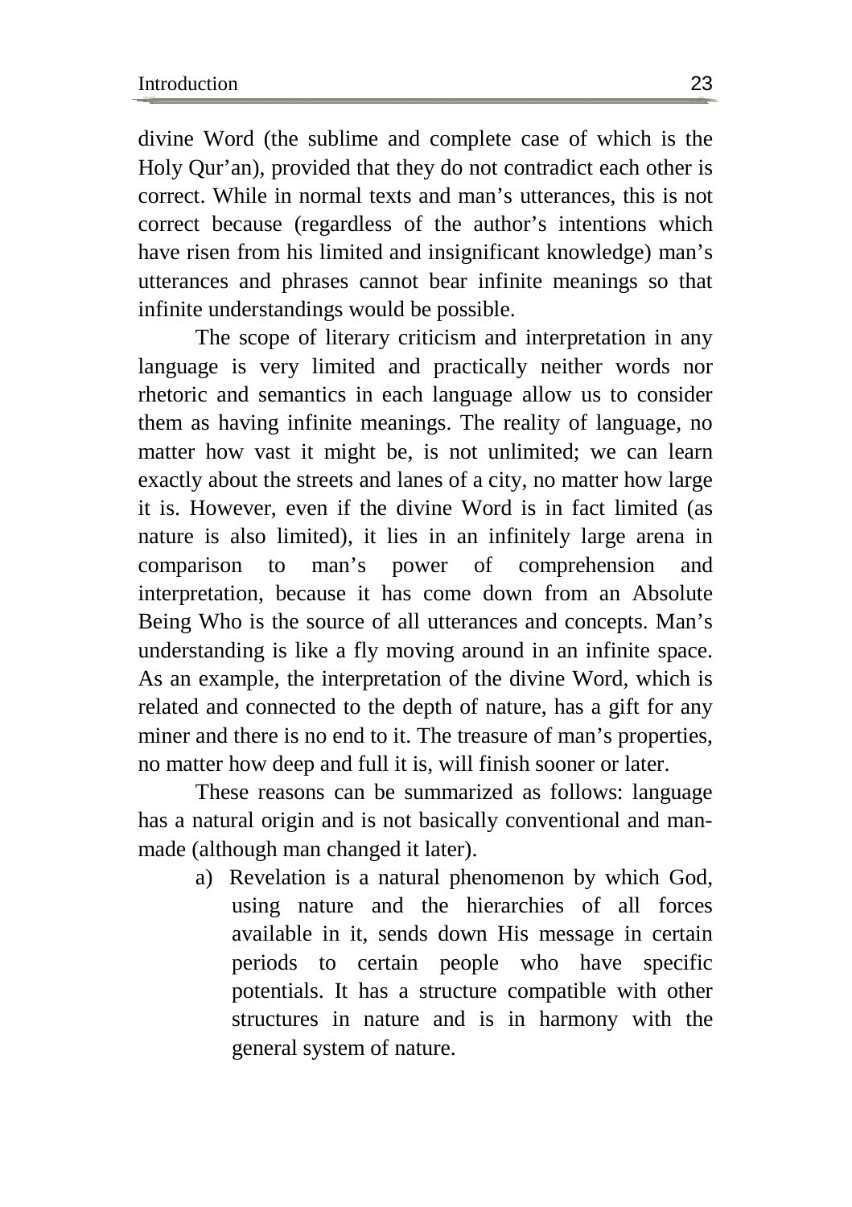divine Word (the sublime and complete case of which is the Holy Qur'an), provided that they do not contradict each other is correct. While in normal texts and man's utterances, this is not correct because (regardless of the author's intentions which have risen from his limited and insignificant knowledge) man's utterances and phrases cannot bear infinite meanings so that infinite understandings would be possible.

The scope of literary criticism and interpretation in any language is very limited and practically neither words nor rhetoric and semantics in each language allow us to consider them as having infinite meanings. The reality of language, no matter how vast it might be, is not unlimited; we can learn exactly about the streets and lanes of a city, no matter how large it is. However, even if the divine Word is in fact limited (as nature is also limited), it lies in an infinitely large arena in comparison to man's power of comprehension and interpretation, because it has come down from an Absolute Being Who is the source of all utterances and concepts. Man's understanding is like a fly moving around in an infinite space. As an example, the interpretation of the divine Word, which is related and connected to the depth of nature, has a gift for any miner and there is no end to it. The treasure of man's properties, no matter how deep and full it is, will finish sooner or later.

These reasons can be summarized as follows: language has a natural origin and is not basically conventional and man-made (although man changed it later).

a) Revelation is a natural phenomenon by which God, using nature and the hierarchies of all forces available in it, sends down His message in certain periods to certain people who have specific potentials. It has a structure compatible with other structures in nature and is in harmony with the general system of nature.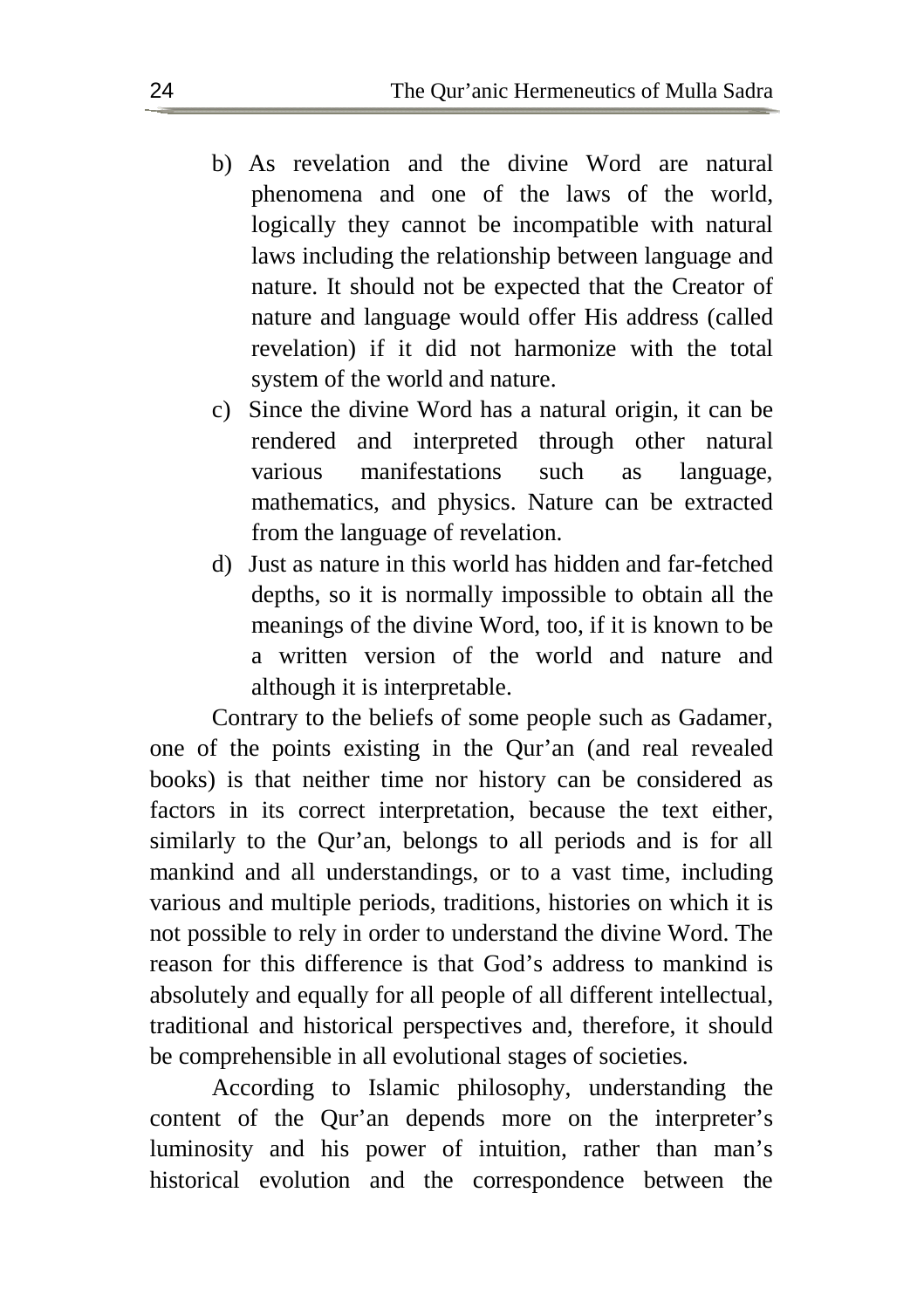b) As revelation and the divine Word are natural phenomena and one of the laws of the world, logically they cannot be incompatible with natural laws including the relationship between language and nature. It should not be expected that the Creator of nature and language would offer His address (called revelation) if it did not harmonize with the total system of the world and nature.

c) Since the divine Word has a natural origin, it can be rendered and interpreted through other natural various manifestations such as language, mathematics, and physics. Nature can be extracted from the language of revelation.

d) Just as nature in this world has hidden and far-fetched depths, so it is normally impossible to obtain all the meanings of the divine Word, too, if it is known to be a written version of the world and nature and although it is interpretable.

Contrary to the beliefs of some people such as Gadamer, one of the points existing in the Qur'an (and real revealed books) is that neither time nor history can be considered as factors in its correct interpretation, because the text either, similarly to the Qur'an, belongs to all periods and is for all mankind and all understandings, or to a vast time, including various and multiple periods, traditions, histories on which it is not possible to rely in order to understand the divine Word. The reason for this difference is that God's address to mankind is absolutely and equally for all people of all different intellectual, traditional and historical perspectives and, therefore, it should be comprehensible in all evolutional stages of societies.

According to Islamic philosophy, understanding the content of the Qur'an depends more on the interpreter's luminosity and his power of intuition, rather than man's historical evolution and the correspondence between the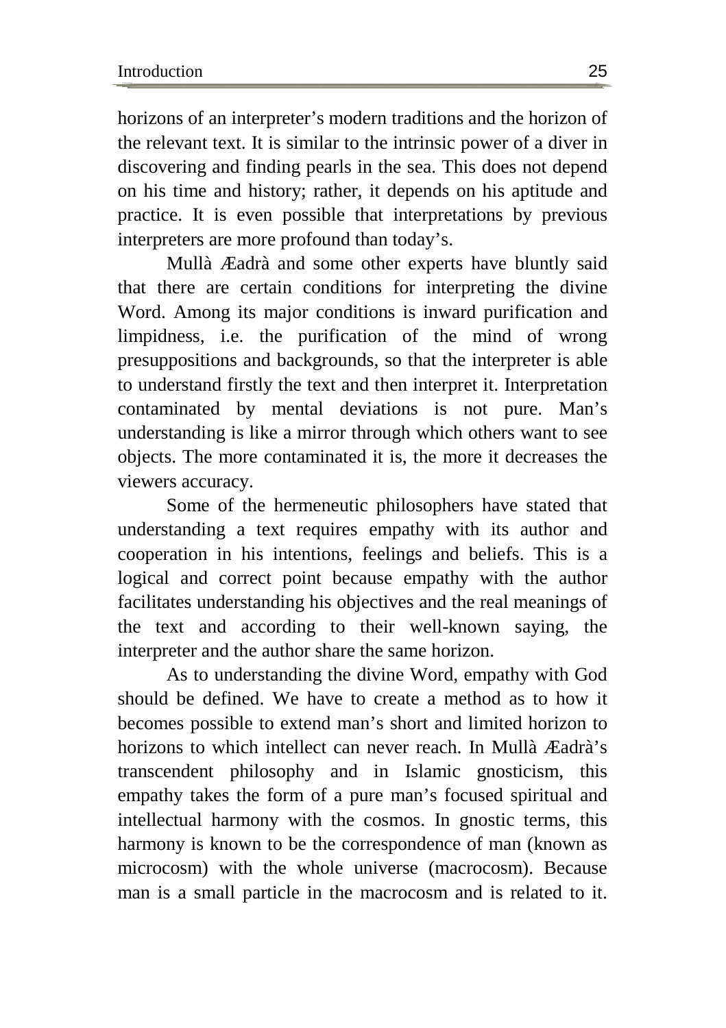horizons of an interpreter's modern traditions and the horizon of the relevant text. It is similar to the intrinsic power of a diver in discovering and finding pearls in the sea. This does not depend on his time and history; rather, it depends on his aptitude and practice. It is even possible that interpretations by previous interpreters are more profound than today's.

Mullà Æadrà and some other experts have bluntly said that there are certain conditions for interpreting the divine Word. Among its major conditions is inward purification and limpidness, i.e. the purification of the mind of wrong presuppositions and backgrounds, so that the interpreter is able to understand firstly the text and then interpret it. Interpretation contaminated by mental deviations is not pure. Man's understanding is like a mirror through which others want to see objects. The more contaminated it is, the more it decreases the viewers accuracy.

Some of the hermeneutic philosophers have stated that understanding a text requires empathy with its author and cooperation in his intentions, feelings and beliefs. This is a logical and correct point because empathy with the author facilitates understanding his objectives and the real meanings of the text and according to their well-known saying, the interpreter and the author share the same horizon.

As to understanding the divine Word, empathy with God should be defined. We have to create a method as to how it becomes possible to extend man's short and limited horizon to horizons to which intellect can never reach. In Mullà Æadrà's transcendent philosophy and in Islamic gnosticism, this empathy takes the form of a pure man's focused spiritual and intellectual harmony with the cosmos. In gnostic terms, this harmony is known to be the correspondence of man (known as microcosm) with the whole universe (macrocosm). Because man is a small particle in the macrocosm and is related to it.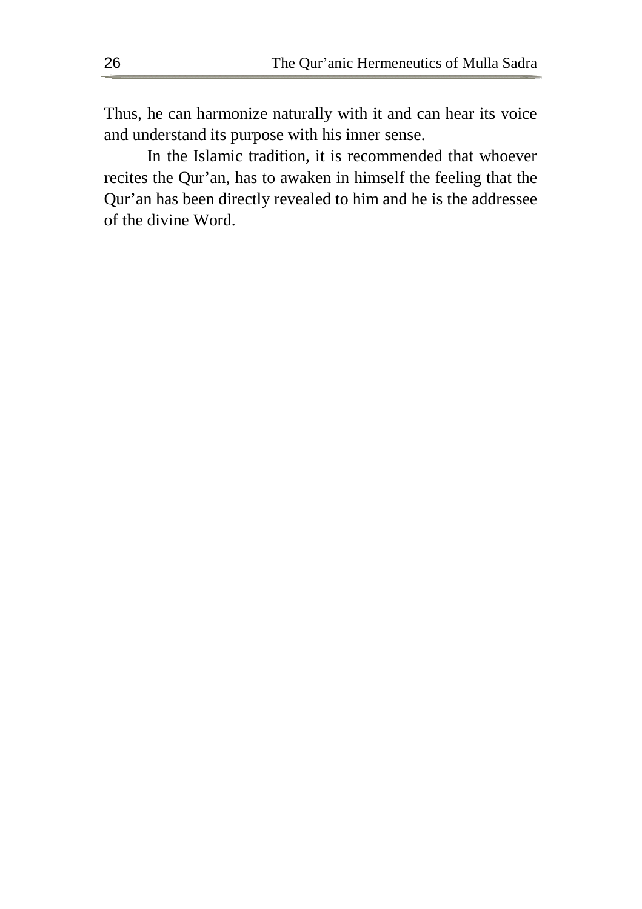Thus, he can harmonize naturally with it and can hear its voice and understand its purpose with his inner sense.

In the Islamic tradition, it is recommended that whoever recites the Qur'an, has to awaken in himself the feeling that the Qur'an has been directly revealed to him and he is the addressee of the divine Word.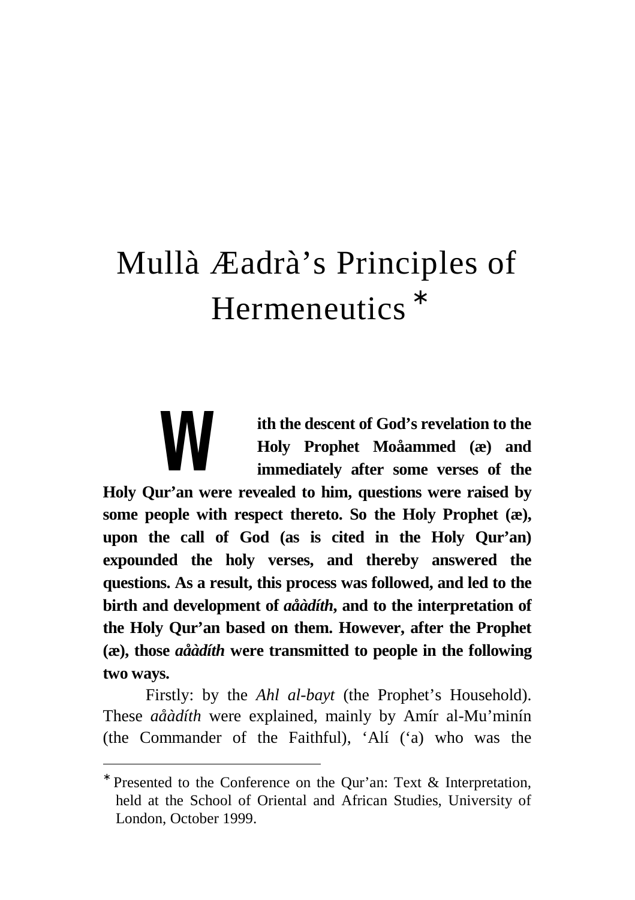# Mullà Æadrà's Principles of Hermeneutics *

**With the descent of God's revelation to the Holy Prophet Moåammed (æ) and immediately after some verses of the Holy Qur'an were revealed to him, questions were raised by some people with respect thereto. So the Holy Prophet (æ), upon the call of God (as is cited in the Holy Qur'an) expounded the holy verses, and thereby answered the questions. As a result, this process was followed, and led to the birth and development of *aåàdíth*, and to the interpretation of the Holy Qur'an based on them. However, after the Prophet (æ), those *aåàdíth* were transmitted to people in the following two ways.**

Firstly: by the *Ahl al-bayt* (the Prophet's Household). These *aåàdíth* were explained, mainly by Amír al-Mu'minín (the Commander of the Faithful), 'Alí ('a) who was the

---

* Presented to the Conference on the Qur'an: Text & Interpretation, held at the School of Oriental and African Studies, University of London, October 1999.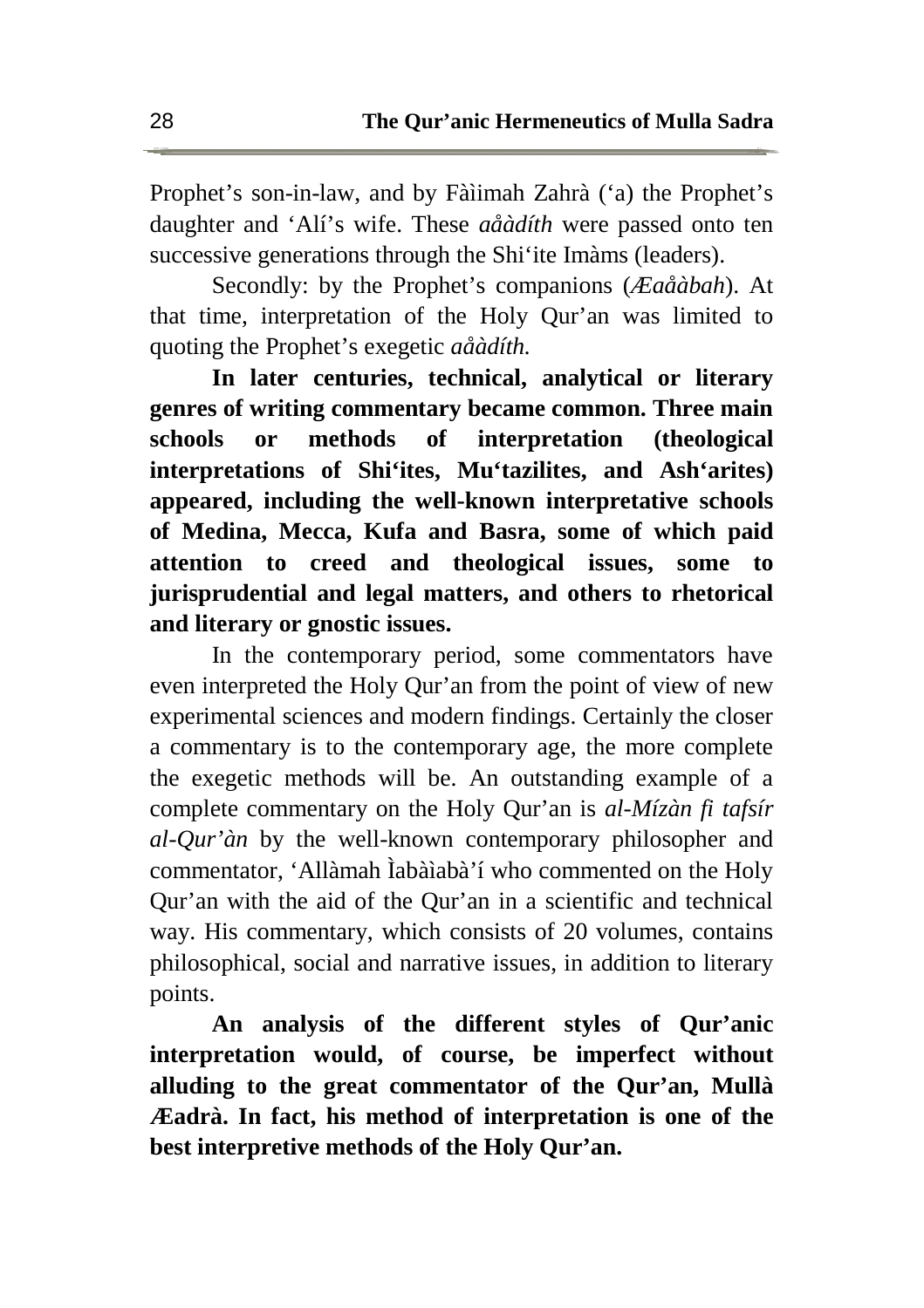Prophet's son-in-law, and by Fàìimah Zahrà ('a) the Prophet's daughter and 'Alí's wife. These *aåàdíth* were passed onto ten successive generations through the Shi'ite Imàms (leaders).

Secondly: by the Prophet's companions (*Æaåàbah*). At that time, interpretation of the Holy Qur'an was limited to quoting the Prophet's exegetic *aåàdíth.*

**In later centuries, technical, analytical or literary genres of writing commentary became common. Three main schools or methods of interpretation (theological interpretations of Shi'ites, Mu'tazilites, and Ash'arites) appeared, including the well-known interpretative schools of Medina, Mecca, Kufa and Basra, some of which paid attention to creed and theological issues, some to jurisprudential and legal matters, and others to rhetorical and literary or gnostic issues.**

In the contemporary period, some commentators have even interpreted the Holy Qur'an from the point of view of new experimental sciences and modern findings. Certainly the closer a commentary is to the contemporary age, the more complete the exegetic methods will be. An outstanding example of a complete commentary on the Holy Qur'an is *al-Mízàn fi tafsír al-Qur'àn* by the well-known contemporary philosopher and commentator, 'Allàmah Ìabàìabà'í who commented on the Holy Qur'an with the aid of the Qur'an in a scientific and technical way. His commentary, which consists of 20 volumes, contains philosophical, social and narrative issues, in addition to literary points.

**An analysis of the different styles of Qur'anic interpretation would, of course, be imperfect without alluding to the great commentator of the Qur'an, Mullà Æadrà. In fact, his method of interpretation is one of the best interpretive methods of the Holy Qur'an.**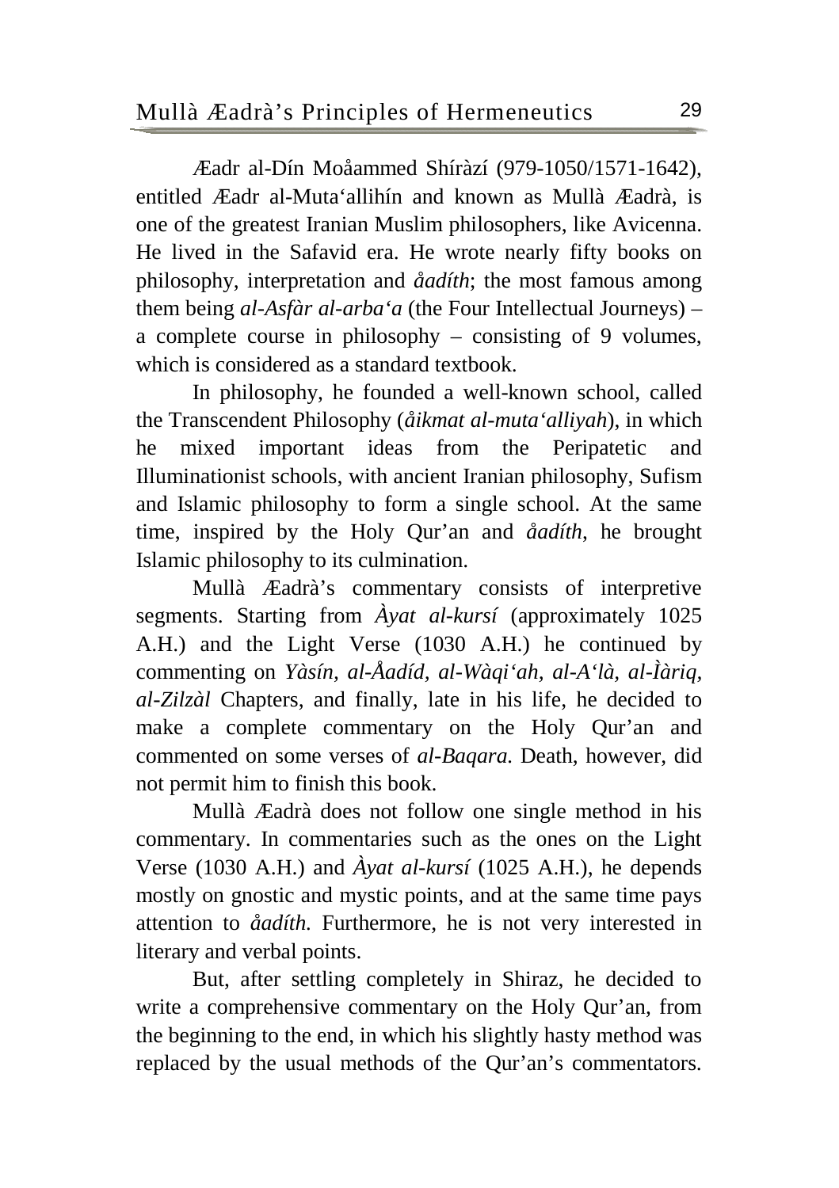Æadr al-Dín Moåammed Shíràzí (979-1050/1571-1642), entitled Æadr al-Muta'allihín and known as Mullà Æadrà, is one of the greatest Iranian Muslim philosophers, like Avicenna. He lived in the Safavid era. He wrote nearly fifty books on philosophy, interpretation and *åadíth*; the most famous among them being *al-Asfàr al-arba'a* (the Four Intellectual Journeys) – a complete course in philosophy – consisting of 9 volumes, which is considered as a standard textbook.

In philosophy, he founded a well-known school, called the Transcendent Philosophy (*åikmat al-muta'alliyah*), in which he mixed important ideas from the Peripatetic and Illuminationist schools, with ancient Iranian philosophy, Sufism and Islamic philosophy to form a single school. At the same time, inspired by the Holy Qur'an and *åadíth*, he brought Islamic philosophy to its culmination.

Mullà Æadrà's commentary consists of interpretive segments. Starting from *Àyat al-kursí* (approximately 1025 A.H.) and the Light Verse (1030 A.H.) he continued by commenting on *Yàsín, al-Åadíd, al-Wàqi'ah, al-A'là, al-Ìàriq, al-Zilzàl* Chapters, and finally, late in his life, he decided to make a complete commentary on the Holy Qur'an and commented on some verses of *al-Baqara*. Death, however, did not permit him to finish this book.

Mullà Æadrà does not follow one single method in his commentary. In commentaries such as the ones on the Light Verse (1030 A.H.) and *Àyat al-kursí* (1025 A.H.), he depends mostly on gnostic and mystic points, and at the same time pays attention to *åadíth.* Furthermore, he is not very interested in literary and verbal points.

But, after settling completely in Shiraz, he decided to write a comprehensive commentary on the Holy Qur'an, from the beginning to the end, in which his slightly hasty method was replaced by the usual methods of the Qur'an's commentators.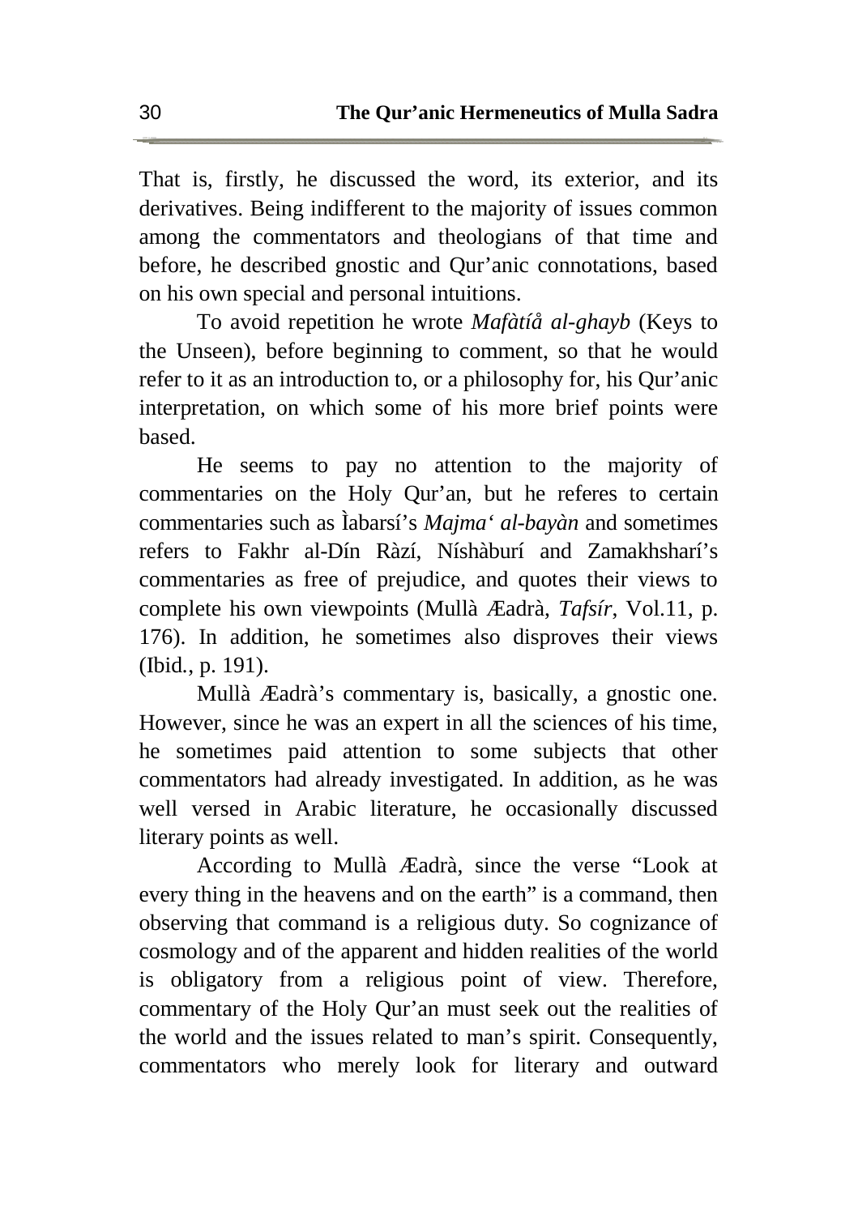That is, firstly, he discussed the word, its exterior, and its derivatives. Being indifferent to the majority of issues common among the commentators and theologians of that time and before, he described gnostic and Qur'anic connotations, based on his own special and personal intuitions.

To avoid repetition he wrote *Mafàtíå al-ghayb* (Keys to the Unseen), before beginning to comment, so that he would refer to it as an introduction to, or a philosophy for, his Qur'anic interpretation, on which some of his more brief points were based.

He seems to pay no attention to the majority of commentaries on the Holy Qur'an, but he referes to certain commentaries such as Ìabarsí's *Majma' al-bayàn* and sometimes refers to Fakhr al-Dín Ràzí, Níshàburí and Zamakhsharí's commentaries as free of prejudice, and quotes their views to complete his own viewpoints (Mullà Æadrà, *Tafsír*, Vol.11, p. 176). In addition, he sometimes also disproves their views (Ibid., p. 191).

Mullà Æadrà's commentary is, basically, a gnostic one. However, since he was an expert in all the sciences of his time, he sometimes paid attention to some subjects that other commentators had already investigated. In addition, as he was well versed in Arabic literature, he occasionally discussed literary points as well.

According to Mullà Æadrà, since the verse "Look at every thing in the heavens and on the earth" is a command, then observing that command is a religious duty. So cognizance of cosmology and of the apparent and hidden realities of the world is obligatory from a religious point of view. Therefore, commentary of the Holy Qur'an must seek out the realities of the world and the issues related to man's spirit. Consequently, commentators who merely look for literary and outward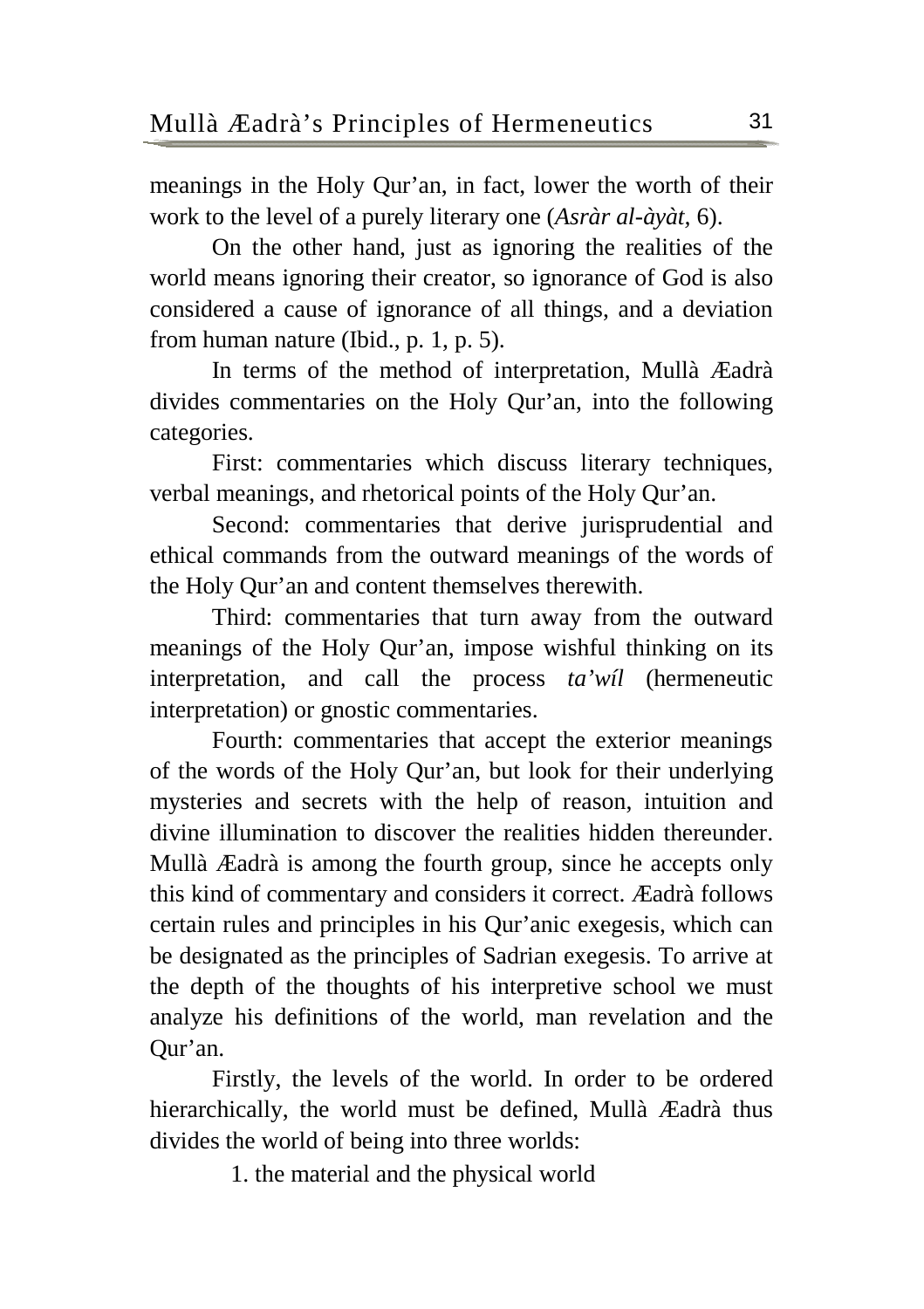meanings in the Holy Qur'an, in fact, lower the worth of their work to the level of a purely literary one (*Asràr al-àyàt,* 6).

On the other hand, just as ignoring the realities of the world means ignoring their creator, so ignorance of God is also considered a cause of ignorance of all things, and a deviation from human nature (Ibid., p. 1, p. 5).

In terms of the method of interpretation, Mullà Æadrà divides commentaries on the Holy Qur'an, into the following categories.

First: commentaries which discuss literary techniques, verbal meanings, and rhetorical points of the Holy Qur'an.

Second: commentaries that derive jurisprudential and ethical commands from the outward meanings of the words of the Holy Qur'an and content themselves therewith.

Third: commentaries that turn away from the outward meanings of the Holy Qur'an, impose wishful thinking on its interpretation, and call the process *ta'wíl* (hermeneutic interpretation) or gnostic commentaries.

Fourth: commentaries that accept the exterior meanings of the words of the Holy Qur'an, but look for their underlying mysteries and secrets with the help of reason, intuition and divine illumination to discover the realities hidden thereunder. Mullà Æadrà is among the fourth group, since he accepts only this kind of commentary and considers it correct. Æadrà follows certain rules and principles in his Qur'anic exegesis, which can be designated as the principles of Sadrian exegesis. To arrive at the depth of the thoughts of his interpretive school we must analyze his definitions of the world, man revelation and the Qur'an.

Firstly, the levels of the world. In order to be ordered hierarchically, the world must be defined, Mullà Æadrà thus divides the world of being into three worlds:

1. the material and the physical world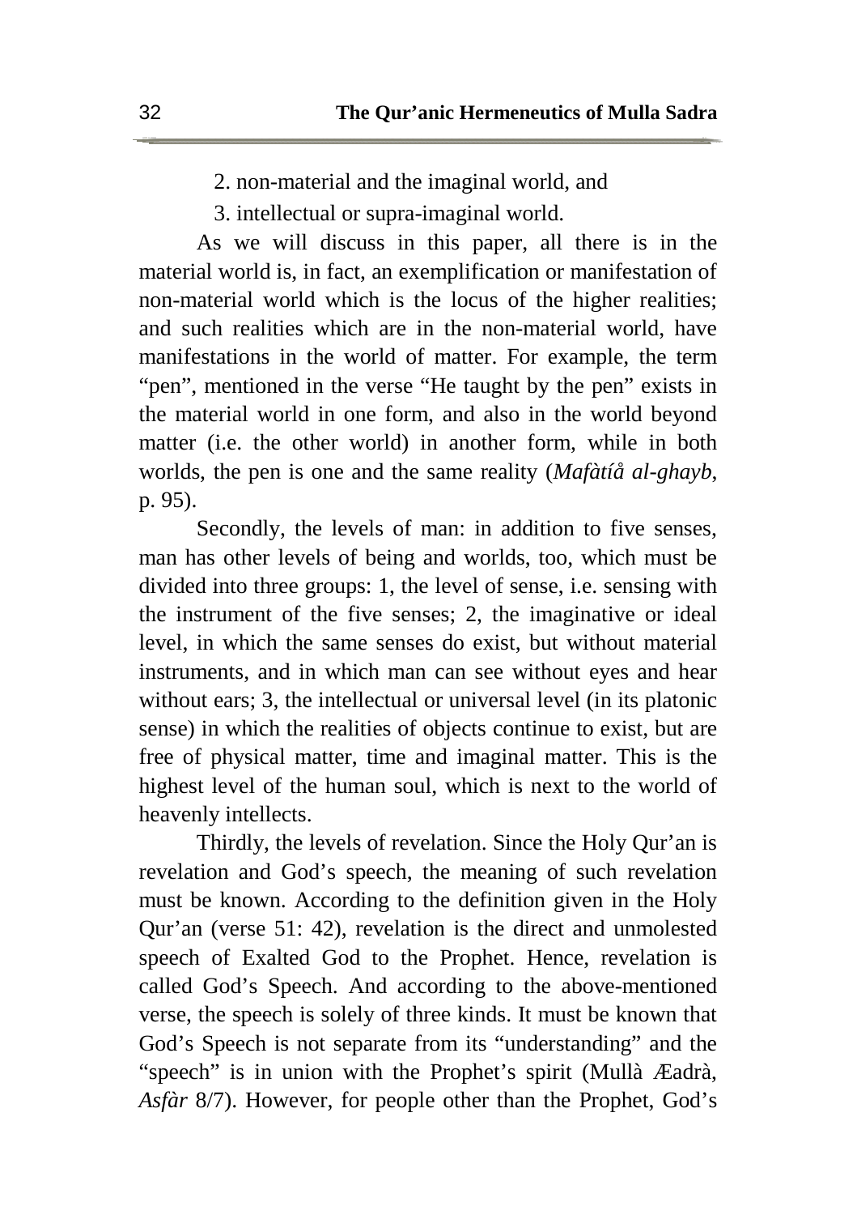2. non-material and the imaginal world, and

3. intellectual or supra-imaginal world.

As we will discuss in this paper, all there is in the material world is, in fact, an exemplification or manifestation of non-material world which is the locus of the higher realities; and such realities which are in the non-material world, have manifestations in the world of matter. For example, the term "pen", mentioned in the verse "He taught by the pen" exists in the material world in one form, and also in the world beyond matter (i.e. the other world) in another form, while in both worlds, the pen is one and the same reality (*Mafàtíå al-ghayb*, p. 95).

Secondly, the levels of man: in addition to five senses, man has other levels of being and worlds, too, which must be divided into three groups: 1, the level of sense, i.e. sensing with the instrument of the five senses; 2, the imaginative or ideal level, in which the same senses do exist, but without material instruments, and in which man can see without eyes and hear without ears; 3, the intellectual or universal level (in its platonic sense) in which the realities of objects continue to exist, but are free of physical matter, time and imaginal matter. This is the highest level of the human soul, which is next to the world of heavenly intellects.

Thirdly, the levels of revelation. Since the Holy Qur'an is revelation and God's speech, the meaning of such revelation must be known. According to the definition given in the Holy Qur'an (verse 51: 42), revelation is the direct and unmolested speech of Exalted God to the Prophet. Hence, revelation is called God's Speech. And according to the above-mentioned verse, the speech is solely of three kinds. It must be known that God's Speech is not separate from its "understanding" and the "speech" is in union with the Prophet's spirit (Mullà Æadrà, *Asfàr* 8/7). However, for people other than the Prophet, God's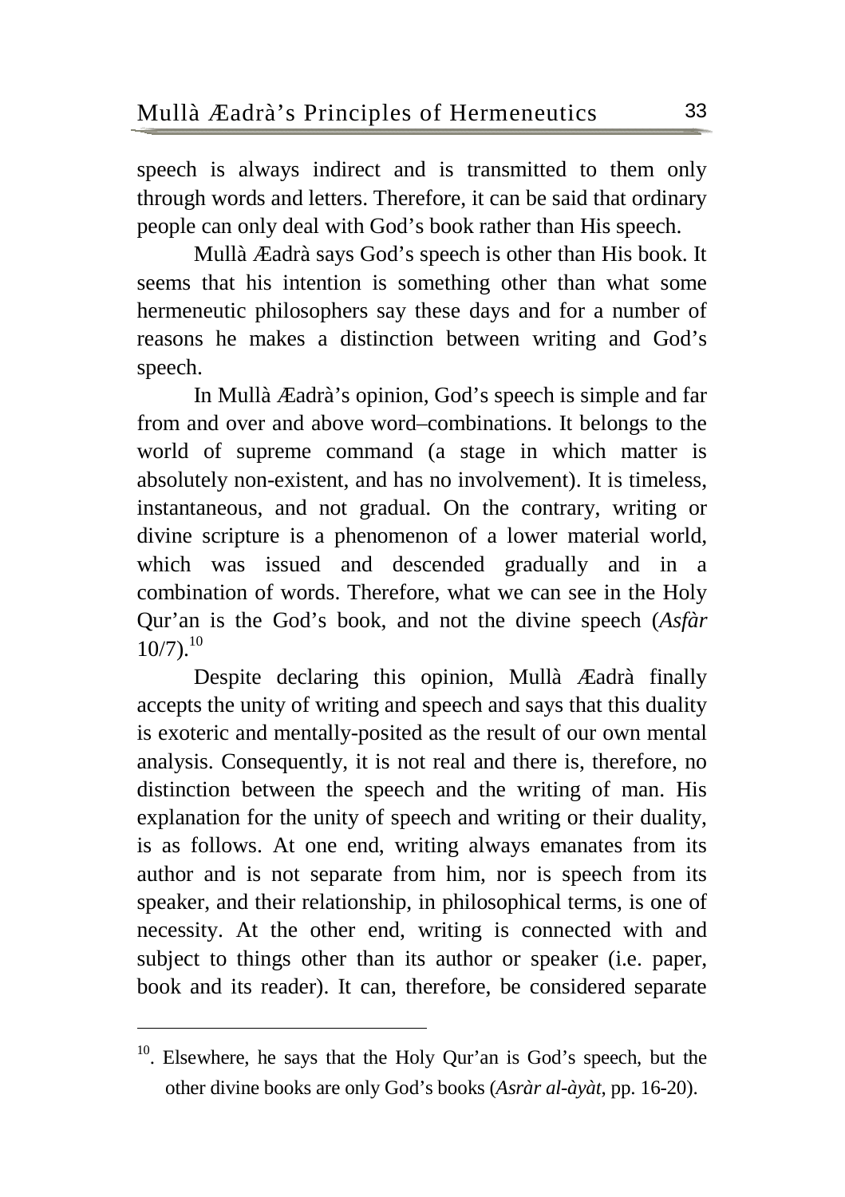speech is always indirect and is transmitted to them only through words and letters. Therefore, it can be said that ordinary people can only deal with God's book rather than His speech.

Mullà Æadrà says God's speech is other than His book. It seems that his intention is something other than what some hermeneutic philosophers say these days and for a number of reasons he makes a distinction between writing and God's speech.

In Mullà Æadrà's opinion, God's speech is simple and far from and over and above word–combinations. It belongs to the world of supreme command (a stage in which matter is absolutely non-existent, and has no involvement). It is timeless, instantaneous, and not gradual. On the contrary, writing or divine scripture is a phenomenon of a lower material world, which was issued and descended gradually and in a combination of words. Therefore, what we can see in the Holy Qur'an is the God's book, and not the divine speech (*Asfàr* 10/7).[10]

Despite declaring this opinion, Mullà Æadrà finally accepts the unity of writing and speech and says that this duality is exoteric and mentally-posited as the result of our own mental analysis. Consequently, it is not real and there is, therefore, no distinction between the speech and the writing of man. His explanation for the unity of speech and writing or their duality, is as follows. At one end, writing always emanates from its author and is not separate from him, nor is speech from its speaker, and their relationship, in philosophical terms, is one of necessity. At the other end, writing is connected with and subject to things other than its author or speaker (i.e. paper, book and its reader). It can, therefore, be considered separate

---

[10]. Elsewhere, he says that the Holy Qur'an is God's speech, but the other divine books are only God's books (*Asràr al-àyàt*, pp. 16-20).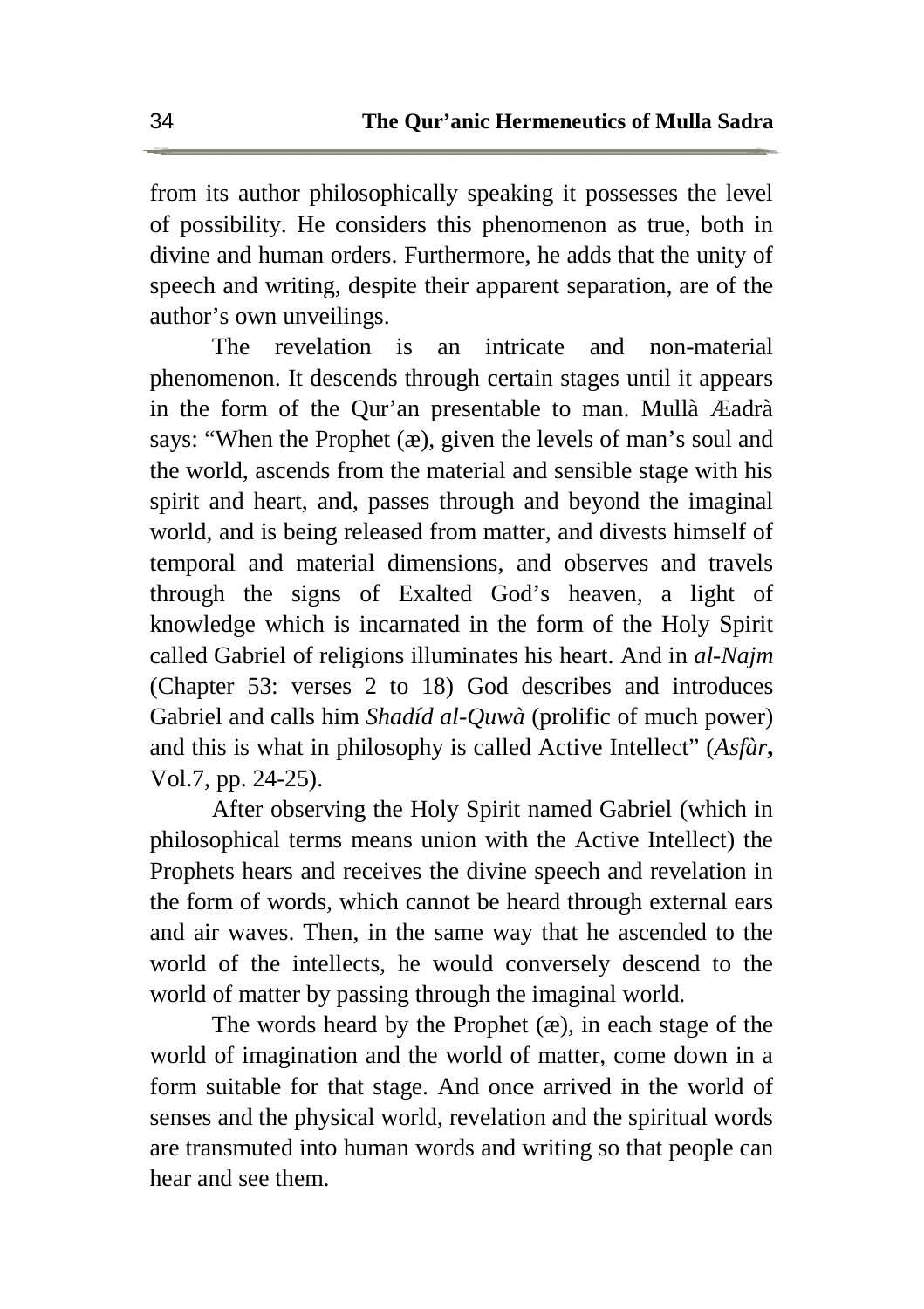from its author philosophically speaking it possesses the level of possibility. He considers this phenomenon as true, both in divine and human orders. Furthermore, he adds that the unity of speech and writing, despite their apparent separation, are of the author's own unveilings.

The revelation is an intricate and non-material phenomenon. It descends through certain stages until it appears in the form of the Qur'an presentable to man. Mullà Æadrà says: "When the Prophet (æ), given the levels of man's soul and the world, ascends from the material and sensible stage with his spirit and heart, and, passes through and beyond the imaginal world, and is being released from matter, and divests himself of temporal and material dimensions, and observes and travels through the signs of Exalted God's heaven, a light of knowledge which is incarnated in the form of the Holy Spirit called Gabriel of religions illuminates his heart. And in *al-Najm* (Chapter 53: verses 2 to 18) God describes and introduces Gabriel and calls him *Shadíd al-Quwà* (prolific of much power) and this is what in philosophy is called Active Intellect" (*Asfàr*, Vol.7, pp. 24-25).

After observing the Holy Spirit named Gabriel (which in philosophical terms means union with the Active Intellect) the Prophets hears and receives the divine speech and revelation in the form of words, which cannot be heard through external ears and air waves. Then, in the same way that he ascended to the world of the intellects, he would conversely descend to the world of matter by passing through the imaginal world.

The words heard by the Prophet (æ), in each stage of the world of imagination and the world of matter, come down in a form suitable for that stage. And once arrived in the world of senses and the physical world, revelation and the spiritual words are transmuted into human words and writing so that people can hear and see them.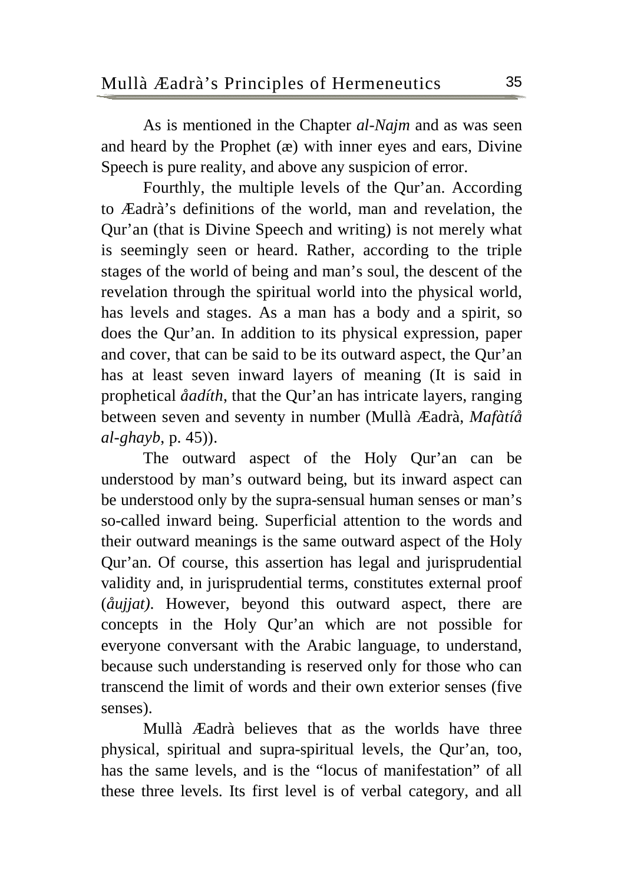As is mentioned in the Chapter *al-Najm* and as was seen and heard by the Prophet (æ) with inner eyes and ears, Divine Speech is pure reality, and above any suspicion of error.

Fourthly, the multiple levels of the Qur'an. According to Æadrà's definitions of the world, man and revelation, the Qur'an (that is Divine Speech and writing) is not merely what is seemingly seen or heard. Rather, according to the triple stages of the world of being and man's soul, the descent of the revelation through the spiritual world into the physical world, has levels and stages. As a man has a body and a spirit, so does the Qur'an. In addition to its physical expression, paper and cover, that can be said to be its outward aspect, the Qur'an has at least seven inward layers of meaning (It is said in prophetical *åadíth*, that the Qur'an has intricate layers, ranging between seven and seventy in number (Mullà Æadrà, *Mafàtíå al-ghayb*, p. 45)).

The outward aspect of the Holy Qur'an can be understood by man's outward being, but its inward aspect can be understood only by the supra-sensual human senses or man's so-called inward being. Superficial attention to the words and their outward meanings is the same outward aspect of the Holy Qur'an. Of course, this assertion has legal and jurisprudential validity and, in jurisprudential terms, constitutes external proof (*åujjat)*. However, beyond this outward aspect, there are concepts in the Holy Qur'an which are not possible for everyone conversant with the Arabic language, to understand, because such understanding is reserved only for those who can transcend the limit of words and their own exterior senses (five senses).

Mullà Æadrà believes that as the worlds have three physical, spiritual and supra-spiritual levels, the Qur'an, too, has the same levels, and is the "locus of manifestation" of all these three levels. Its first level is of verbal category, and all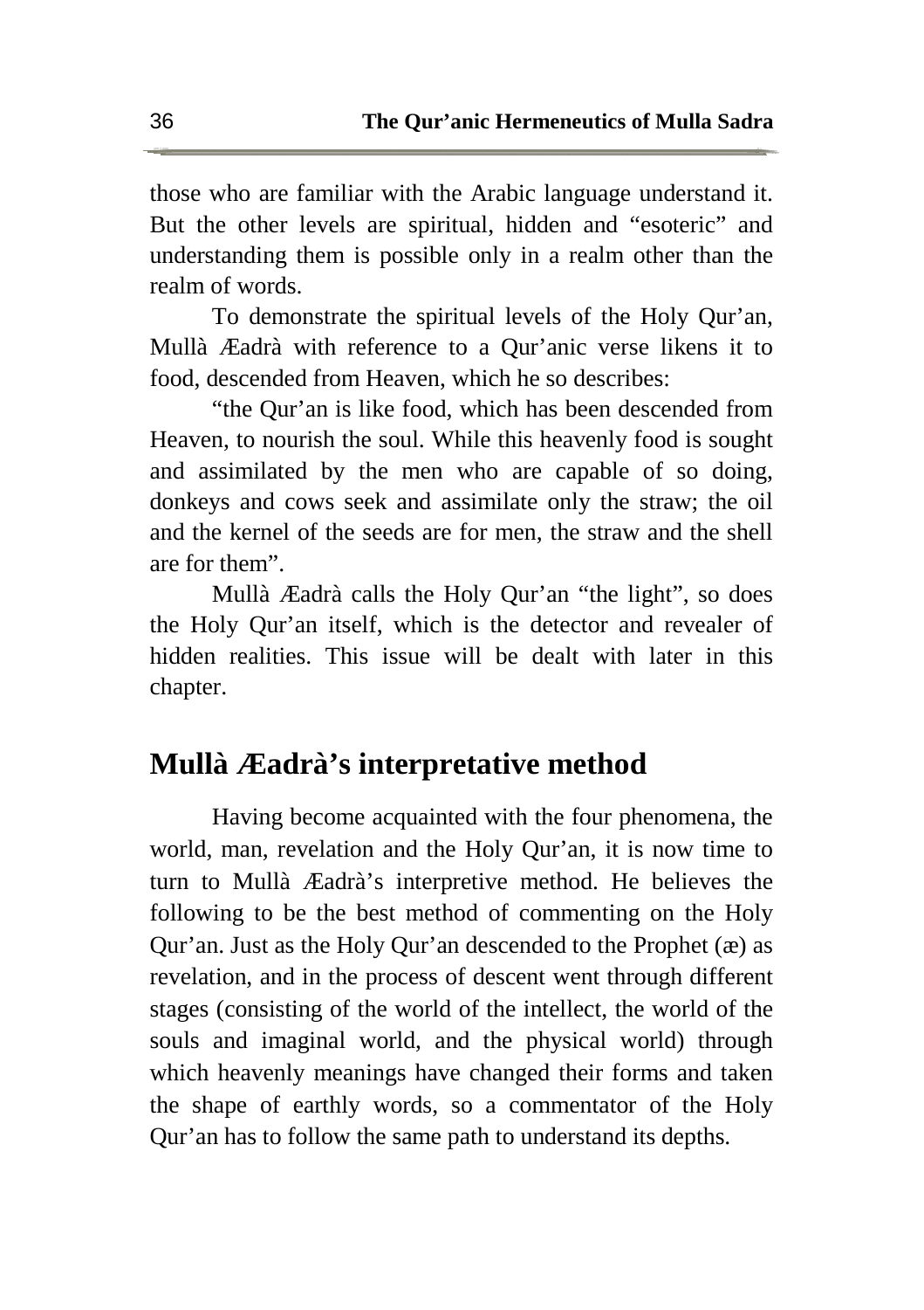those who are familiar with the Arabic language understand it. But the other levels are spiritual, hidden and "esoteric" and understanding them is possible only in a realm other than the realm of words.

To demonstrate the spiritual levels of the Holy Qur'an, Mullà Æadrà with reference to a Qur'anic verse likens it to food, descended from Heaven, which he so describes:

"the Qur'an is like food, which has been descended from Heaven, to nourish the soul. While this heavenly food is sought and assimilated by the men who are capable of so doing, donkeys and cows seek and assimilate only the straw; the oil and the kernel of the seeds are for men, the straw and the shell are for them".

Mullà Æadrà calls the Holy Qur'an "the light", so does the Holy Qur'an itself, which is the detector and revealer of hidden realities. This issue will be dealt with later in this chapter.

## Mullà Æadrà's interpretative method

Having become acquainted with the four phenomena, the world, man, revelation and the Holy Qur'an, it is now time to turn to Mullà Æadrà's interpretive method. He believes the following to be the best method of commenting on the Holy Qur'an. Just as the Holy Qur'an descended to the Prophet (æ) as revelation, and in the process of descent went through different stages (consisting of the world of the intellect, the world of the souls and imaginal world, and the physical world) through which heavenly meanings have changed their forms and taken the shape of earthly words, so a commentator of the Holy Qur'an has to follow the same path to understand its depths.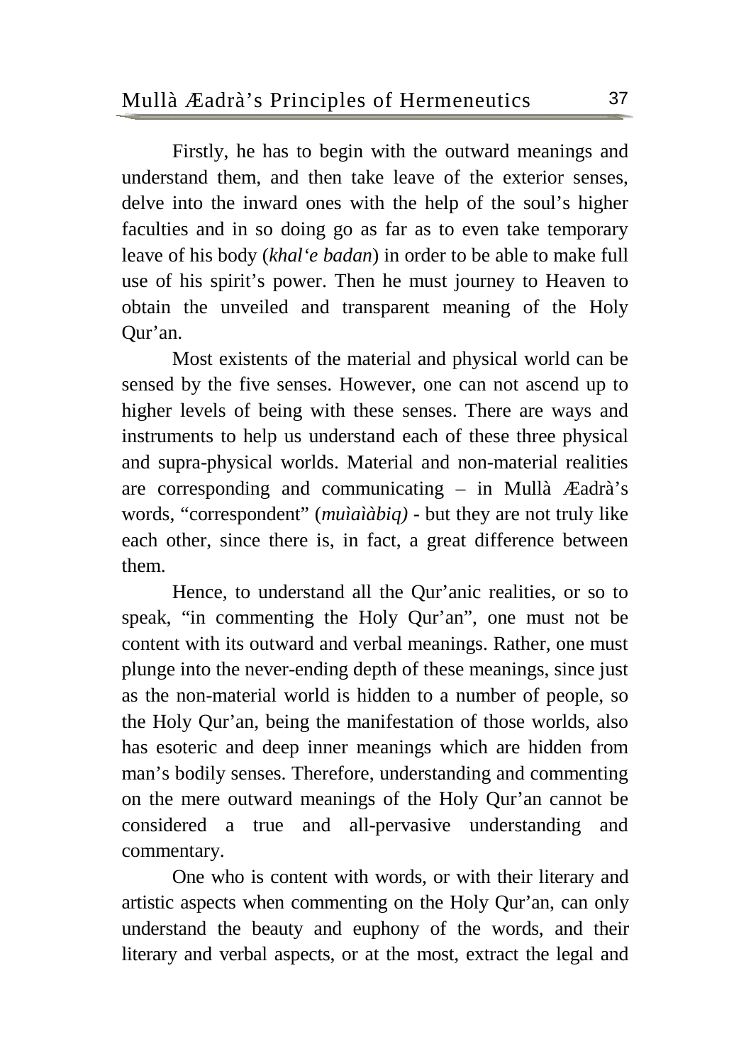Firstly, he has to begin with the outward meanings and understand them, and then take leave of the exterior senses, delve into the inward ones with the help of the soul's higher faculties and in so doing go as far as to even take temporary leave of his body (*khal'e badan*) in order to be able to make full use of his spirit's power. Then he must journey to Heaven to obtain the unveiled and transparent meaning of the Holy Qur'an.

Most existents of the material and physical world can be sensed by the five senses. However, one can not ascend up to higher levels of being with these senses. There are ways and instruments to help us understand each of these three physical and supra-physical worlds. Material and non-material realities are corresponding and communicating – in Mullà Æadrà's words, "correspondent" (*muìaìàbiq)* - but they are not truly like each other, since there is, in fact, a great difference between them.

Hence, to understand all the Qur'anic realities, or so to speak, "in commenting the Holy Qur'an", one must not be content with its outward and verbal meanings. Rather, one must plunge into the never-ending depth of these meanings, since just as the non-material world is hidden to a number of people, so the Holy Qur'an, being the manifestation of those worlds, also has esoteric and deep inner meanings which are hidden from man's bodily senses. Therefore, understanding and commenting on the mere outward meanings of the Holy Qur'an cannot be considered a true and all-pervasive understanding and commentary.

One who is content with words, or with their literary and artistic aspects when commenting on the Holy Qur'an, can only understand the beauty and euphony of the words, and their literary and verbal aspects, or at the most, extract the legal and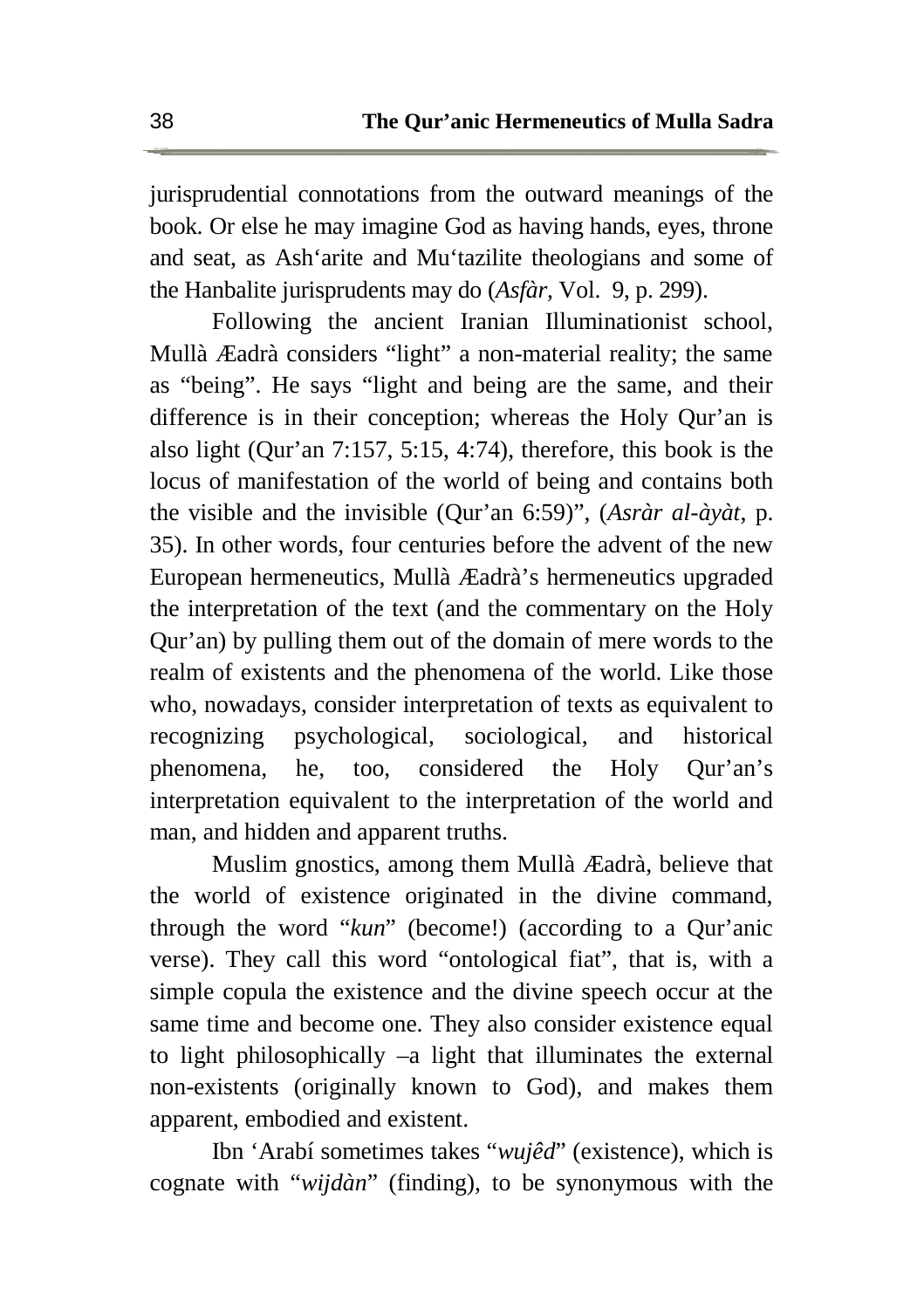jurisprudential connotations from the outward meanings of the book. Or else he may imagine God as having hands, eyes, throne and seat, as Ash‘arite and Mu‘tazilite theologians and some of the Hanbalite jurisprudents may do (*Asfàr*, Vol. 9, p. 299).

Following the ancient Iranian Illuminationist school, Mullà Æadrà considers “light” a non-material reality; the same as “being”. He says “light and being are the same, and their difference is in their conception; whereas the Holy Qur’an is also light (Qur’an 7:157, 5:15, 4:74), therefore, this book is the locus of manifestation of the world of being and contains both the visible and the invisible (Qur’an 6:59)”, (*Asràr al-àyàt*, p. 35). In other words, four centuries before the advent of the new European hermeneutics, Mullà Æadrà’s hermeneutics upgraded the interpretation of the text (and the commentary on the Holy Qur’an) by pulling them out of the domain of mere words to the realm of existents and the phenomena of the world. Like those who, nowadays, consider interpretation of texts as equivalent to recognizing psychological, sociological, and historical phenomena, he, too, considered the Holy Qur’an’s interpretation equivalent to the interpretation of the world and man, and hidden and apparent truths.

Muslim gnostics, among them Mullà Æadrà, believe that the world of existence originated in the divine command, through the word “*kun*” (become!) (according to a Qur’anic verse). They call this word “ontological fiat”, that is, with a simple copula the existence and the divine speech occur at the same time and become one. They also consider existence equal to light philosophically –a light that illuminates the external non-existents (originally known to God), and makes them apparent, embodied and existent.

Ibn ‘Arabí sometimes takes “*wujêd*” (existence), which is cognate with “*wijdàn*” (finding), to be synonymous with the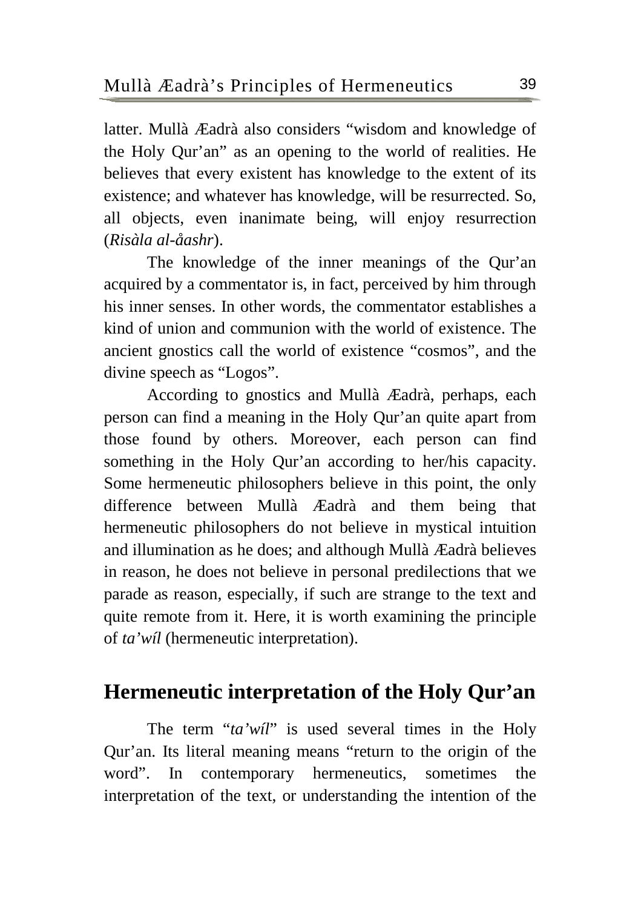latter. Mullà Æadrà also considers "wisdom and knowledge of the Holy Qur'an" as an opening to the world of realities. He believes that every existent has knowledge to the extent of its existence; and whatever has knowledge, will be resurrected. So, all objects, even inanimate being, will enjoy resurrection (*Risàla al-åashr*).

The knowledge of the inner meanings of the Qur'an acquired by a commentator is, in fact, perceived by him through his inner senses. In other words, the commentator establishes a kind of union and communion with the world of existence. The ancient gnostics call the world of existence "cosmos", and the divine speech as "Logos".

According to gnostics and Mullà Æadrà, perhaps, each person can find a meaning in the Holy Qur'an quite apart from those found by others. Moreover, each person can find something in the Holy Qur'an according to her/his capacity. Some hermeneutic philosophers believe in this point, the only difference between Mullà Æadrà and them being that hermeneutic philosophers do not believe in mystical intuition and illumination as he does; and although Mullà Æadrà believes in reason, he does not believe in personal predilections that we parade as reason, especially, if such are strange to the text and quite remote from it. Here, it is worth examining the principle of *ta'wíl* (hermeneutic interpretation).

## Hermeneutic interpretation of the Holy Qur'an

The term "*ta'wíl*" is used several times in the Holy Qur'an. Its literal meaning means "return to the origin of the word". In contemporary hermeneutics, sometimes the interpretation of the text, or understanding the intention of the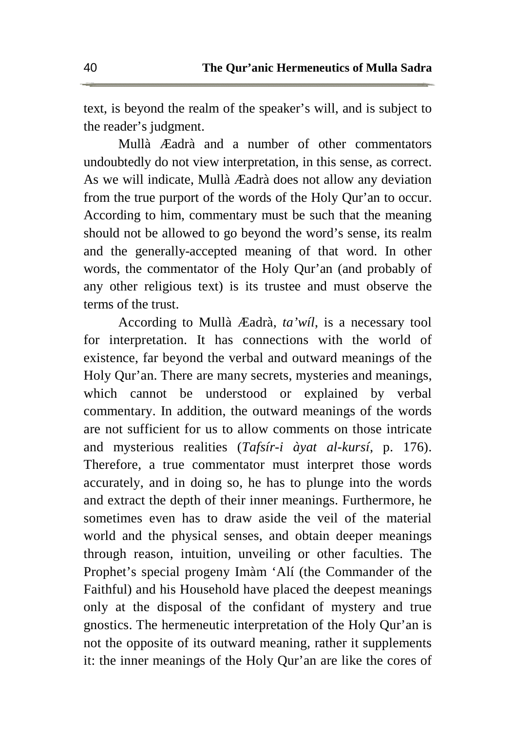text, is beyond the realm of the speaker's will, and is subject to the reader's judgment.

Mullà Æadrà and a number of other commentators undoubtedly do not view interpretation, in this sense, as correct. As we will indicate, Mullà Æadrà does not allow any deviation from the true purport of the words of the Holy Qur'an to occur. According to him, commentary must be such that the meaning should not be allowed to go beyond the word's sense, its realm and the generally-accepted meaning of that word. In other words, the commentator of the Holy Qur'an (and probably of any other religious text) is its trustee and must observe the terms of the trust.

According to Mullà Æadrà, *ta'wíl*, is a necessary tool for interpretation. It has connections with the world of existence, far beyond the verbal and outward meanings of the Holy Qur'an. There are many secrets, mysteries and meanings, which cannot be understood or explained by verbal commentary. In addition, the outward meanings of the words are not sufficient for us to allow comments on those intricate and mysterious realities (*Tafsír-i àyat al-kursí*, p. 176). Therefore, a true commentator must interpret those words accurately, and in doing so, he has to plunge into the words and extract the depth of their inner meanings. Furthermore, he sometimes even has to draw aside the veil of the material world and the physical senses, and obtain deeper meanings through reason, intuition, unveiling or other faculties. The Prophet's special progeny Imàm 'Alí (the Commander of the Faithful) and his Household have placed the deepest meanings only at the disposal of the confidant of mystery and true gnostics. The hermeneutic interpretation of the Holy Qur'an is not the opposite of its outward meaning, rather it supplements it: the inner meanings of the Holy Qur'an are like the cores of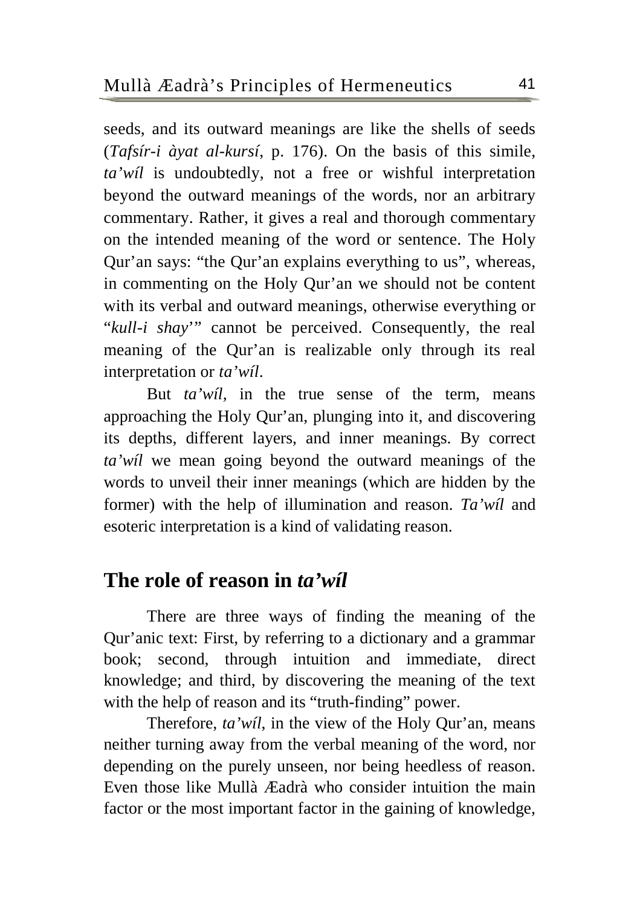seeds, and its outward meanings are like the shells of seeds (*Tafsír-i àyat al-kursí*, p. 176). On the basis of this simile, *ta'wíl* is undoubtedly, not a free or wishful interpretation beyond the outward meanings of the words, nor an arbitrary commentary. Rather, it gives a real and thorough commentary on the intended meaning of the word or sentence. The Holy Qur'an says: "the Qur'an explains everything to us", whereas, in commenting on the Holy Qur'an we should not be content with its verbal and outward meanings, otherwise everything or "*kull-i shay*'" cannot be perceived. Consequently, the real meaning of the Qur'an is realizable only through its real interpretation or *ta'wíl*.

But *ta'wíl*, in the true sense of the term, means approaching the Holy Qur'an, plunging into it, and discovering its depths, different layers, and inner meanings. By correct *ta'wíl* we mean going beyond the outward meanings of the words to unveil their inner meanings (which are hidden by the former) with the help of illumination and reason. *Ta'wíl* and esoteric interpretation is a kind of validating reason.

## The role of reason in *ta'wíl*

There are three ways of finding the meaning of the Qur'anic text: First, by referring to a dictionary and a grammar book; second, through intuition and immediate, direct knowledge; and third, by discovering the meaning of the text with the help of reason and its "truth-finding" power.

Therefore, *ta'wíl*, in the view of the Holy Qur'an, means neither turning away from the verbal meaning of the word, nor depending on the purely unseen, nor being heedless of reason. Even those like Mullà Æadrà who consider intuition the main factor or the most important factor in the gaining of knowledge,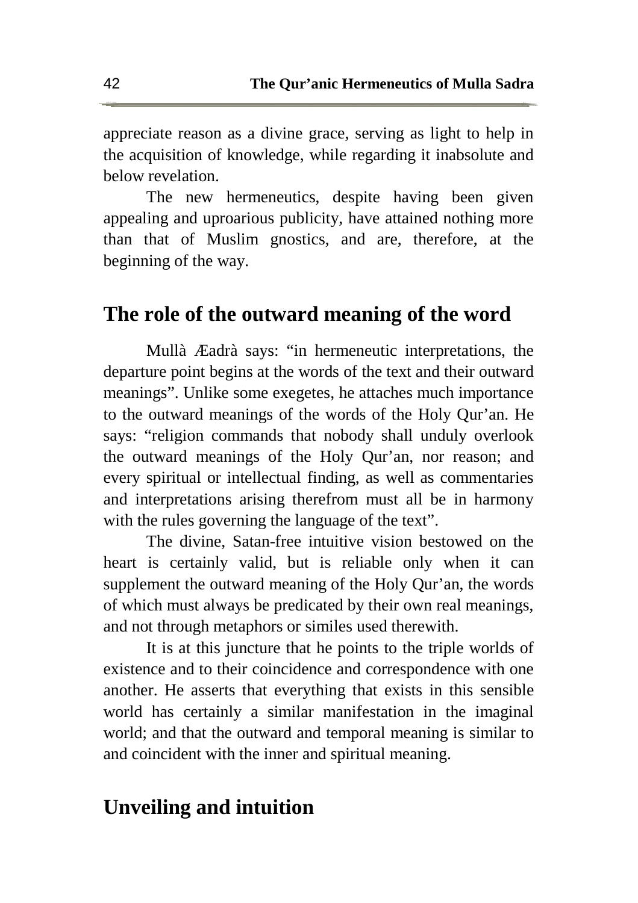appreciate reason as a divine grace, serving as light to help in the acquisition of knowledge, while regarding it inabsolute and below revelation.

The new hermeneutics, despite having been given appealing and uproarious publicity, have attained nothing more than that of Muslim gnostics, and are, therefore, at the beginning of the way.

## The role of the outward meaning of the word

Mullà Æadrà says: "in hermeneutic interpretations, the departure point begins at the words of the text and their outward meanings". Unlike some exegetes, he attaches much importance to the outward meanings of the words of the Holy Qur'an. He says: "religion commands that nobody shall unduly overlook the outward meanings of the Holy Qur'an, nor reason; and every spiritual or intellectual finding, as well as commentaries and interpretations arising therefrom must all be in harmony with the rules governing the language of the text".

The divine, Satan-free intuitive vision bestowed on the heart is certainly valid, but is reliable only when it can supplement the outward meaning of the Holy Qur'an, the words of which must always be predicated by their own real meanings, and not through metaphors or similes used therewith.

It is at this juncture that he points to the triple worlds of existence and to their coincidence and correspondence with one another. He asserts that everything that exists in this sensible world has certainly a similar manifestation in the imaginal world; and that the outward and temporal meaning is similar to and coincident with the inner and spiritual meaning.

## Unveiling and intuition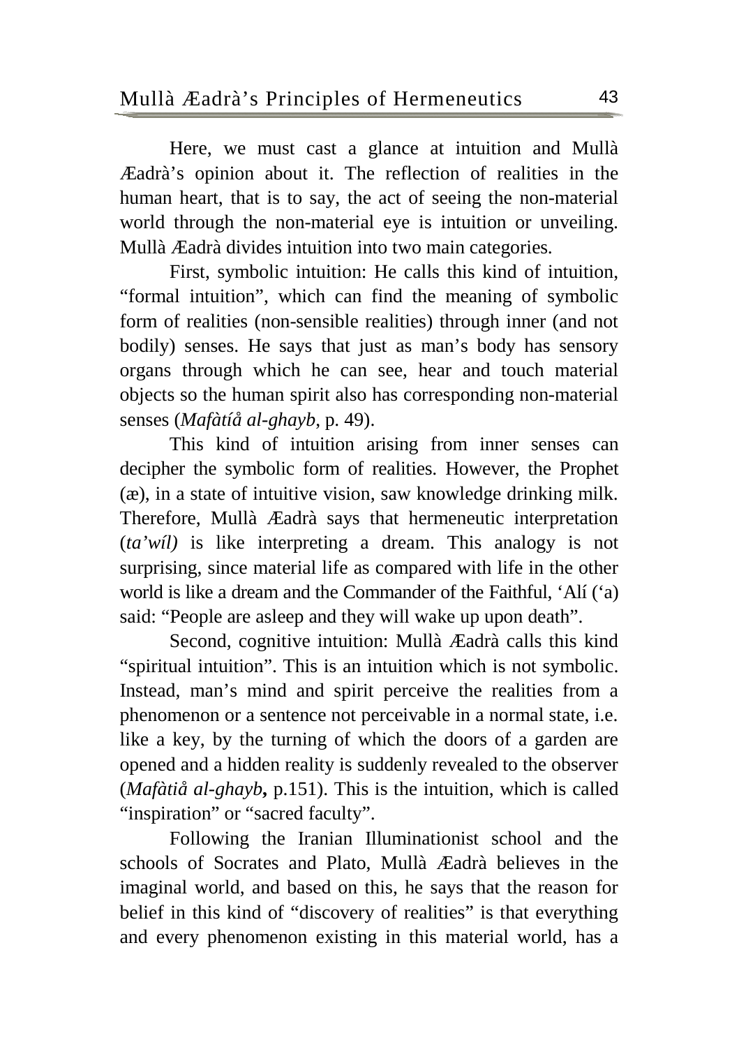Here, we must cast a glance at intuition and Mullà Æadrà's opinion about it. The reflection of realities in the human heart, that is to say, the act of seeing the non-material world through the non-material eye is intuition or unveiling. Mullà Æadrà divides intuition into two main categories.

First, symbolic intuition: He calls this kind of intuition, "formal intuition", which can find the meaning of symbolic form of realities (non-sensible realities) through inner (and not bodily) senses. He says that just as man's body has sensory organs through which he can see, hear and touch material objects so the human spirit also has corresponding non-material senses (*Mafàtíå al-ghayb*, p. 49).

This kind of intuition arising from inner senses can decipher the symbolic form of realities. However, the Prophet (æ), in a state of intuitive vision, saw knowledge drinking milk. Therefore, Mullà Æadrà says that hermeneutic interpretation (*ta'wíl)* is like interpreting a dream. This analogy is not surprising, since material life as compared with life in the other world is like a dream and the Commander of the Faithful, 'Alí ('a) said: "People are asleep and they will wake up upon death".

Second, cognitive intuition: Mullà Æadrà calls this kind "spiritual intuition". This is an intuition which is not symbolic. Instead, man's mind and spirit perceive the realities from a phenomenon or a sentence not perceivable in a normal state, i.e. like a key, by the turning of which the doors of a garden are opened and a hidden reality is suddenly revealed to the observer (*Mafàtiå al-ghayb***,** p.151). This is the intuition, which is called "inspiration" or "sacred faculty".

Following the Iranian Illuminationist school and the schools of Socrates and Plato, Mullà Æadrà believes in the imaginal world, and based on this, he says that the reason for belief in this kind of "discovery of realities" is that everything and every phenomenon existing in this material world, has a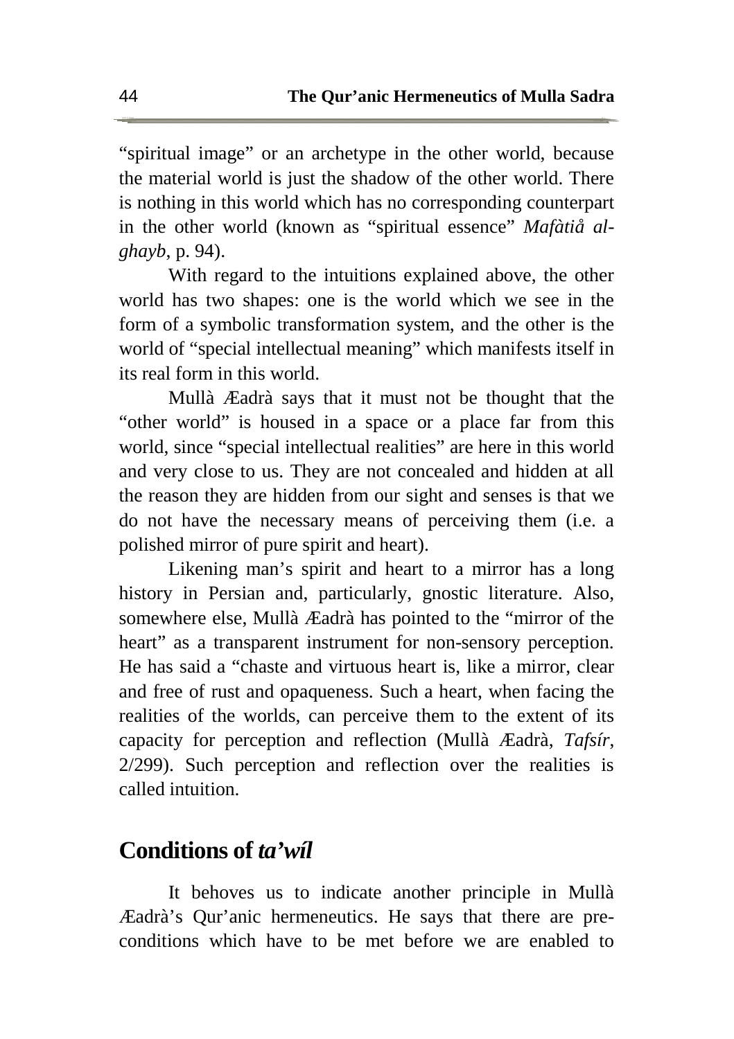"spiritual image" or an archetype in the other world, because the material world is just the shadow of the other world. There is nothing in this world which has no corresponding counterpart in the other world (known as "spiritual essence" *Mafàtiå al-ghayb*, p. 94).

With regard to the intuitions explained above, the other world has two shapes: one is the world which we see in the form of a symbolic transformation system, and the other is the world of "special intellectual meaning" which manifests itself in its real form in this world.

Mullà Æadrà says that it must not be thought that the "other world" is housed in a space or a place far from this world, since "special intellectual realities" are here in this world and very close to us. They are not concealed and hidden at all the reason they are hidden from our sight and senses is that we do not have the necessary means of perceiving them (i.e. a polished mirror of pure spirit and heart).

Likening man's spirit and heart to a mirror has a long history in Persian and, particularly, gnostic literature. Also, somewhere else, Mullà Æadrà has pointed to the "mirror of the heart" as a transparent instrument for non-sensory perception. He has said a "chaste and virtuous heart is, like a mirror, clear and free of rust and opaqueness. Such a heart, when facing the realities of the worlds, can perceive them to the extent of its capacity for perception and reflection (Mullà Æadrà, *Tafsír*, 2/299). Such perception and reflection over the realities is called intuition.

## Conditions of *ta'wíl*

It behoves us to indicate another principle in Mullà Æadrà's Qur'anic hermeneutics. He says that there are pre-conditions which have to be met before we are enabled to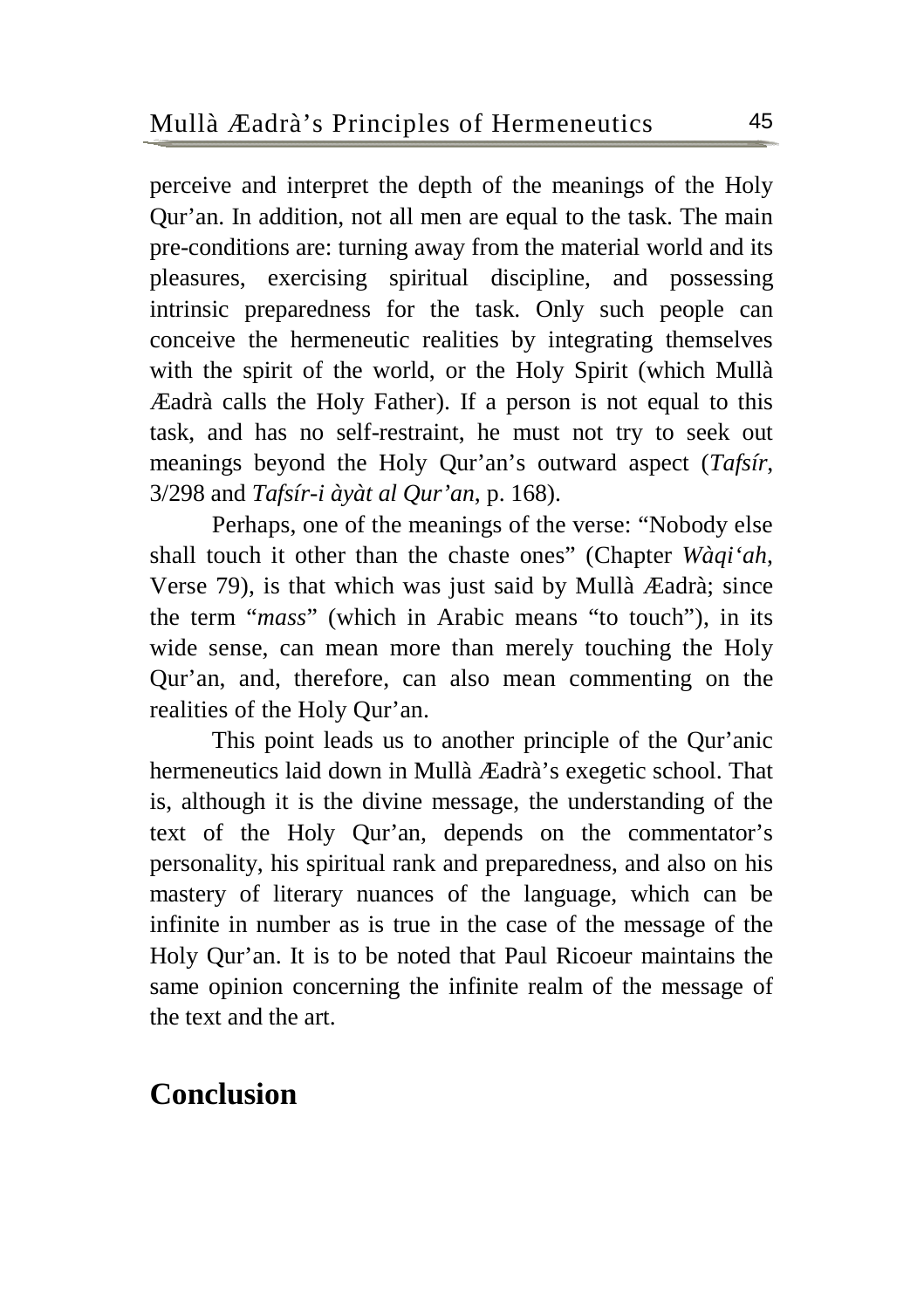perceive and interpret the depth of the meanings of the Holy Qur'an. In addition, not all men are equal to the task. The main pre-conditions are: turning away from the material world and its pleasures, exercising spiritual discipline, and possessing intrinsic preparedness for the task. Only such people can conceive the hermeneutic realities by integrating themselves with the spirit of the world, or the Holy Spirit (which Mullà Æadrà calls the Holy Father). If a person is not equal to this task, and has no self-restraint, he must not try to seek out meanings beyond the Holy Qur'an's outward aspect (*Tafsír*, 3/298 and *Tafsír-i àyàt al Qur'an*, p. 168).

Perhaps, one of the meanings of the verse: "Nobody else shall touch it other than the chaste ones" (Chapter *Wàqi'ah*, Verse 79), is that which was just said by Mullà Æadrà; since the term "*mass*" (which in Arabic means "to touch"), in its wide sense, can mean more than merely touching the Holy Qur'an, and, therefore, can also mean commenting on the realities of the Holy Qur'an.

This point leads us to another principle of the Qur'anic hermeneutics laid down in Mullà Æadrà's exegetic school. That is, although it is the divine message, the understanding of the text of the Holy Qur'an, depends on the commentator's personality, his spiritual rank and preparedness, and also on his mastery of literary nuances of the language, which can be infinite in number as is true in the case of the message of the Holy Qur'an. It is to be noted that Paul Ricoeur maintains the same opinion concerning the infinite realm of the message of the text and the art.

## Conclusion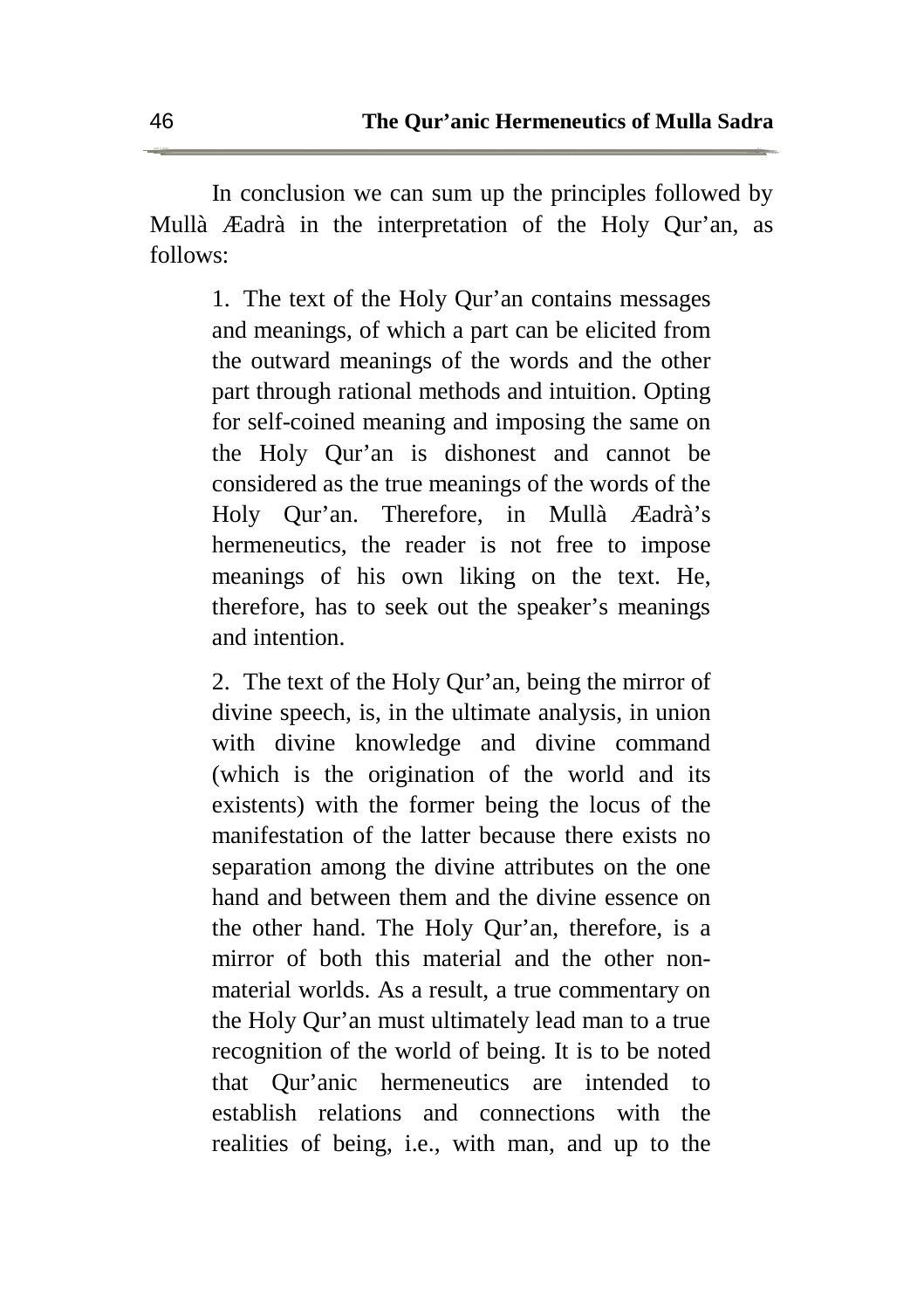In conclusion we can sum up the principles followed by Mullà Æadrà in the interpretation of the Holy Qur'an, as follows:

> 1. The text of the Holy Qur'an contains messages and meanings, of which a part can be elicited from the outward meanings of the words and the other part through rational methods and intuition. Opting for self-coined meaning and imposing the same on the Holy Qur'an is dishonest and cannot be considered as the true meanings of the words of the Holy Qur'an. Therefore, in Mullà Æadrà's hermeneutics, the reader is not free to impose meanings of his own liking on the text. He, therefore, has to seek out the speaker's meanings and intention.
>
> 2. The text of the Holy Qur'an, being the mirror of divine speech, is, in the ultimate analysis, in union with divine knowledge and divine command (which is the origination of the world and its existents) with the former being the locus of the manifestation of the latter because there exists no separation among the divine attributes on the one hand and between them and the divine essence on the other hand. The Holy Qur'an, therefore, is a mirror of both this material and the other non-material worlds. As a result, a true commentary on the Holy Qur'an must ultimately lead man to a true recognition of the world of being. It is to be noted that Qur'anic hermeneutics are intended to establish relations and connections with the realities of being, i.e., with man, and up to the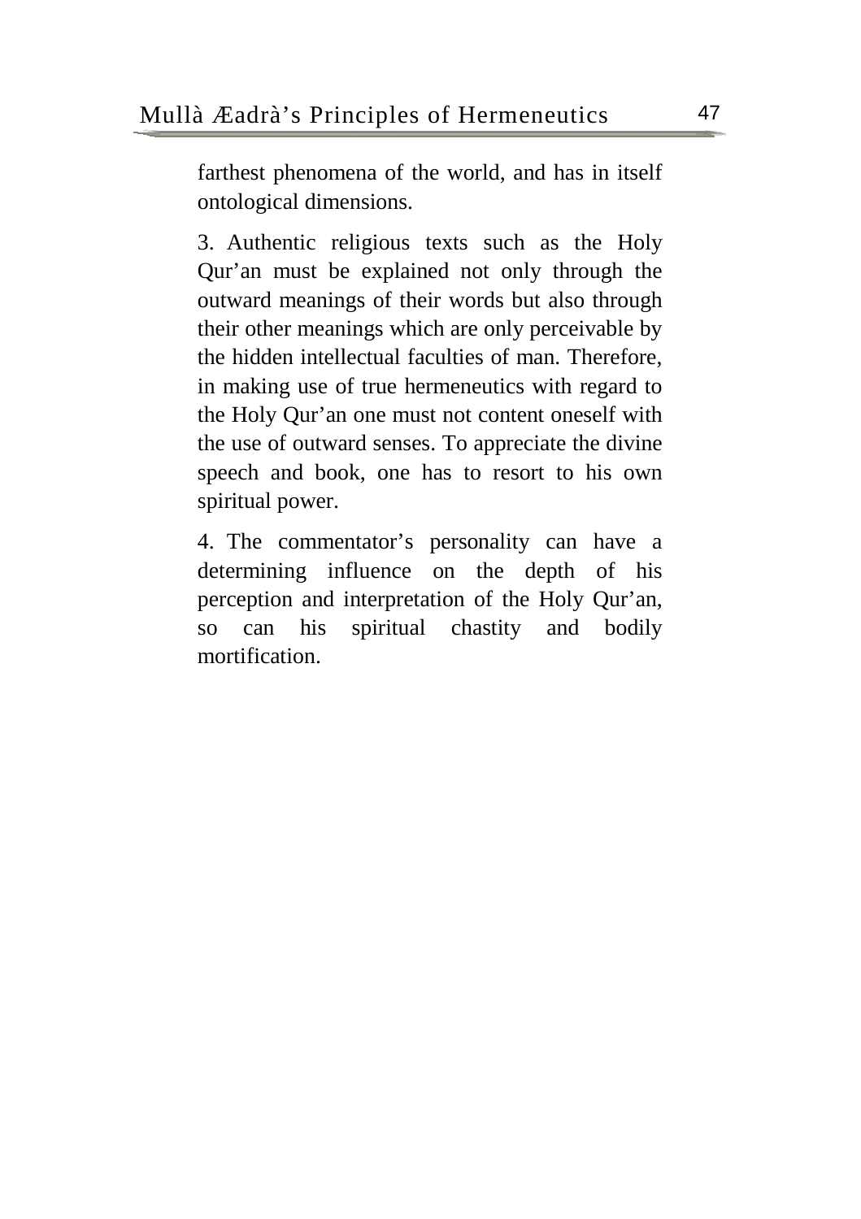farthest phenomena of the world, and has in itself ontological dimensions.

3. Authentic religious texts such as the Holy Qur'an must be explained not only through the outward meanings of their words but also through their other meanings which are only perceivable by the hidden intellectual faculties of man. Therefore, in making use of true hermeneutics with regard to the Holy Qur'an one must not content oneself with the use of outward senses. To appreciate the divine speech and book, one has to resort to his own spiritual power.

4. The commentator's personality can have a determining influence on the depth of his perception and interpretation of the Holy Qur'an, so can his spiritual chastity and bodily mortification.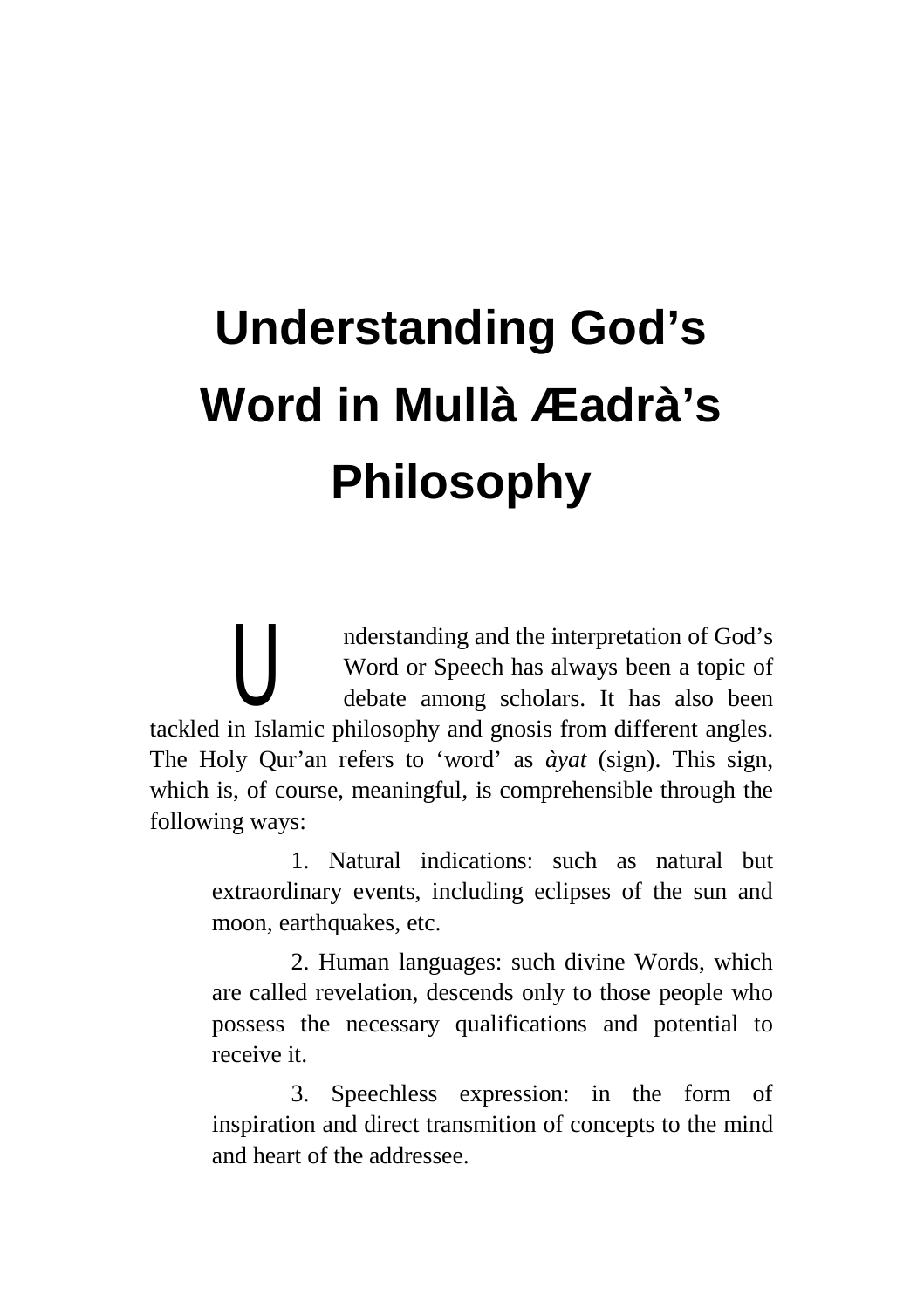# Understanding God's Word in Mullà Æadrà's Philosophy

Understanding and the interpretation of God's Word or Speech has always been a topic of debate among scholars. It has also been tackled in Islamic philosophy and gnosis from different angles. The Holy Qur'an refers to 'word' as *àyat* (sign). This sign, which is, of course, meaningful, is comprehensible through the following ways:

1. Natural indications: such as natural but extraordinary events, including eclipses of the sun and moon, earthquakes, etc.

2. Human languages: such divine Words, which are called revelation, descends only to those people who possess the necessary qualifications and potential to receive it.

3. Speechless expression: in the form of inspiration and direct transmition of concepts to the mind and heart of the addressee.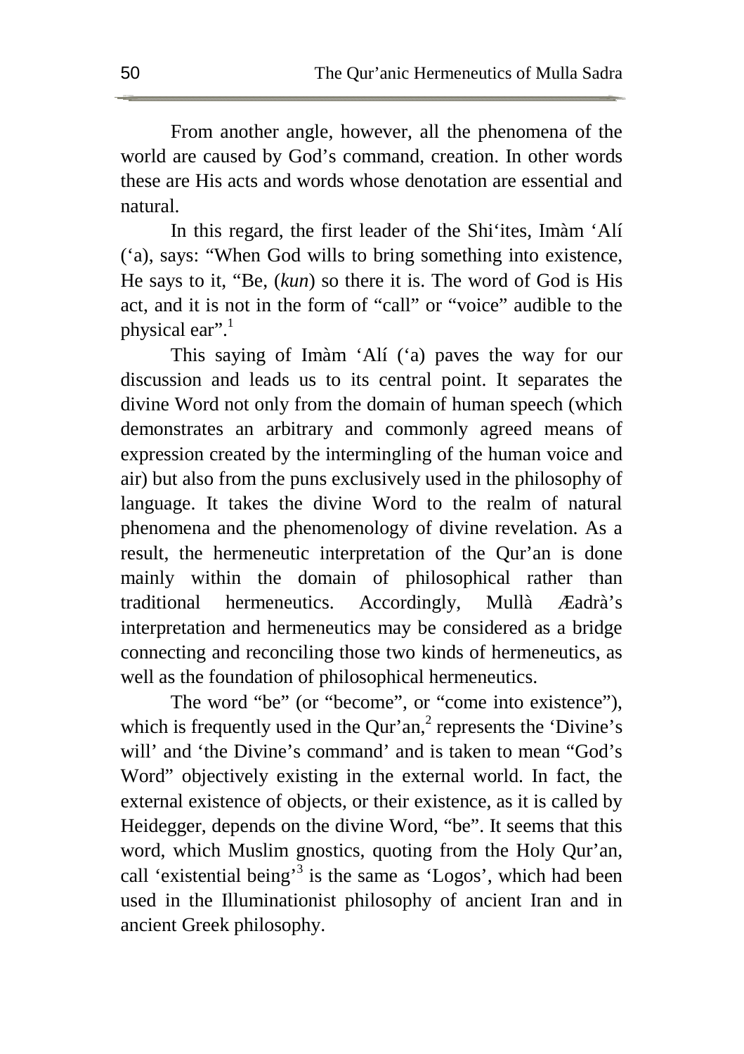From another angle, however, all the phenomena of the world are caused by God's command, creation. In other words these are His acts and words whose denotation are essential and natural.

In this regard, the first leader of the Shi'ites, Imàm 'Alí ('a), says: "When God wills to bring something into existence, He says to it, "Be, (*kun*) so there it is. The word of God is His act, and it is not in the form of "call" or "voice" audible to the physical ear".[1]

This saying of Imàm 'Alí ('a) paves the way for our discussion and leads us to its central point. It separates the divine Word not only from the domain of human speech (which demonstrates an arbitrary and commonly agreed means of expression created by the intermingling of the human voice and air) but also from the puns exclusively used in the philosophy of language. It takes the divine Word to the realm of natural phenomena and the phenomenology of divine revelation. As a result, the hermeneutic interpretation of the Qur'an is done mainly within the domain of philosophical rather than traditional hermeneutics. Accordingly, Mullà Æadrà's interpretation and hermeneutics may be considered as a bridge connecting and reconciling those two kinds of hermeneutics, as well as the foundation of philosophical hermeneutics.

The word "be" (or "become", or "come into existence"), which is frequently used in the Qur'an,[2] represents the 'Divine's will' and 'the Divine's command' and is taken to mean "God's Word" objectively existing in the external world. In fact, the external existence of objects, or their existence, as it is called by Heidegger, depends on the divine Word, "be". It seems that this word, which Muslim gnostics, quoting from the Holy Qur'an, call 'existential being'[3] is the same as 'Logos', which had been used in the Illuminationist philosophy of ancient Iran and in ancient Greek philosophy.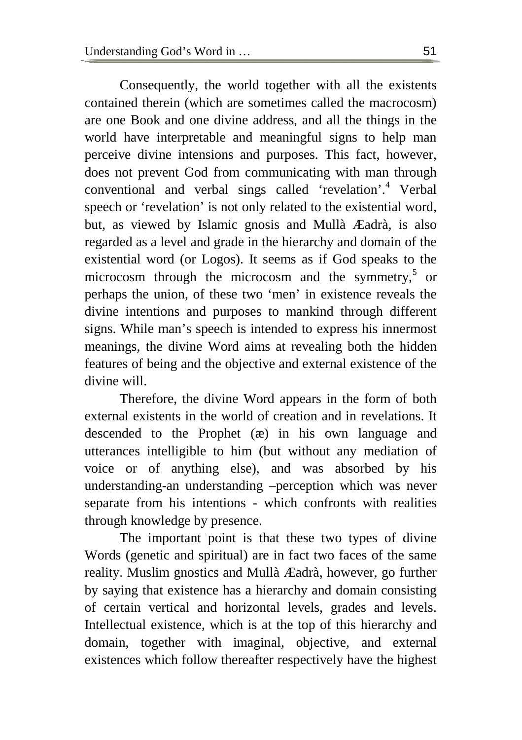Consequently, the world together with all the existents contained therein (which are sometimes called the macrocosm) are one Book and one divine address, and all the things in the world have interpretable and meaningful signs to help man perceive divine intensions and purposes. This fact, however, does not prevent God from communicating with man through conventional and verbal sings called 'revelation'.[4] Verbal speech or 'revelation' is not only related to the existential word, but, as viewed by Islamic gnosis and Mullà Æadrà, is also regarded as a level and grade in the hierarchy and domain of the existential word (or Logos). It seems as if God speaks to the microcosm through the microcosm and the symmetry,[5] or perhaps the union, of these two 'men' in existence reveals the divine intentions and purposes to mankind through different signs. While man's speech is intended to express his innermost meanings, the divine Word aims at revealing both the hidden features of being and the objective and external existence of the divine will.

Therefore, the divine Word appears in the form of both external existents in the world of creation and in revelations. It descended to the Prophet (æ) in his own language and utterances intelligible to him (but without any mediation of voice or of anything else), and was absorbed by his understanding-an understanding –perception which was never separate from his intentions - which confronts with realities through knowledge by presence.

The important point is that these two types of divine Words (genetic and spiritual) are in fact two faces of the same reality. Muslim gnostics and Mullà Æadrà, however, go further by saying that existence has a hierarchy and domain consisting of certain vertical and horizontal levels, grades and levels. Intellectual existence, which is at the top of this hierarchy and domain, together with imaginal, objective, and external existences which follow thereafter respectively have the highest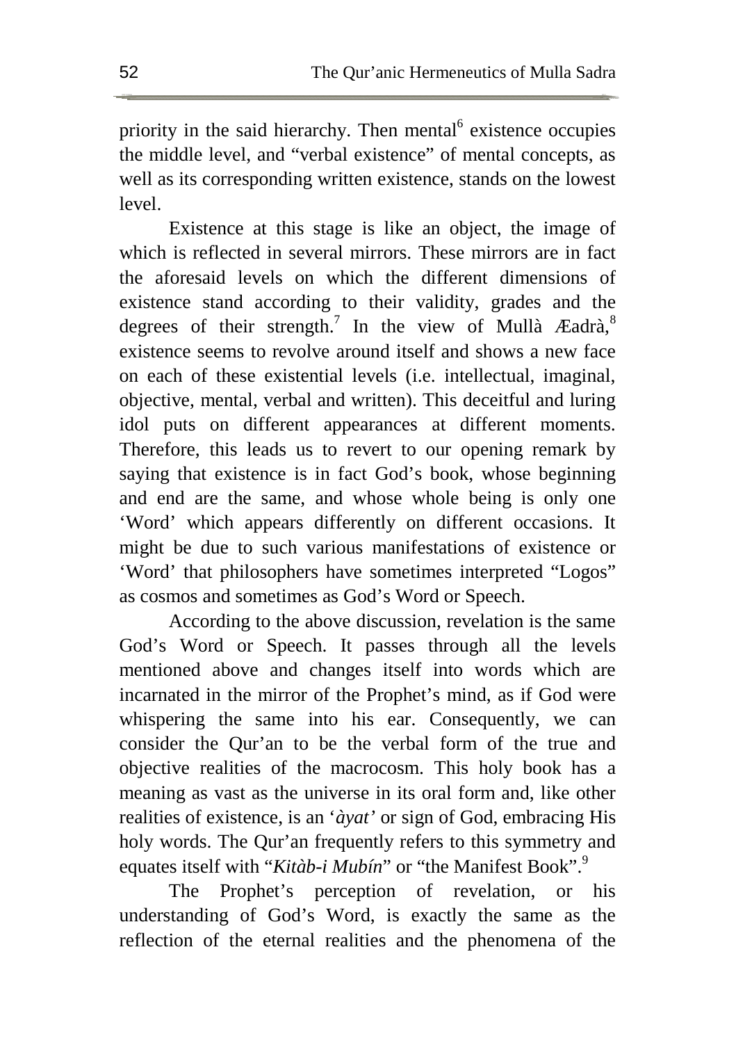priority in the said hierarchy. Then mental[6] existence occupies the middle level, and "verbal existence" of mental concepts, as well as its corresponding written existence, stands on the lowest level.

Existence at this stage is like an object, the image of which is reflected in several mirrors. These mirrors are in fact the aforesaid levels on which the different dimensions of existence stand according to their validity, grades and the degrees of their strength.[7] In the view of Mullà Æadrà,[8] existence seems to revolve around itself and shows a new face on each of these existential levels (i.e. intellectual, imaginal, objective, mental, verbal and written). This deceitful and luring idol puts on different appearances at different moments. Therefore, this leads us to revert to our opening remark by saying that existence is in fact God's book, whose beginning and end are the same, and whose whole being is only one 'Word' which appears differently on different occasions. It might be due to such various manifestations of existence or 'Word' that philosophers have sometimes interpreted "Logos" as cosmos and sometimes as God's Word or Speech.

According to the above discussion, revelation is the same God's Word or Speech. It passes through all the levels mentioned above and changes itself into words which are incarnated in the mirror of the Prophet's mind, as if God were whispering the same into his ear. Consequently, we can consider the Qur'an to be the verbal form of the true and objective realities of the macrocosm. This holy book has a meaning as vast as the universe in its oral form and, like other realities of existence, is an '*àyat'* or sign of God, embracing His holy words. The Qur'an frequently refers to this symmetry and equates itself with "*Kitàb-i Mubín*" or "the Manifest Book".[9]

The Prophet's perception of revelation, or his understanding of God's Word, is exactly the same as the reflection of the eternal realities and the phenomena of the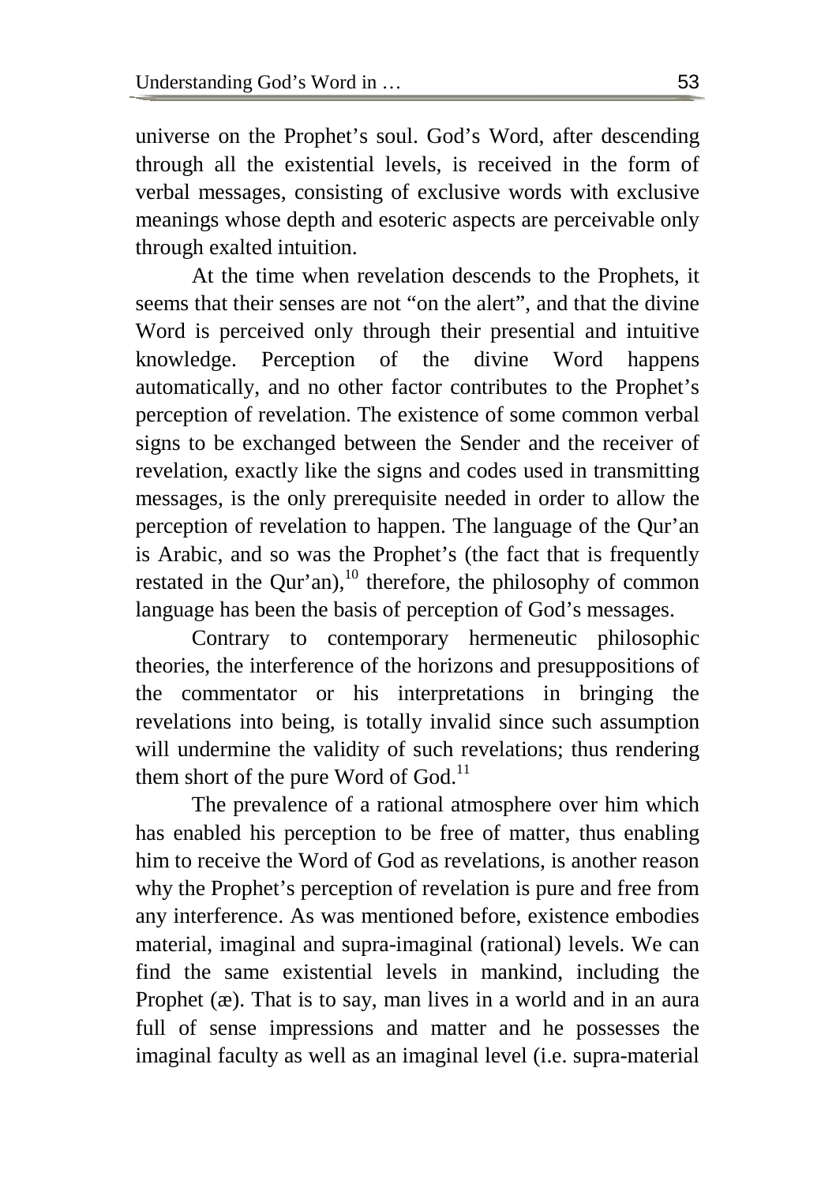universe on the Prophet's soul. God's Word, after descending through all the existential levels, is received in the form of verbal messages, consisting of exclusive words with exclusive meanings whose depth and esoteric aspects are perceivable only through exalted intuition.

At the time when revelation descends to the Prophets, it seems that their senses are not "on the alert", and that the divine Word is perceived only through their presential and intuitive knowledge. Perception of the divine Word happens automatically, and no other factor contributes to the Prophet's perception of revelation. The existence of some common verbal signs to be exchanged between the Sender and the receiver of revelation, exactly like the signs and codes used in transmitting messages, is the only prerequisite needed in order to allow the perception of revelation to happen. The language of the Qur'an is Arabic, and so was the Prophet's (the fact that is frequently restated in the Qur'an),[10] therefore, the philosophy of common language has been the basis of perception of God's messages.

Contrary to contemporary hermeneutic philosophic theories, the interference of the horizons and presuppositions of the commentator or his interpretations in bringing the revelations into being, is totally invalid since such assumption will undermine the validity of such revelations; thus rendering them short of the pure Word of God.[11]

The prevalence of a rational atmosphere over him which has enabled his perception to be free of matter, thus enabling him to receive the Word of God as revelations, is another reason why the Prophet's perception of revelation is pure and free from any interference. As was mentioned before, existence embodies material, imaginal and supra-imaginal (rational) levels. We can find the same existential levels in mankind, including the Prophet (æ). That is to say, man lives in a world and in an aura full of sense impressions and matter and he possesses the imaginal faculty as well as an imaginal level (i.e. supra-material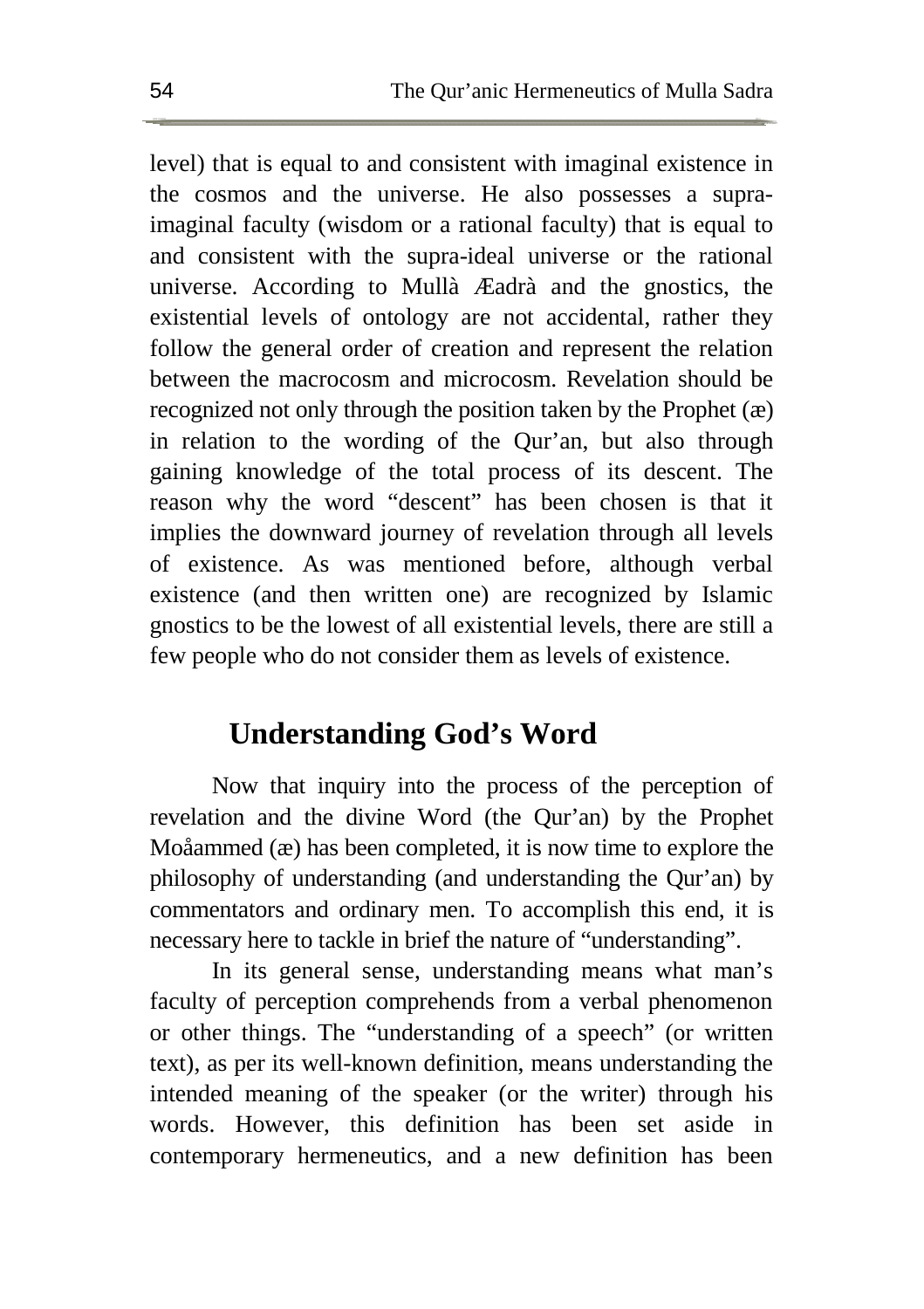level) that is equal to and consistent with imaginal existence in the cosmos and the universe. He also possesses a supra-imaginal faculty (wisdom or a rational faculty) that is equal to and consistent with the supra-ideal universe or the rational universe. According to Mullà Æadrà and the gnostics, the existential levels of ontology are not accidental, rather they follow the general order of creation and represent the relation between the macrocosm and microcosm. Revelation should be recognized not only through the position taken by the Prophet (æ) in relation to the wording of the Qur'an, but also through gaining knowledge of the total process of its descent. The reason why the word "descent" has been chosen is that it implies the downward journey of revelation through all levels of existence. As was mentioned before, although verbal existence (and then written one) are recognized by Islamic gnostics to be the lowest of all existential levels, there are still a few people who do not consider them as levels of existence.

## Understanding God's Word

Now that inquiry into the process of the perception of revelation and the divine Word (the Qur'an) by the Prophet Moåammed (æ) has been completed, it is now time to explore the philosophy of understanding (and understanding the Qur'an) by commentators and ordinary men. To accomplish this end, it is necessary here to tackle in brief the nature of "understanding".

In its general sense, understanding means what man's faculty of perception comprehends from a verbal phenomenon or other things. The "understanding of a speech" (or written text), as per its well-known definition, means understanding the intended meaning of the speaker (or the writer) through his words. However, this definition has been set aside in contemporary hermeneutics, and a new definition has been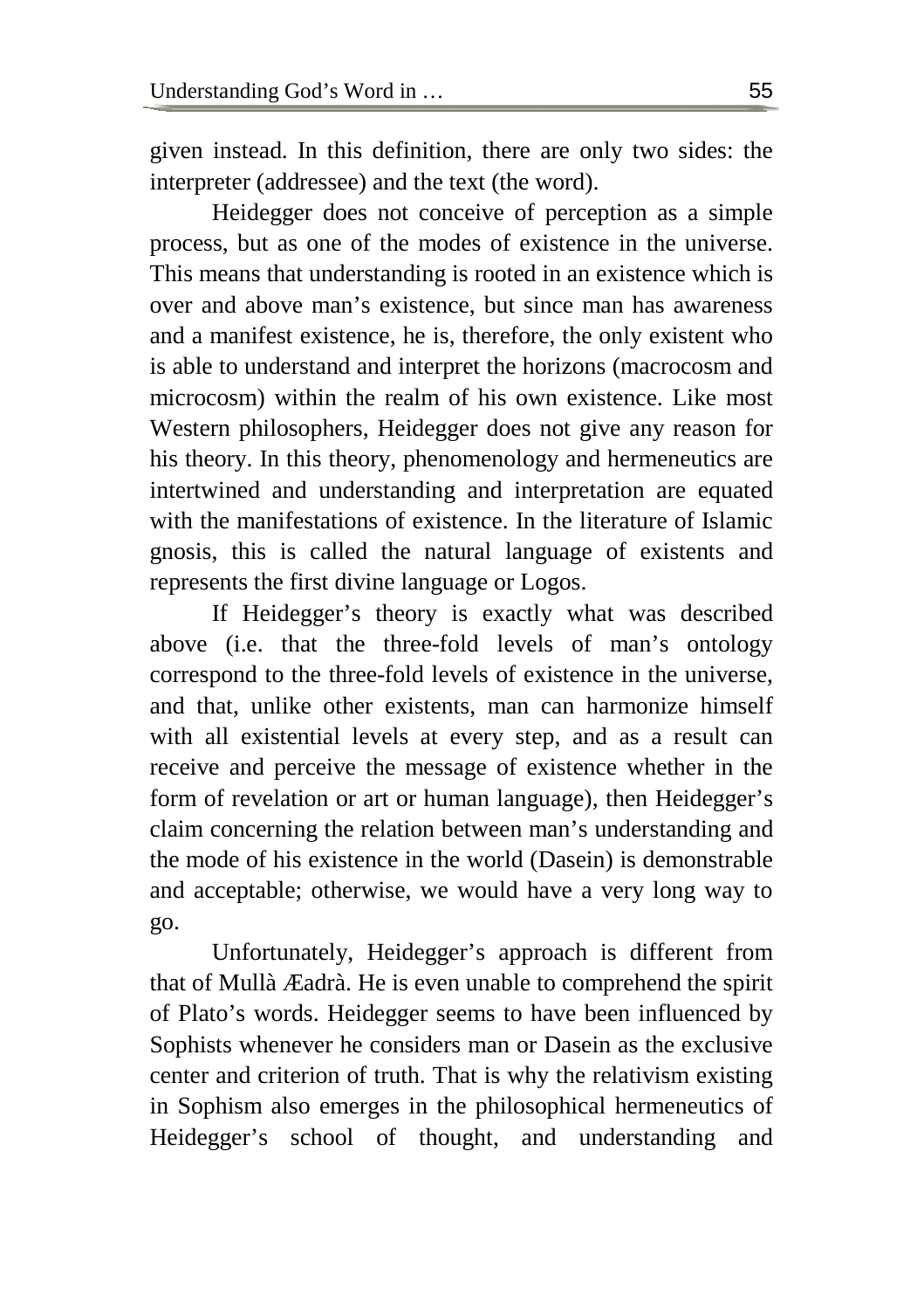given instead. In this definition, there are only two sides: the interpreter (addressee) and the text (the word).

Heidegger does not conceive of perception as a simple process, but as one of the modes of existence in the universe. This means that understanding is rooted in an existence which is over and above man's existence, but since man has awareness and a manifest existence, he is, therefore, the only existent who is able to understand and interpret the horizons (macrocosm and microcosm) within the realm of his own existence. Like most Western philosophers, Heidegger does not give any reason for his theory. In this theory, phenomenology and hermeneutics are intertwined and understanding and interpretation are equated with the manifestations of existence. In the literature of Islamic gnosis, this is called the natural language of existents and represents the first divine language or Logos.

If Heidegger's theory is exactly what was described above (i.e. that the three-fold levels of man's ontology correspond to the three-fold levels of existence in the universe, and that, unlike other existents, man can harmonize himself with all existential levels at every step, and as a result can receive and perceive the message of existence whether in the form of revelation or art or human language), then Heidegger's claim concerning the relation between man's understanding and the mode of his existence in the world (Dasein) is demonstrable and acceptable; otherwise, we would have a very long way to go.

Unfortunately, Heidegger's approach is different from that of Mullà Æadrà. He is even unable to comprehend the spirit of Plato's words. Heidegger seems to have been influenced by Sophists whenever he considers man or Dasein as the exclusive center and criterion of truth. That is why the relativism existing in Sophism also emerges in the philosophical hermeneutics of Heidegger's school of thought, and understanding and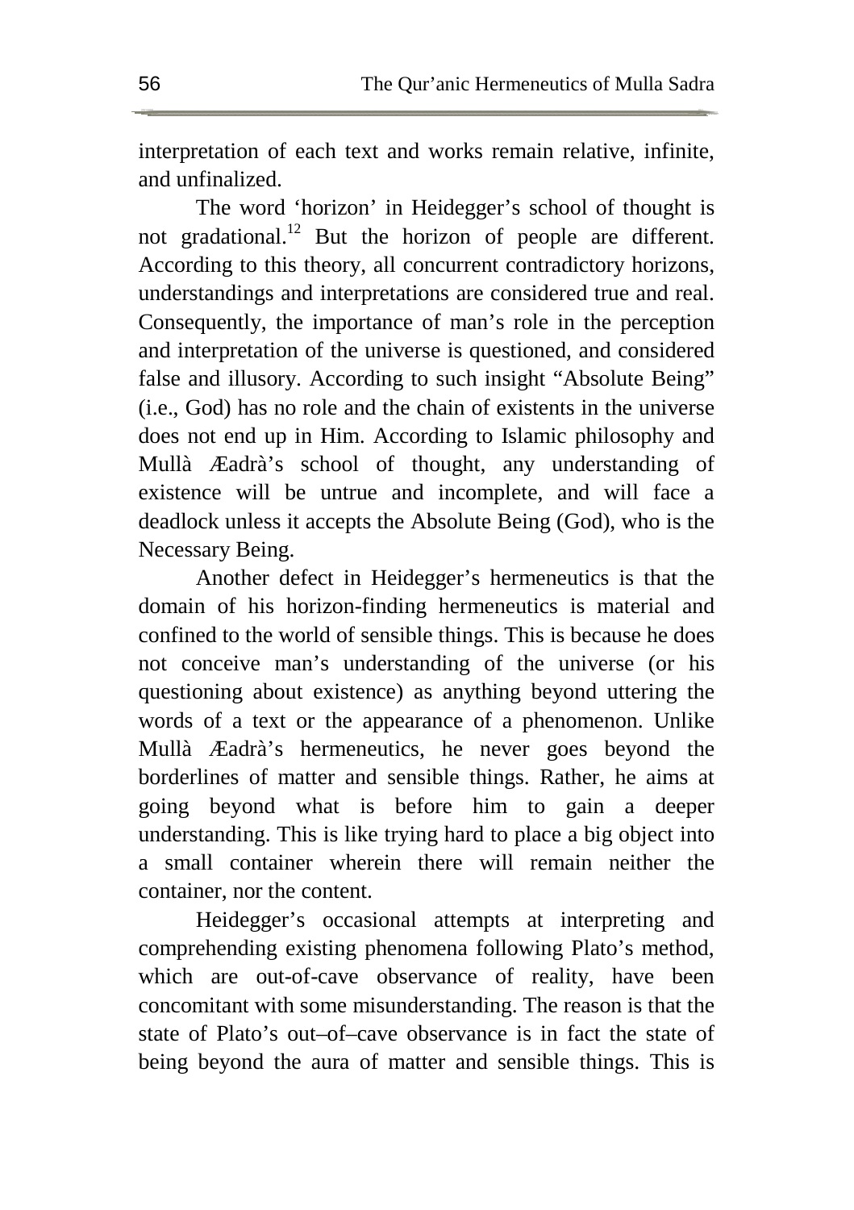interpretation of each text and works remain relative, infinite, and unfinalized.

The word 'horizon' in Heidegger's school of thought is not gradational.[12] But the horizon of people are different. According to this theory, all concurrent contradictory horizons, understandings and interpretations are considered true and real. Consequently, the importance of man's role in the perception and interpretation of the universe is questioned, and considered false and illusory. According to such insight "Absolute Being" (i.e., God) has no role and the chain of existents in the universe does not end up in Him. According to Islamic philosophy and Mullà Æadrà's school of thought, any understanding of existence will be untrue and incomplete, and will face a deadlock unless it accepts the Absolute Being (God), who is the Necessary Being.

Another defect in Heidegger's hermeneutics is that the domain of his horizon-finding hermeneutics is material and confined to the world of sensible things. This is because he does not conceive man's understanding of the universe (or his questioning about existence) as anything beyond uttering the words of a text or the appearance of a phenomenon. Unlike Mullà Æadrà's hermeneutics, he never goes beyond the borderlines of matter and sensible things. Rather, he aims at going beyond what is before him to gain a deeper understanding. This is like trying hard to place a big object into a small container wherein there will remain neither the container, nor the content.

Heidegger's occasional attempts at interpreting and comprehending existing phenomena following Plato's method, which are out-of-cave observance of reality, have been concomitant with some misunderstanding. The reason is that the state of Plato's out–of–cave observance is in fact the state of being beyond the aura of matter and sensible things. This is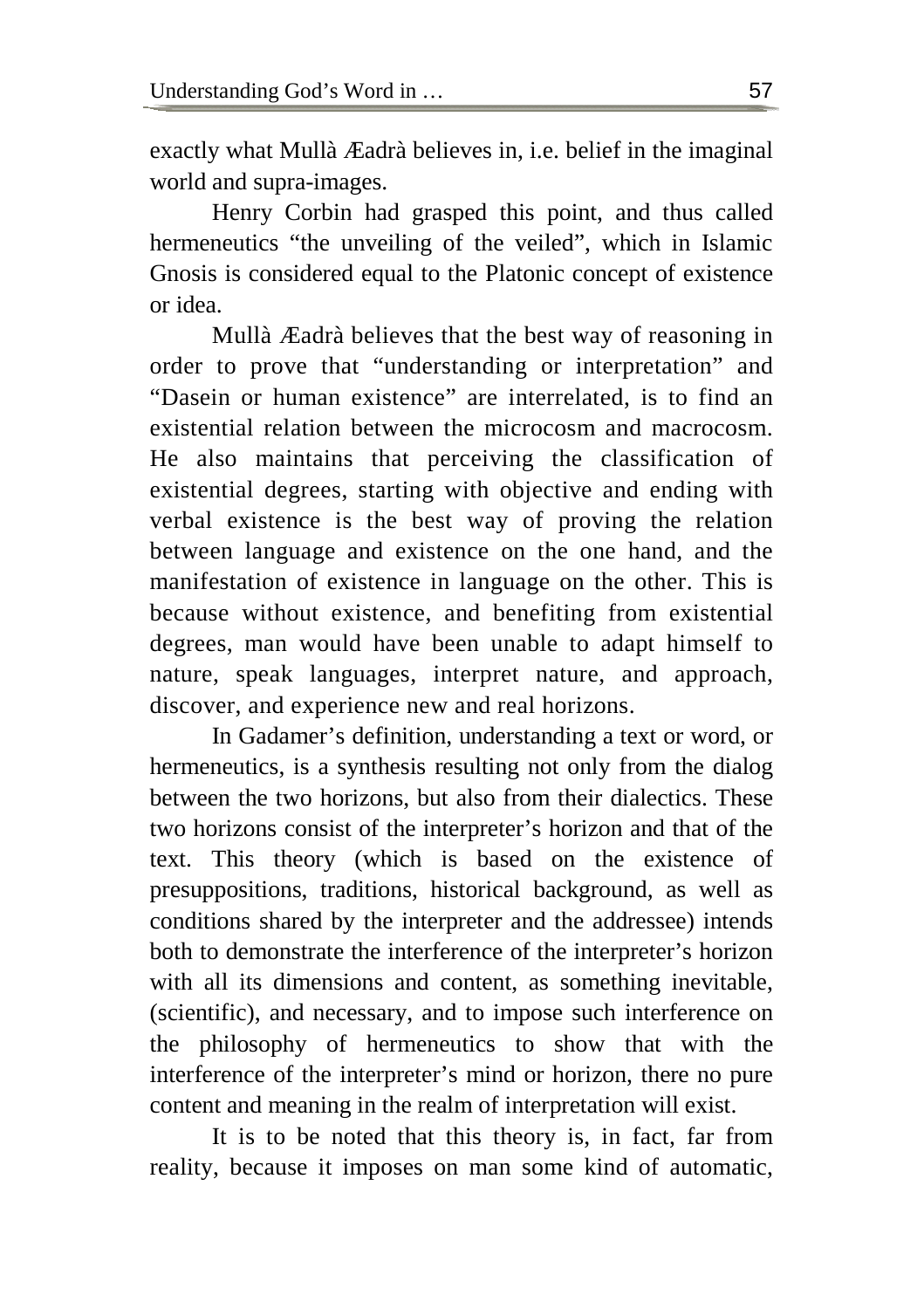exactly what Mullà Æadrà believes in, i.e. belief in the imaginal world and supra-images.

Henry Corbin had grasped this point, and thus called hermeneutics "the unveiling of the veiled", which in Islamic Gnosis is considered equal to the Platonic concept of existence or idea.

Mullà Æadrà believes that the best way of reasoning in order to prove that "understanding or interpretation" and "Dasein or human existence" are interrelated, is to find an existential relation between the microcosm and macrocosm. He also maintains that perceiving the classification of existential degrees, starting with objective and ending with verbal existence is the best way of proving the relation between language and existence on the one hand, and the manifestation of existence in language on the other. This is because without existence, and benefiting from existential degrees, man would have been unable to adapt himself to nature, speak languages, interpret nature, and approach, discover, and experience new and real horizons.

In Gadamer's definition, understanding a text or word, or hermeneutics, is a synthesis resulting not only from the dialog between the two horizons, but also from their dialectics. These two horizons consist of the interpreter's horizon and that of the text. This theory (which is based on the existence of presuppositions, traditions, historical background, as well as conditions shared by the interpreter and the addressee) intends both to demonstrate the interference of the interpreter's horizon with all its dimensions and content, as something inevitable, (scientific), and necessary, and to impose such interference on the philosophy of hermeneutics to show that with the interference of the interpreter's mind or horizon, there no pure content and meaning in the realm of interpretation will exist.

It is to be noted that this theory is, in fact, far from reality, because it imposes on man some kind of automatic,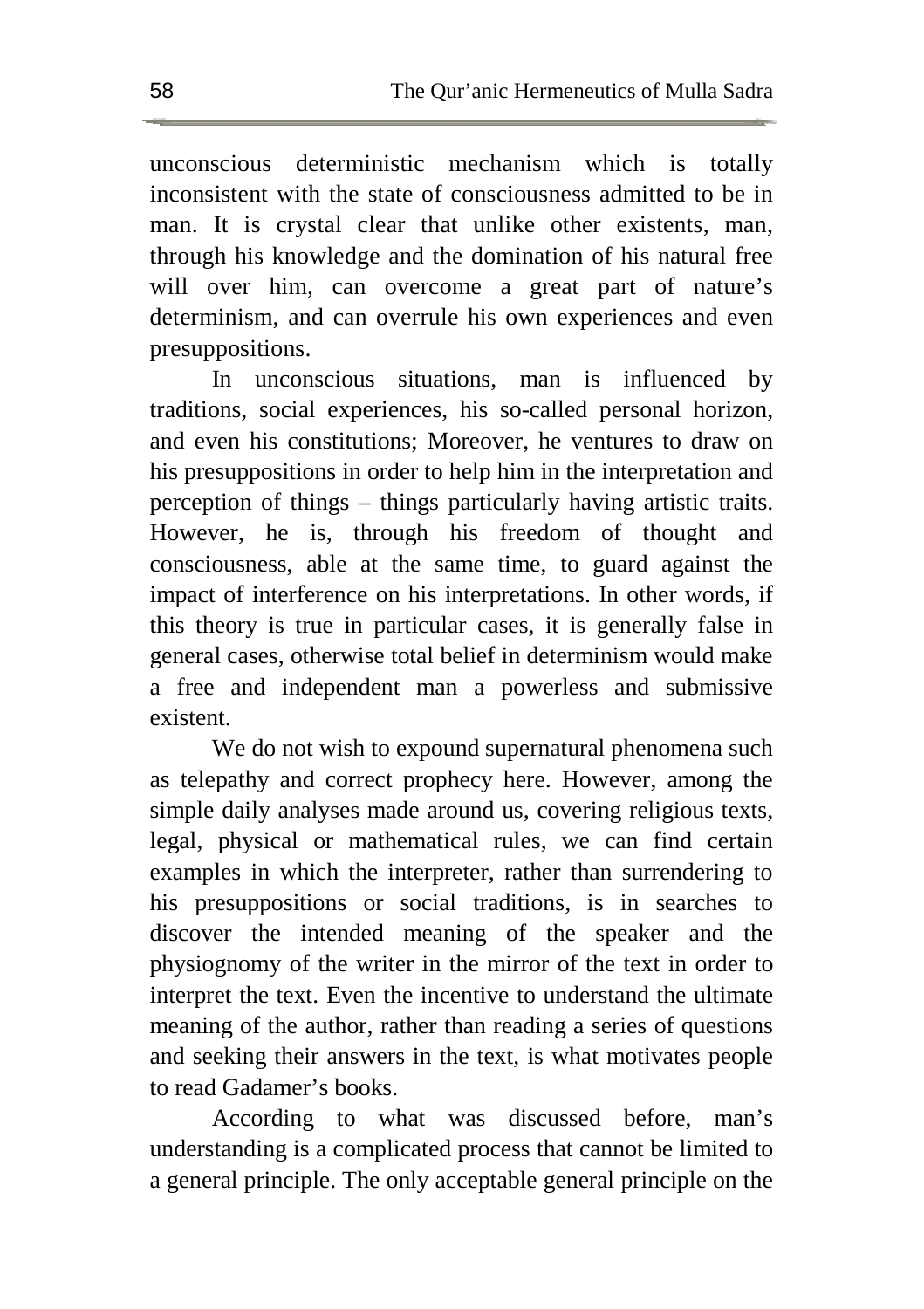unconscious deterministic mechanism which is totally inconsistent with the state of consciousness admitted to be in man. It is crystal clear that unlike other existents, man, through his knowledge and the domination of his natural free will over him, can overcome a great part of nature's determinism, and can overrule his own experiences and even presuppositions.

In unconscious situations, man is influenced by traditions, social experiences, his so-called personal horizon, and even his constitutions; Moreover, he ventures to draw on his presuppositions in order to help him in the interpretation and perception of things – things particularly having artistic traits. However, he is, through his freedom of thought and consciousness, able at the same time, to guard against the impact of interference on his interpretations. In other words, if this theory is true in particular cases, it is generally false in general cases, otherwise total belief in determinism would make a free and independent man a powerless and submissive existent.

We do not wish to expound supernatural phenomena such as telepathy and correct prophecy here. However, among the simple daily analyses made around us, covering religious texts, legal, physical or mathematical rules, we can find certain examples in which the interpreter, rather than surrendering to his presuppositions or social traditions, is in searches to discover the intended meaning of the speaker and the physiognomy of the writer in the mirror of the text in order to interpret the text. Even the incentive to understand the ultimate meaning of the author, rather than reading a series of questions and seeking their answers in the text, is what motivates people to read Gadamer's books.

According to what was discussed before, man's understanding is a complicated process that cannot be limited to a general principle. The only acceptable general principle on the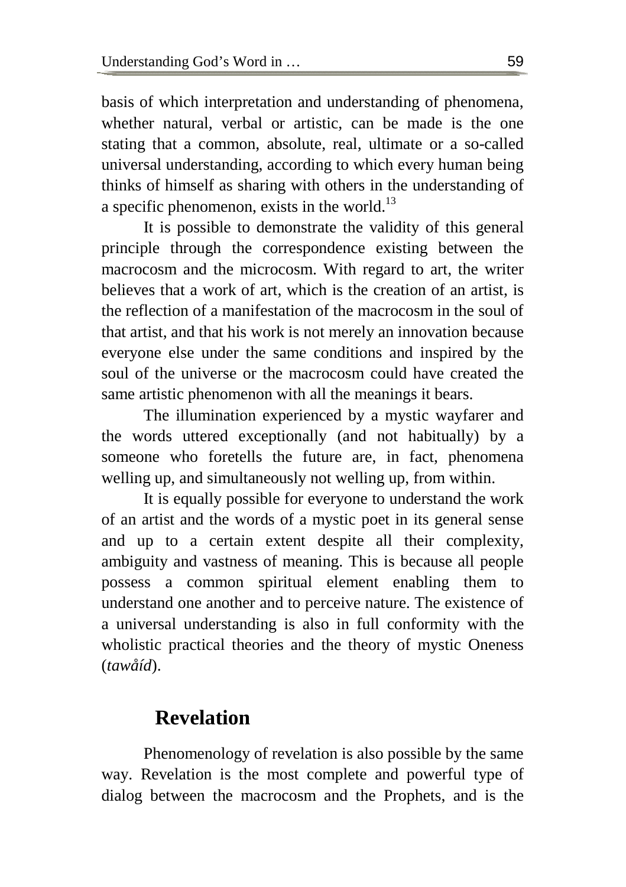basis of which interpretation and understanding of phenomena, whether natural, verbal or artistic, can be made is the one stating that a common, absolute, real, ultimate or a so-called universal understanding, according to which every human being thinks of himself as sharing with others in the understanding of a specific phenomenon, exists in the world.[13]

It is possible to demonstrate the validity of this general principle through the correspondence existing between the macrocosm and the microcosm. With regard to art, the writer believes that a work of art, which is the creation of an artist, is the reflection of a manifestation of the macrocosm in the soul of that artist, and that his work is not merely an innovation because everyone else under the same conditions and inspired by the soul of the universe or the macrocosm could have created the same artistic phenomenon with all the meanings it bears.

The illumination experienced by a mystic wayfarer and the words uttered exceptionally (and not habitually) by a someone who foretells the future are, in fact, phenomena welling up, and simultaneously not welling up, from within.

It is equally possible for everyone to understand the work of an artist and the words of a mystic poet in its general sense and up to a certain extent despite all their complexity, ambiguity and vastness of meaning. This is because all people possess a common spiritual element enabling them to understand one another and to perceive nature. The existence of a universal understanding is also in full conformity with the wholistic practical theories and the theory of mystic Oneness (*tawåíd*).

## Revelation

Phenomenology of revelation is also possible by the same way. Revelation is the most complete and powerful type of dialog between the macrocosm and the Prophets, and is the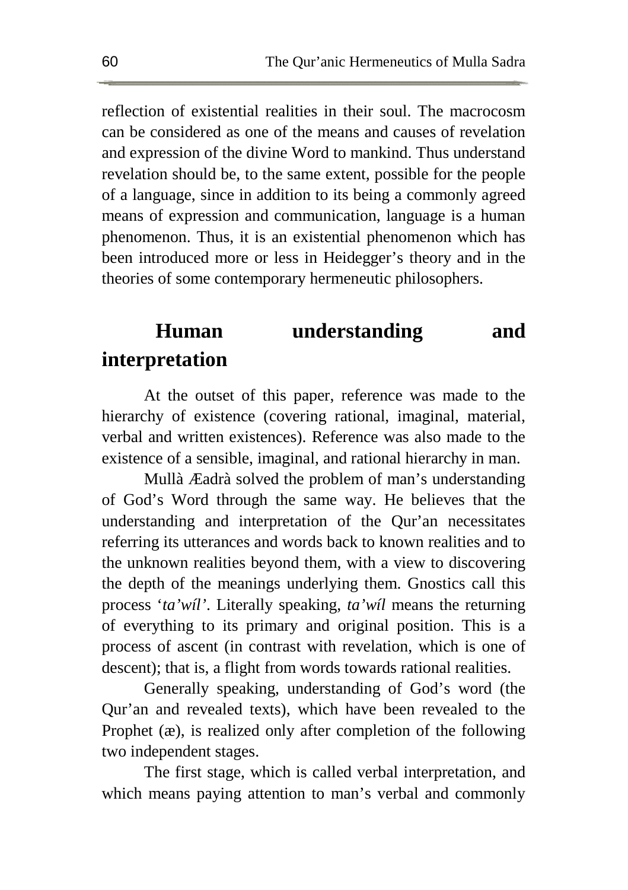reflection of existential realities in their soul. The macrocosm can be considered as one of the means and causes of revelation and expression of the divine Word to mankind. Thus understand revelation should be, to the same extent, possible for the people of a language, since in addition to its being a commonly agreed means of expression and communication, language is a human phenomenon. Thus, it is an existential phenomenon which has been introduced more or less in Heidegger's theory and in the theories of some contemporary hermeneutic philosophers.

## Human understanding and interpretation

At the outset of this paper, reference was made to the hierarchy of existence (covering rational, imaginal, material, verbal and written existences). Reference was also made to the existence of a sensible, imaginal, and rational hierarchy in man.

Mullà Æadrà solved the problem of man's understanding of God's Word through the same way. He believes that the understanding and interpretation of the Qur'an necessitates referring its utterances and words back to known realities and to the unknown realities beyond them, with a view to discovering the depth of the meanings underlying them. Gnostics call this process '*ta'wíl'*. Literally speaking, *ta'wíl* means the returning of everything to its primary and original position. This is a process of ascent (in contrast with revelation, which is one of descent); that is, a flight from words towards rational realities.

Generally speaking, understanding of God's word (the Qur'an and revealed texts), which have been revealed to the Prophet (æ), is realized only after completion of the following two independent stages.

The first stage, which is called verbal interpretation, and which means paying attention to man's verbal and commonly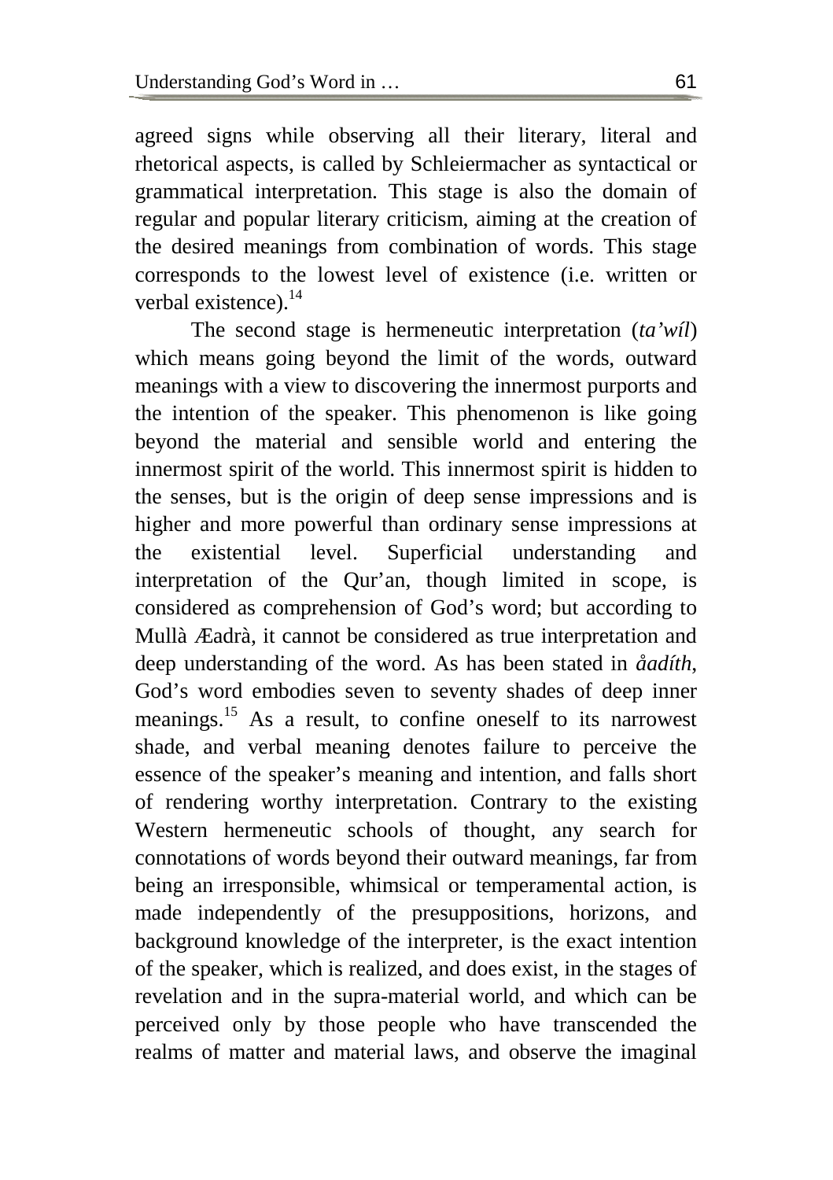agreed signs while observing all their literary, literal and rhetorical aspects, is called by Schleiermacher as syntactical or grammatical interpretation. This stage is also the domain of regular and popular literary criticism, aiming at the creation of the desired meanings from combination of words. This stage corresponds to the lowest level of existence (i.e. written or verbal existence).[14]

The second stage is hermeneutic interpretation (*ta'wíl*) which means going beyond the limit of the words, outward meanings with a view to discovering the innermost purports and the intention of the speaker. This phenomenon is like going beyond the material and sensible world and entering the innermost spirit of the world. This innermost spirit is hidden to the senses, but is the origin of deep sense impressions and is higher and more powerful than ordinary sense impressions at the existential level. Superficial understanding and interpretation of the Qur'an, though limited in scope, is considered as comprehension of God's word; but according to Mullà Æadrà, it cannot be considered as true interpretation and deep understanding of the word. As has been stated in *åadíth*, God's word embodies seven to seventy shades of deep inner meanings.[15] As a result, to confine oneself to its narrowest shade, and verbal meaning denotes failure to perceive the essence of the speaker's meaning and intention, and falls short of rendering worthy interpretation. Contrary to the existing Western hermeneutic schools of thought, any search for connotations of words beyond their outward meanings, far from being an irresponsible, whimsical or temperamental action, is made independently of the presuppositions, horizons, and background knowledge of the interpreter, is the exact intention of the speaker, which is realized, and does exist, in the stages of revelation and in the supra-material world, and which can be perceived only by those people who have transcended the realms of matter and material laws, and observe the imaginal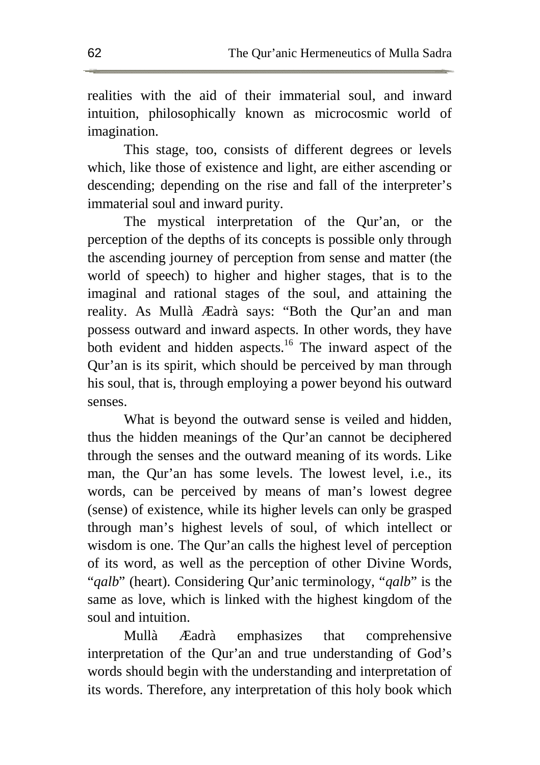realities with the aid of their immaterial soul, and inward intuition, philosophically known as microcosmic world of imagination.

This stage, too, consists of different degrees or levels which, like those of existence and light, are either ascending or descending; depending on the rise and fall of the interpreter's immaterial soul and inward purity.

The mystical interpretation of the Qur'an, or the perception of the depths of its concepts is possible only through the ascending journey of perception from sense and matter (the world of speech) to higher and higher stages, that is to the imaginal and rational stages of the soul, and attaining the reality. As Mullà Æadrà says: "Both the Qur'an and man possess outward and inward aspects. In other words, they have both evident and hidden aspects.[16] The inward aspect of the Qur'an is its spirit, which should be perceived by man through his soul, that is, through employing a power beyond his outward senses.

What is beyond the outward sense is veiled and hidden, thus the hidden meanings of the Qur'an cannot be deciphered through the senses and the outward meaning of its words. Like man, the Qur'an has some levels. The lowest level, i.e., its words, can be perceived by means of man's lowest degree (sense) of existence, while its higher levels can only be grasped through man's highest levels of soul, of which intellect or wisdom is one. The Qur'an calls the highest level of perception of its word, as well as the perception of other Divine Words, "*qalb*" (heart). Considering Qur'anic terminology, "*qalb*" is the same as love, which is linked with the highest kingdom of the soul and intuition.

Mullà Æadrà emphasizes that comprehensive interpretation of the Qur'an and true understanding of God's words should begin with the understanding and interpretation of its words. Therefore, any interpretation of this holy book which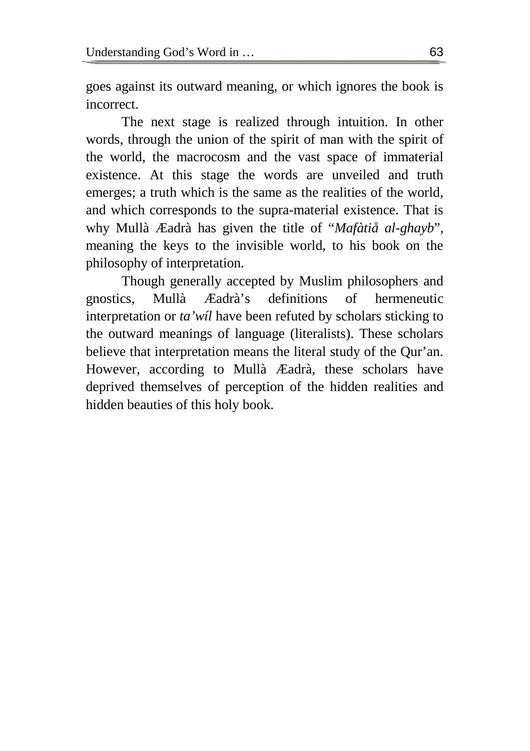goes against its outward meaning, or which ignores the book is incorrect.

The next stage is realized through intuition. In other words, through the union of the spirit of man with the spirit of the world, the macrocosm and the vast space of immaterial existence. At this stage the words are unveiled and truth emerges; a truth which is the same as the realities of the world, and which corresponds to the supra-material existence. That is why Mullà Æadrà has given the title of "*Mafàtiå al-ghayb*", meaning the keys to the invisible world, to his book on the philosophy of interpretation.

Though generally accepted by Muslim philosophers and gnostics, Mullà Æadrà's definitions of hermeneutic interpretation or *ta'wíl* have been refuted by scholars sticking to the outward meanings of language (literalists). These scholars believe that interpretation means the literal study of the Qur'an. However, according to Mullà Æadrà, these scholars have deprived themselves of perception of the hidden realities and hidden beauties of this holy book.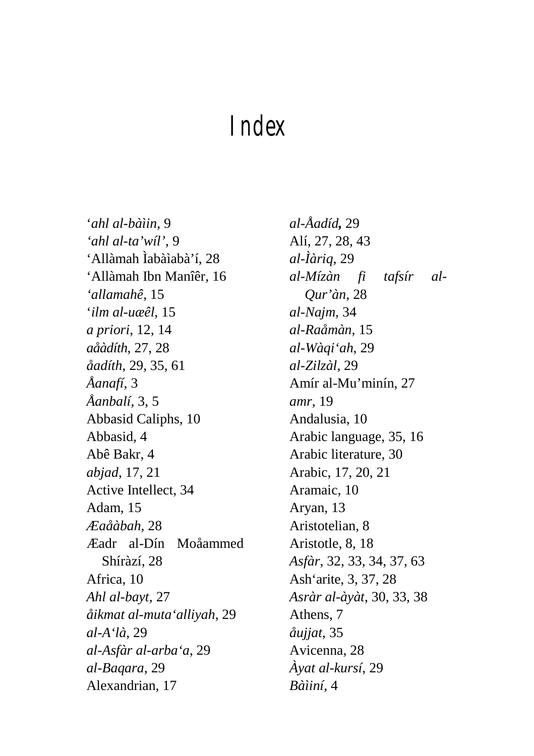# Index

'*ahl al-bàìin*, 9
*'ahl al-ta'wíl'*, 9
'Allàmah Ìabàìabà'í, 28
'Allàmah Ibn Manîêr, 16
*'allamahê*, 15
'*ilm al-uæêl*, 15
*a priori*, 12, 14
*aåàdíth*, 27, 28
*åadíth*, 29, 35, 61
*Åanafí*, 3
*Åanbalí*, 3, 5
Abbasid Caliphs, 10
Abbasid, 4
Abê Bakr, 4
*abjad*, 17, 21
Active Intellect, 34
Adam, 15
*Æaååbah*, 28
Æadr al-Dín Moåammed Shíràzí, 28
Africa, 10
*Ahl al-bayt*, 27
*åikmat al-muta'alliyah*, 29
*al-A'là*, 29
*al-Asfàr al-arba'a*, 29
*al-Baqara*, 29
Alexandrian, 17
*al-Åadíd*, 29
Alí, 27, 28, 43
*al-Ìàriq*, 29
*al-Mízàn fi tafsír al-Qur'àn*, 28
*al-Najm*, 34
*al-Raåmàn*, 15
*al-Wàqi'ah*, 29
*al-Zilzàl*, 29
Amír al-Mu'minín, 27
*amr*, 19
Andalusia, 10
Arabic language, 35, 16
Arabic literature, 30
Arabic, 17, 20, 21
Aramaic, 10
Aryan, 13
Aristotelian, 8
Aristotle, 8, 18
*Asfàr*, 32, 33, 34, 37, 63
Ash'arite, 3, 37, 28
*Asràr al-àyàt*, 30, 33, 38
Athens, 7
*åujjat*, 35
Avicenna, 28
*Àyat al-kursí*, 29
*Bàìiní*, 4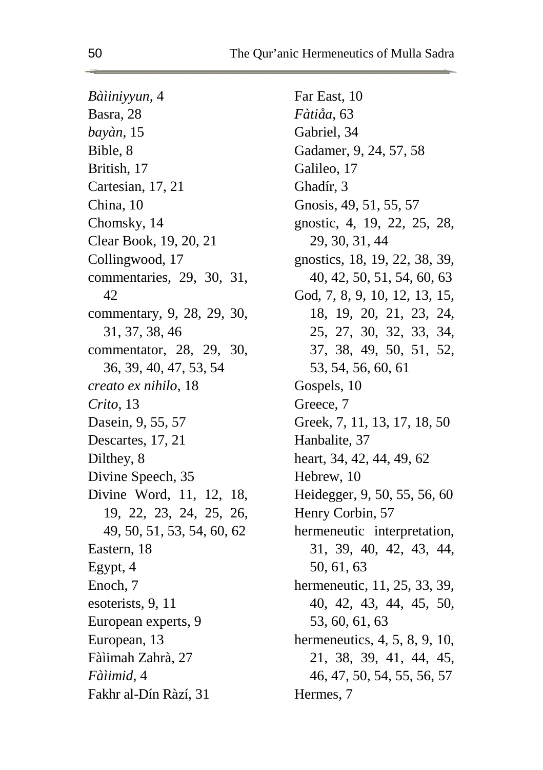*Bàìiniyyun*, 4
Basra, 28
*bayàn*, 15
Bible, 8
British, 17
Cartesian, 17, 21
China, 10
Chomsky, 14
Clear Book, 19, 20, 21
Collingwood, 17
commentaries, 29, 30, 31, 42
commentary, 9, 28, 29, 30, 31, 37, 38, 46
commentator, 28, 29, 30, 36, 39, 40, 47, 53, 54
*creato ex nihilo*, 18
*Crito*, 13
Dasein, 9, 55, 57
Descartes, 17, 21
Dilthey, 8
Divine Speech, 35
Divine Word, 11, 12, 18, 19, 22, 23, 24, 25, 26, 49, 50, 51, 53, 54, 60, 62
Eastern, 18
Egypt, 4
Enoch, 7
esoterists, 9, 11
European experts, 9
European, 13
Fàìimah Zahrà, 27
*Fàìimid*, 4
Fakhr al-Dín Ràzí, 31
Far East, 10
*Fàtiåa*, 63
Gabriel, 34
Gadamer, 9, 24, 57, 58
Galileo, 17
Ghadír, 3
Gnosis, 49, 51, 55, 57
gnostic, 4, 19, 22, 25, 28, 29, 30, 31, 44
gnostics, 18, 19, 22, 38, 39, 40, 42, 50, 51, 54, 60, 63
God, 7, 8, 9, 10, 12, 13, 15, 18, 19, 20, 21, 23, 24, 25, 27, 30, 32, 33, 34, 37, 38, 49, 50, 51, 52, 53, 54, 56, 60, 61
Gospels, 10
Greece, 7
Greek, 7, 11, 13, 17, 18, 50
Hanbalite, 37
heart, 34, 42, 44, 49, 62
Hebrew, 10
Heidegger, 9, 50, 55, 56, 60
Henry Corbin, 57
hermeneutic interpretation, 31, 39, 40, 42, 43, 44, 50, 61, 63
hermeneutic, 11, 25, 33, 39, 40, 42, 43, 44, 45, 50, 53, 60, 61, 63
hermeneutics, 4, 5, 8, 9, 10, 21, 38, 39, 41, 44, 45, 46, 47, 50, 54, 55, 56, 57
Hermes, 7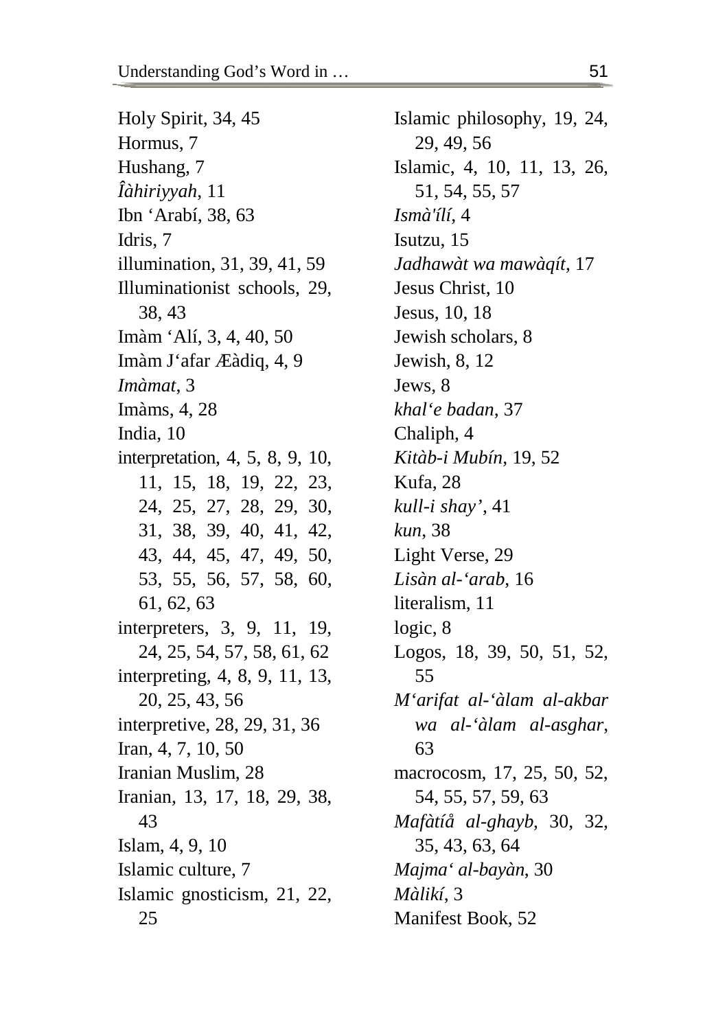Holy Spirit, 34, 45
Hormus, 7
Hushang, 7
*Îàhiriyyah*, 11
Ibn 'Arabí, 38, 63
Idris, 7
illumination, 31, 39, 41, 59
Illuminationist schools, 29, 38, 43
Imàm 'Alí, 3, 4, 40, 50
Imàm J'afar Æàdiq, 4, 9
*Imàmat*, 3
Imàms, 4, 28
India, 10
interpretation, 4, 5, 8, 9, 10, 11, 15, 18, 19, 22, 23, 24, 25, 27, 28, 29, 30, 31, 38, 39, 40, 41, 42, 43, 44, 45, 47, 49, 50, 53, 55, 56, 57, 58, 60, 61, 62, 63
interpreters, 3, 9, 11, 19, 24, 25, 54, 57, 58, 61, 62
interpreting, 4, 8, 9, 11, 13, 20, 25, 43, 56
interpretive, 28, 29, 31, 36
Iran, 4, 7, 10, 50
Iranian Muslim, 28
Iranian, 13, 17, 18, 29, 38, 43
Islam, 4, 9, 10
Islamic culture, 7
Islamic gnosticism, 21, 22, 25
Islamic philosophy, 19, 24, 29, 49, 56
Islamic, 4, 10, 11, 13, 26, 51, 54, 55, 57
*Ismà'ílí*, 4
Isutzu, 15
*Jadhawàt wa mawàqít*, 17
Jesus Christ, 10
Jesus, 10, 18
Jewish scholars, 8
Jewish, 8, 12
Jews, 8
*khal'e badan*, 37
Chaliph, 4
*Kitàb-i Mubín*, 19, 52
Kufa, 28
*kull-i shay'*, 41
*kun*, 38
Light Verse, 29
*Lisàn al-'arab*, 16
literalism, 11
logic, 8
Logos, 18, 39, 50, 51, 52, 55
*M'arifat al-'àlam al-akbar wa al-'àlam al-asghar*, 63
macrocosm, 17, 25, 50, 52, 54, 55, 57, 59, 63
*Mafàtíå al-ghayb*, 30, 32, 35, 43, 63, 64
*Majma' al-bayàn*, 30
*Màlikí*, 3
Manifest Book, 52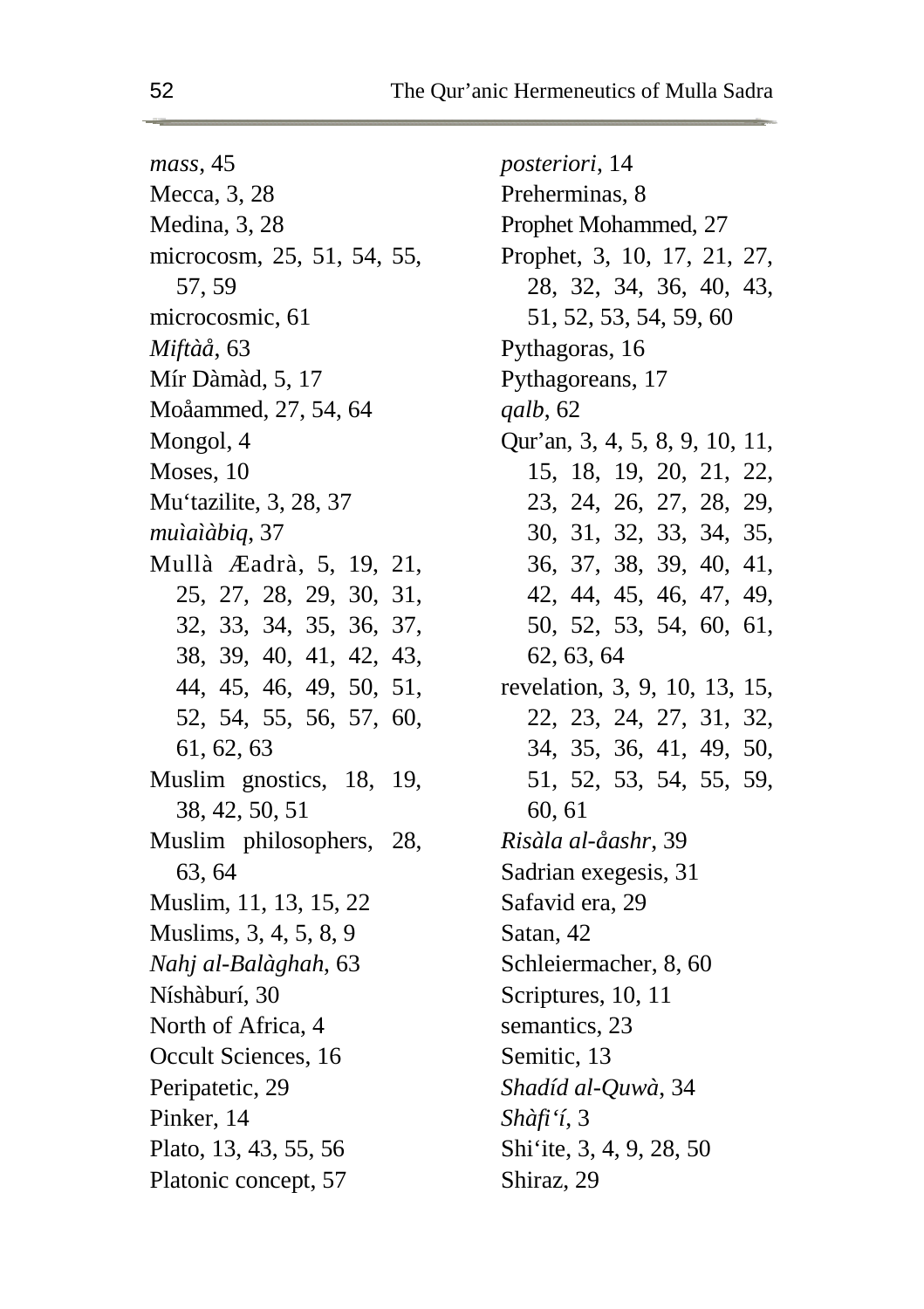*mass*, 45
Mecca, 3, 28
Medina, 3, 28
microcosm, 25, 51, 54, 55, 57, 59
microcosmic, 61
*Miftàå*, 63
Mír Dàmàd, 5, 17
Moåammed, 27, 54, 64
Mongol, 4
Moses, 10
Mu‘tazilite, 3, 28, 37
*muìaìàbiq*, 37
Mullà Æadrà, 5, 19, 21, 25, 27, 28, 29, 30, 31, 32, 33, 34, 35, 36, 37, 38, 39, 40, 41, 42, 43, 44, 45, 46, 49, 50, 51, 52, 54, 55, 56, 57, 60, 61, 62, 63
Muslim gnostics, 18, 19, 38, 42, 50, 51
Muslim philosophers, 28, 63, 64
Muslim, 11, 13, 15, 22
Muslims, 3, 4, 5, 8, 9
*Nahj al-Balàghah*, 63
Níshàburí, 30
North of Africa, 4
Occult Sciences, 16
Peripatetic, 29
Pinker, 14
Plato, 13, 43, 55, 56
Platonic concept, 57
*posteriori*, 14
Preherminas, 8
Prophet Mohammed, 27
Prophet, 3, 10, 17, 21, 27, 28, 32, 34, 36, 40, 43, 51, 52, 53, 54, 59, 60
Pythagoras, 16
Pythagoreans, 17
*qalb*, 62
Qur’an, 3, 4, 5, 8, 9, 10, 11, 15, 18, 19, 20, 21, 22, 23, 24, 26, 27, 28, 29, 30, 31, 32, 33, 34, 35, 36, 37, 38, 39, 40, 41, 42, 44, 45, 46, 47, 49, 50, 52, 53, 54, 60, 61, 62, 63, 64
revelation, 3, 9, 10, 13, 15, 22, 23, 24, 27, 31, 32, 34, 35, 36, 41, 49, 50, 51, 52, 53, 54, 55, 59, 60, 61
*Risàla al-åashr*, 39
Sadrian exegesis, 31
Safavid era, 29
Satan, 42
Schleiermacher, 8, 60
Scriptures, 10, 11
semantics, 23
Semitic, 13
*Shadíd al-Quwà*, 34
*Shàfi‘í*, 3
Shi‘ite, 3, 4, 9, 28, 50
Shiraz, 29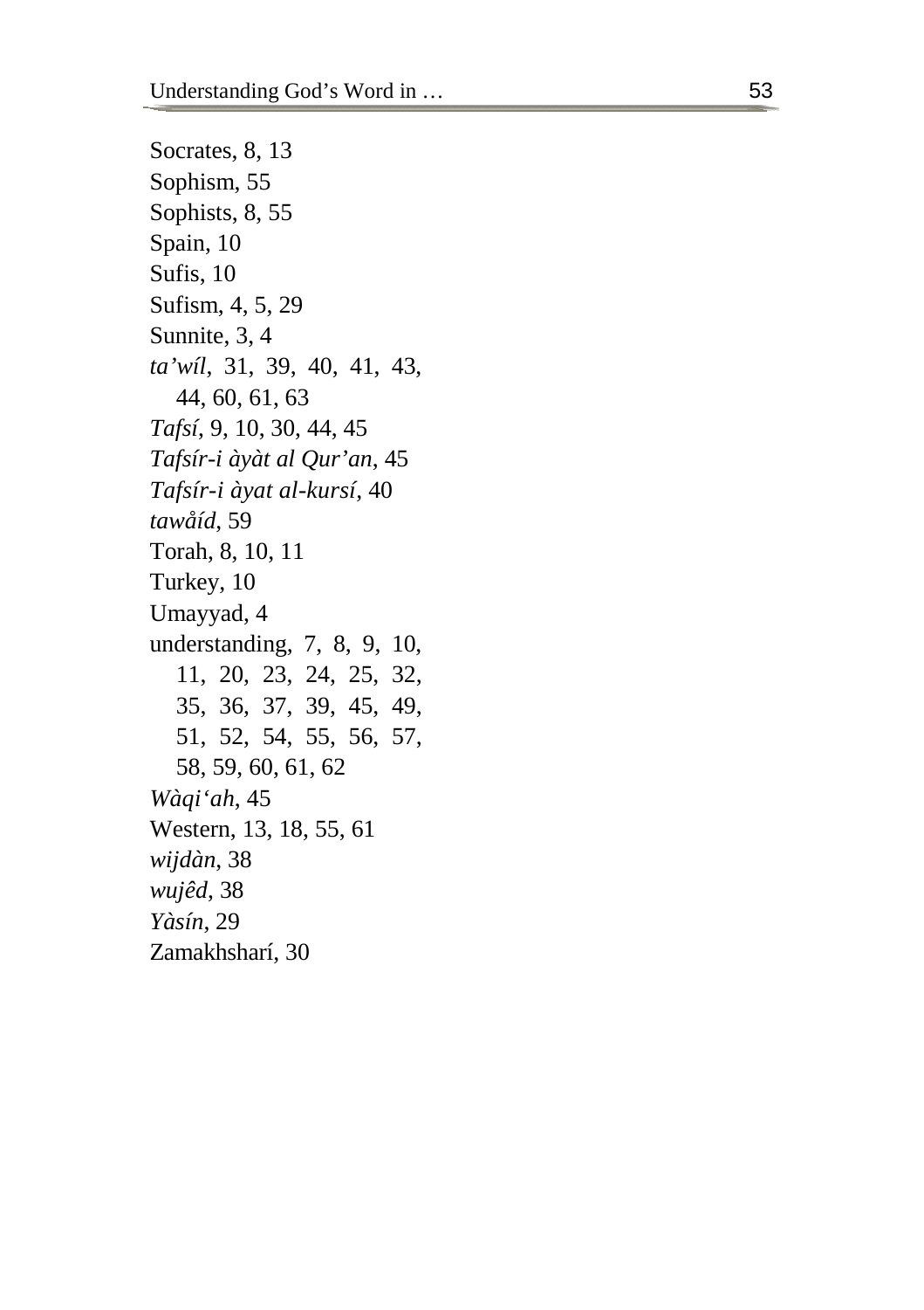Socrates, 8, 13  
Sophism, 55  
Sophists, 8, 55  
Spain, 10  
Sufis, 10  
Sufism, 4, 5, 29  
Sunnite, 3, 4  
*ta'wíl*, 31, 39, 40, 41, 43, 44, 60, 61, 63  
*Tafsí*, 9, 10, 30, 44, 45  
*Tafsír-i àyàt al Qur'an*, 45  
*Tafsír-i àyat al-kursí*, 40  
*tawåíd*, 59  
Torah, 8, 10, 11  
Turkey, 10  
Umayyad, 4  
understanding, 7, 8, 9, 10, 11, 20, 23, 24, 25, 32, 35, 36, 37, 39, 45, 49, 51, 52, 54, 55, 56, 57, 58, 59, 60, 61, 62  
*Wàqi'ah*, 45  
Western, 13, 18, 55, 61  
*wijdàn*, 38  
*wujêd*, 38  
*Yàsín*, 29  
Zamakhsharí, 30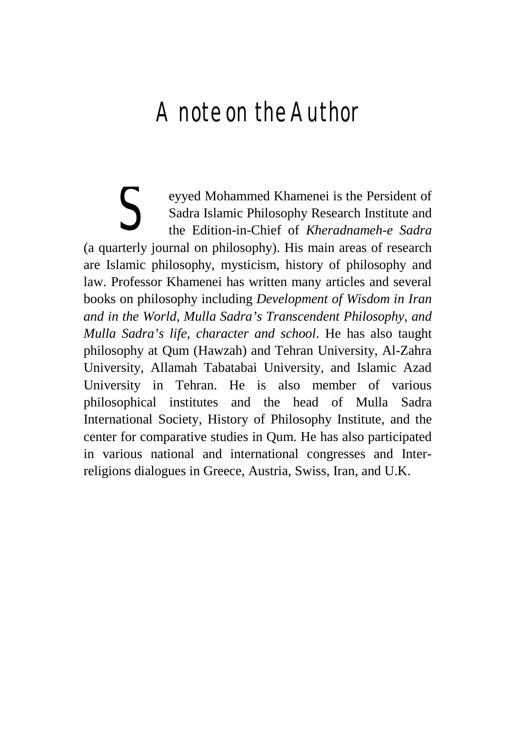# A note on the Author

Seyyed Mohammed Khamenei is the Persident of Sadra Islamic Philosophy Research Institute and the Edition-in-Chief of *Kheradnameh-e Sadra* (a quarterly journal on philosophy). His main areas of research are Islamic philosophy, mysticism, history of philosophy and law. Professor Khamenei has written many articles and several books on philosophy including *Development of Wisdom in Iran and in the World, Mulla Sadra's Transcendent Philosophy, and Mulla Sadra's life, character and school*. He has also taught philosophy at Qum (Hawzah) and Tehran University, Al-Zahra University, Allamah Tabatabai University, and Islamic Azad University in Tehran. He is also member of various philosophical institutes and the head of Mulla Sadra International Society, History of Philosophy Institute, and the center for comparative studies in Qum. He has also participated in various national and international congresses and Inter-religions dialogues in Greece, Austria, Swiss, Iran, and U.K.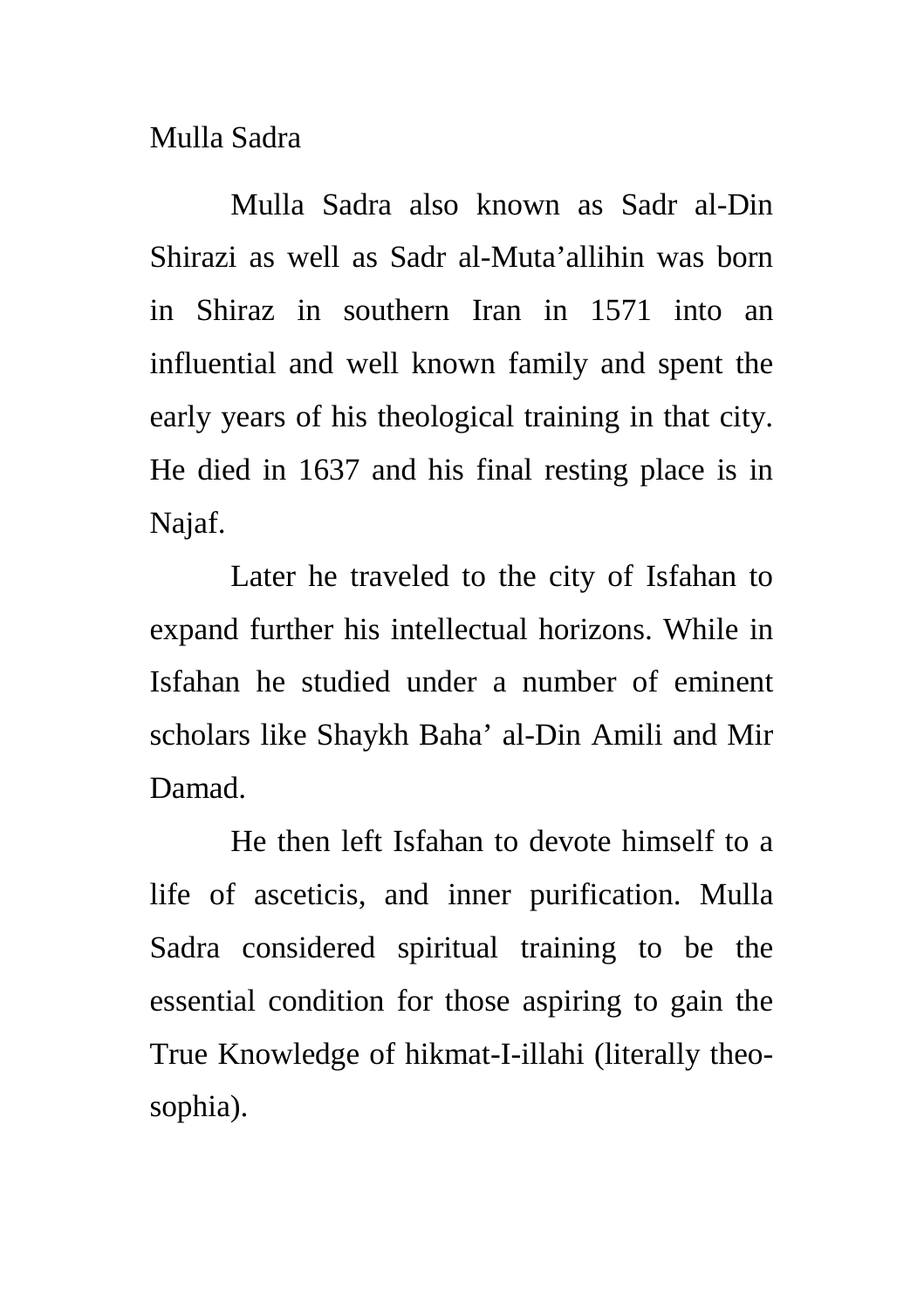Mulla Sadra

Mulla Sadra also known as Sadr al-Din Shirazi as well as Sadr al-Muta'allihin was born in Shiraz in southern Iran in 1571 into an influential and well known family and spent the early years of his theological training in that city. He died in 1637 and his final resting place is in Najaf.

Later he traveled to the city of Isfahan to expand further his intellectual horizons. While in Isfahan he studied under a number of eminent scholars like Shaykh Baha' al-Din Amili and Mir Damad.

He then left Isfahan to devote himself to a life of asceticis, and inner purification. Mulla Sadra considered spiritual training to be the essential condition for those aspiring to gain the True Knowledge of hikmat-I-illahi (literally theo-sophia).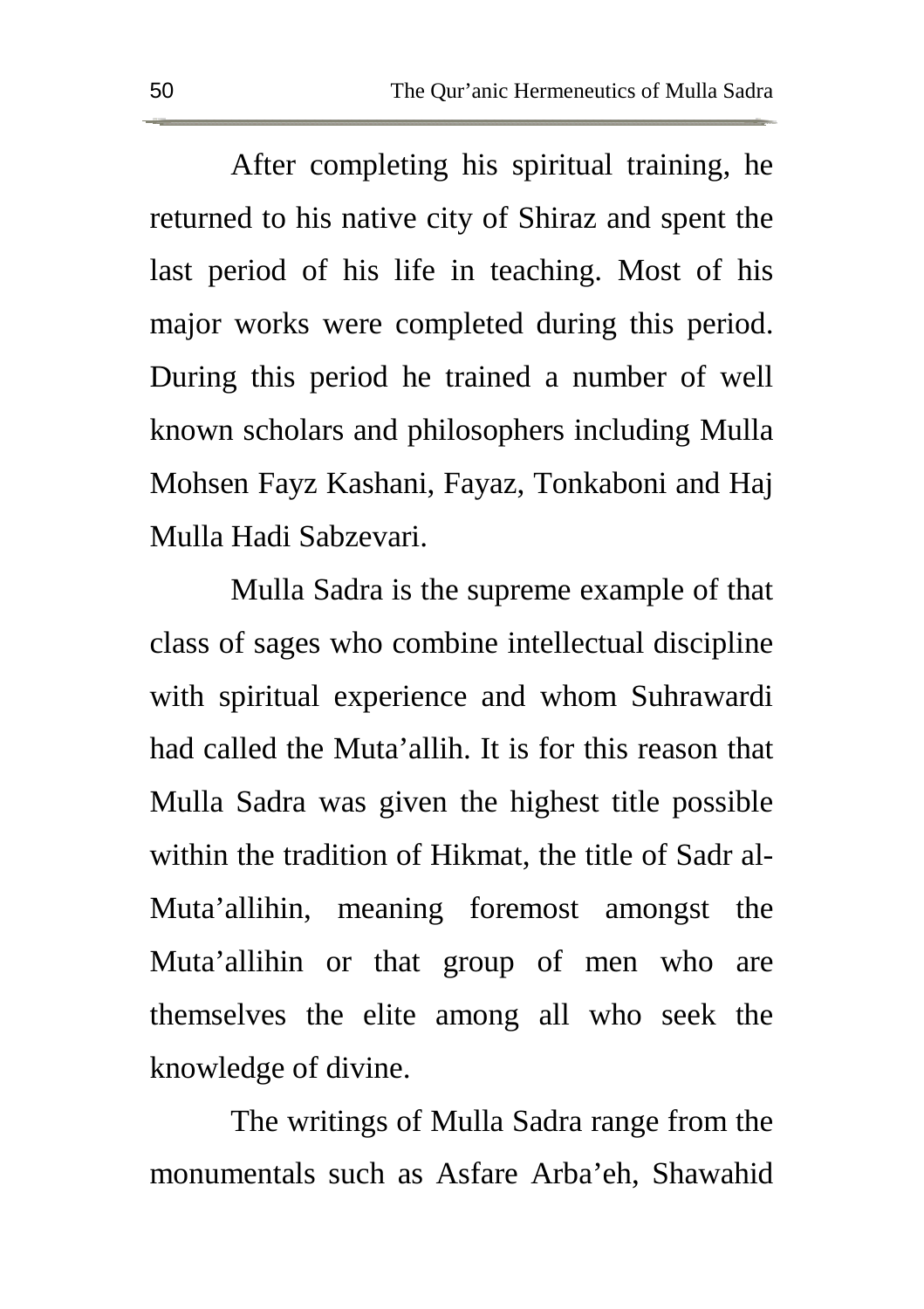After completing his spiritual training, he returned to his native city of Shiraz and spent the last period of his life in teaching. Most of his major works were completed during this period. During this period he trained a number of well known scholars and philosophers including Mulla Mohsen Fayz Kashani, Fayaz, Tonkaboni and Haj Mulla Hadi Sabzevari.

Mulla Sadra is the supreme example of that class of sages who combine intellectual discipline with spiritual experience and whom Suhrawardi had called the Muta'allih. It is for this reason that Mulla Sadra was given the highest title possible within the tradition of Hikmat, the title of Sadr al-Muta'allihin, meaning foremost amongst the Muta'allihin or that group of men who are themselves the elite among all who seek the knowledge of divine.

The writings of Mulla Sadra range from the monumentals such as Asfare Arba'eh, Shawahid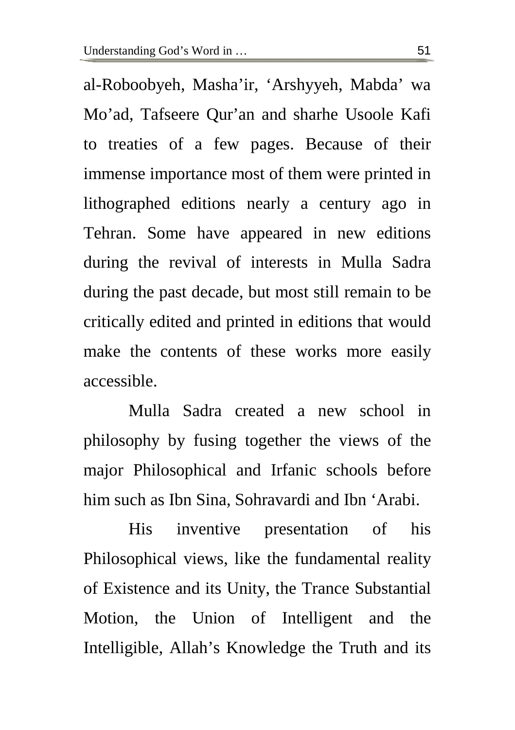al-Roboobyeh, Masha'ir, 'Arshyyeh, Mabda' wa Mo'ad, Tafseere Qur'an and sharhe Usoole Kafi to treaties of a few pages. Because of their immense importance most of them were printed in lithographed editions nearly a century ago in Tehran. Some have appeared in new editions during the revival of interests in Mulla Sadra during the past decade, but most still remain to be critically edited and printed in editions that would make the contents of these works more easily accessible.

Mulla Sadra created a new school in philosophy by fusing together the views of the major Philosophical and Irfanic schools before him such as Ibn Sina, Sohravardi and Ibn 'Arabi.

His inventive presentation of his Philosophical views, like the fundamental reality of Existence and its Unity, the Trance Substantial Motion, the Union of Intelligent and the Intelligible, Allah's Knowledge the Truth and its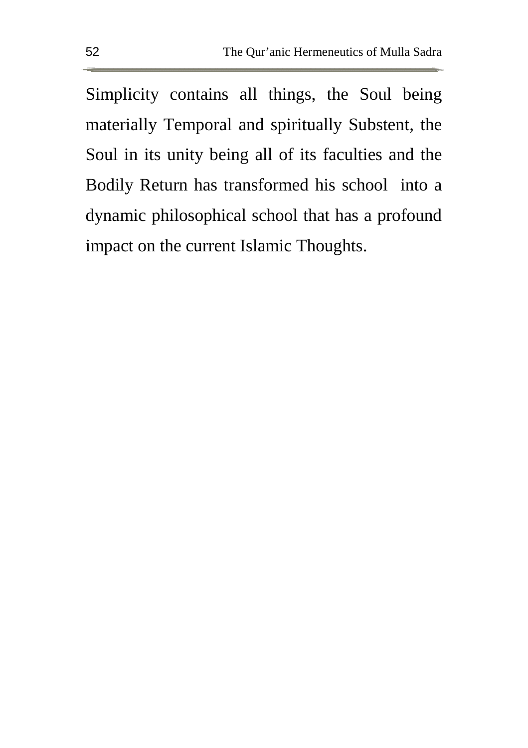Simplicity contains all things, the Soul being materially Temporal and spiritually Substent, the Soul in its unity being all of its faculties and the Bodily Return has transformed his school into a dynamic philosophical school that has a profound impact on the current Islamic Thoughts.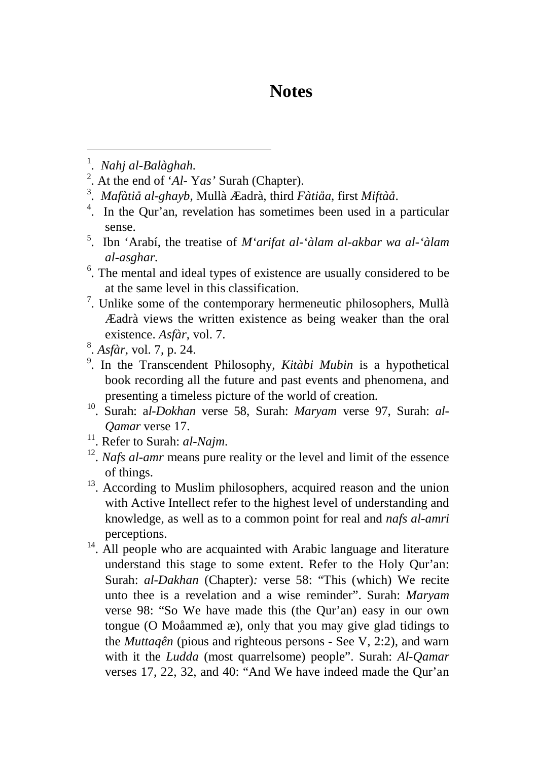# Notes

---

1. *Nahj al-Balàghah.*
2. At the end of '*Al- Yas'* Surah (Chapter).
3. *Mafàtiå al-ghayb*, Mullà Æadrà, third *Fàtiåa*, first *Miftàå*.
4. In the Qur'an, revelation has sometimes been used in a particular sense.
5. Ibn 'Arabí, the treatise of *M'arifat al-'àlam al-akbar wa al-'àlam al-asghar*.
6. The mental and ideal types of existence are usually considered to be at the same level in this classification.
7. Unlike some of the contemporary hermeneutic philosophers, Mullà Æadrà views the written existence as being weaker than the oral existence. *Asfàr*, vol. 7.
8. *Asfàr*, vol. 7, p. 24.
9. In the Transcendent Philosophy, *Kitàbi Mubin* is a hypothetical book recording all the future and past events and phenomena, and presenting a timeless picture of the world of creation.
10. Surah: a*l-Dokhan* verse 58, Surah: *Maryam* verse 97, Surah: *al-Qamar* verse 17.
11. Refer to Surah: *al-Najm*.
12. *Nafs al-amr* means pure reality or the level and limit of the essence of things.
13. According to Muslim philosophers, acquired reason and the union with Active Intellect refer to the highest level of understanding and knowledge, as well as to a common point for real and *nafs al-amri* perceptions.
14. All people who are acquainted with Arabic language and literature understand this stage to some extent. Refer to the Holy Qur'an: Surah: *al-Dakhan* (Chapter): verse 58: "This (which) We recite unto thee is a revelation and a wise reminder". Surah: *Maryam* verse 98: "So We have made this (the Qur'an) easy in our own tongue (O Moåammed æ), only that you may give glad tidings to the *Muttaqên* (pious and righteous persons - See V, 2:2), and warn with it the *Ludda* (most quarrelsome) people". Surah: *Al-Qamar* verses 17, 22, 32, and 40: "And We have indeed made the Qur'an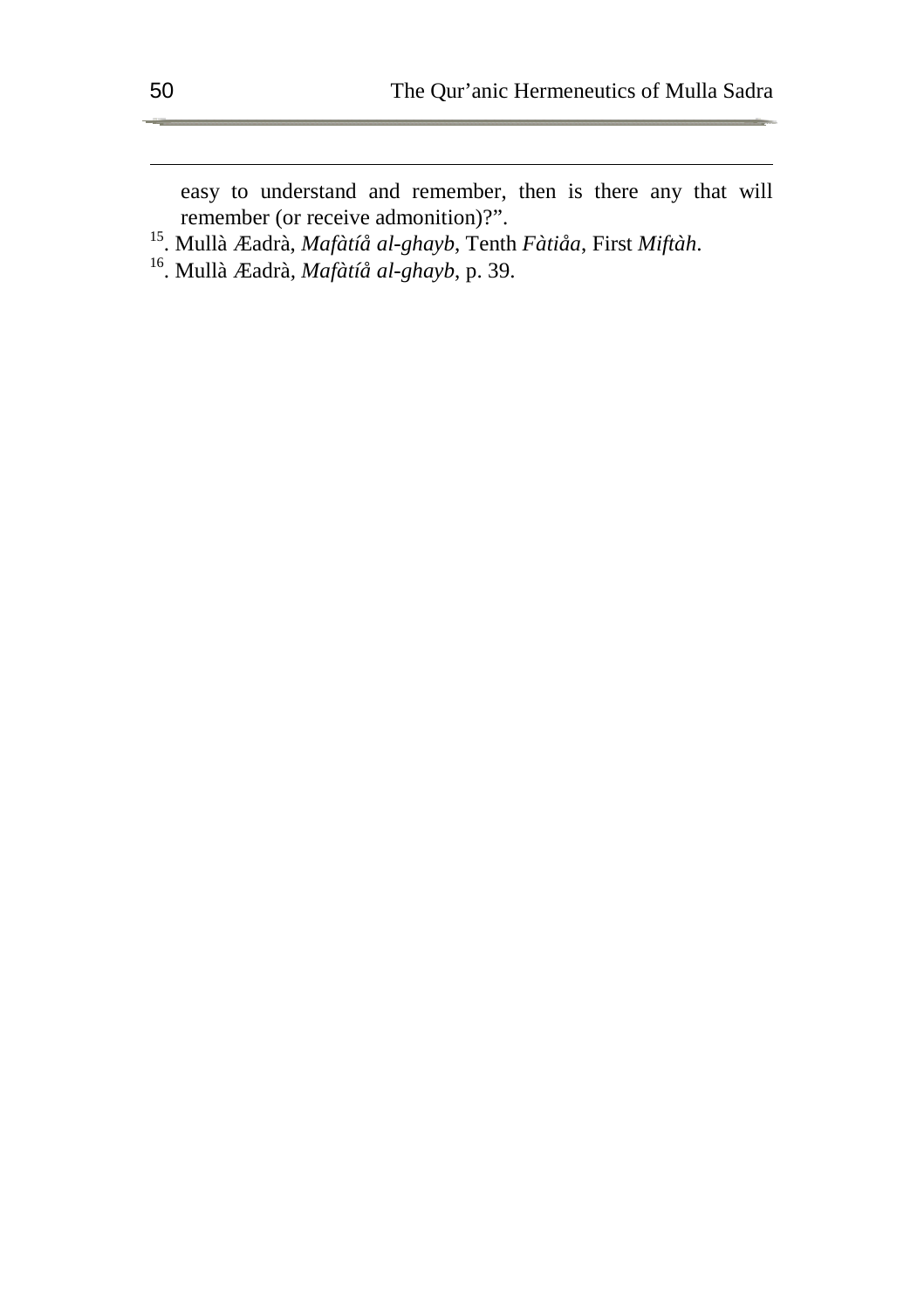easy to understand and remember, then is there any that will remember (or receive admonition)?".

[15]. Mullà Æadrà, *Mafàtíå al-ghayb*, Tenth *Fàtiåa*, First *Miftàh*.

[16]. Mullà Æadrà, *Mafàtíå al-ghayb*, p. 39.